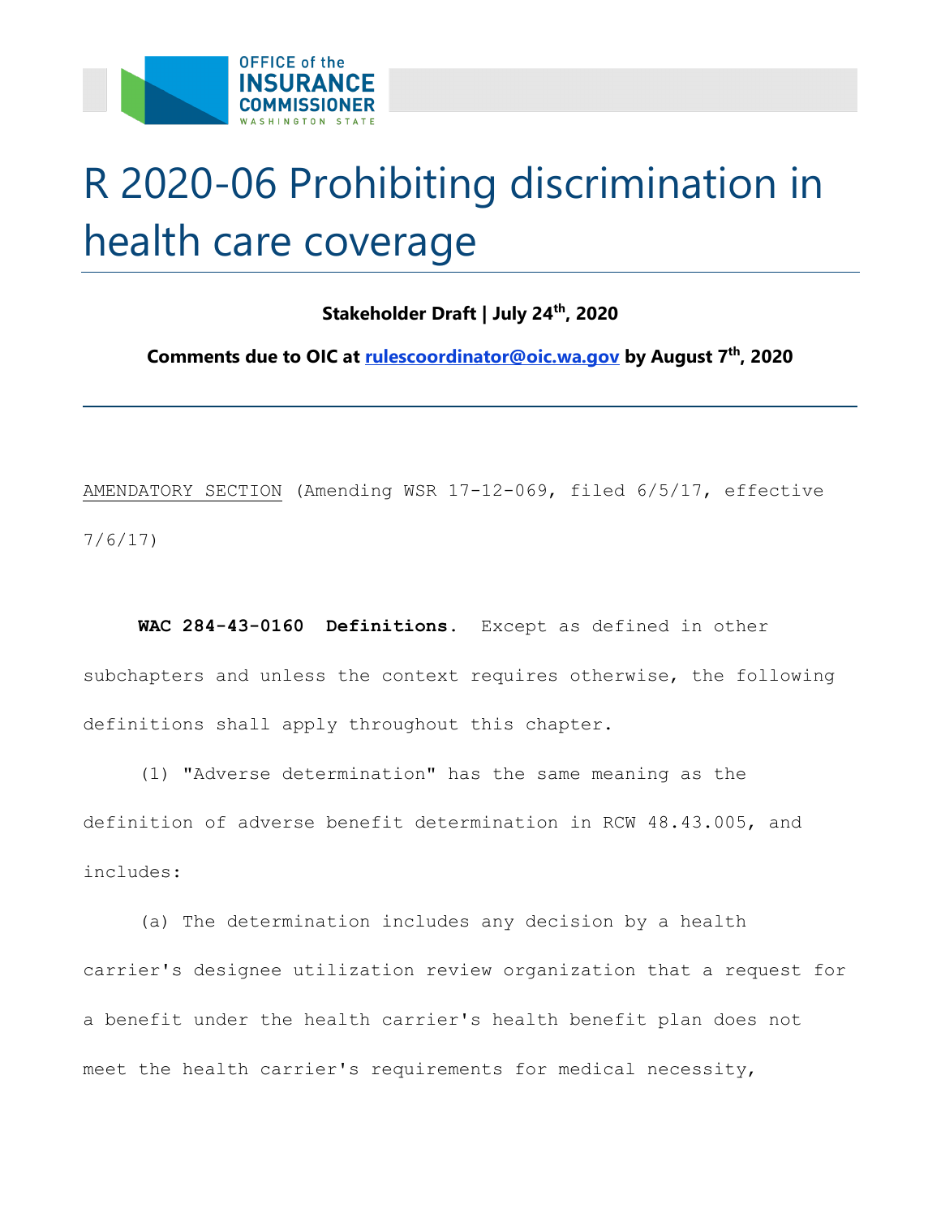# R 2020-06 Prohibiting discrimination in health care coverage

**Stakeholder Draft | July 24th, 2020**

**Comments due to OIC at rulescoordinator@oic.wa.gov by August 7th, 2020**

---

AMENDATORY SECTION (Amending WSR 17-12-069, filed 6/5/17, effective 7/6/17)

**WAC 284-43-0160 Definitions.** Except as defined in other subchapters and unless the context requires otherwise, the following definitions shall apply throughout this chapter.

(1) "Adverse determination" has the same meaning as the definition of adverse benefit determination in RCW 48.43.005, and includes:

(a) The determination includes any decision by a health carrier's designee utilization review organization that a request for a benefit under the health carrier's health benefit plan does not meet the health carrier's requirements for medical necessity,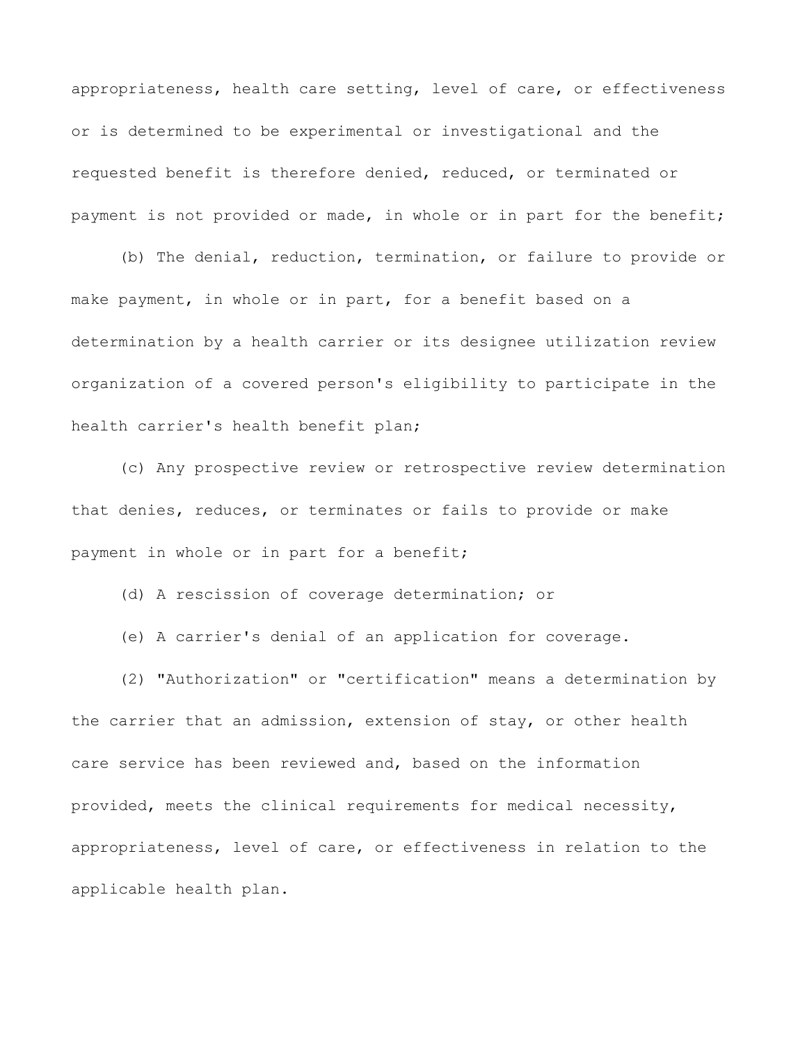appropriateness, health care setting, level of care, or effectiveness or is determined to be experimental or investigational and the requested benefit is therefore denied, reduced, or terminated or payment is not provided or made, in whole or in part for the benefit;

(b) The denial, reduction, termination, or failure to provide or make payment, in whole or in part, for a benefit based on a determination by a health carrier or its designee utilization review organization of a covered person's eligibility to participate in the health carrier's health benefit plan;

(c) Any prospective review or retrospective review determination that denies, reduces, or terminates or fails to provide or make payment in whole or in part for a benefit;

(d) A rescission of coverage determination; or

(e) A carrier's denial of an application for coverage.

(2) "Authorization" or "certification" means a determination by the carrier that an admission, extension of stay, or other health care service has been reviewed and, based on the information provided, meets the clinical requirements for medical necessity, appropriateness, level of care, or effectiveness in relation to the applicable health plan.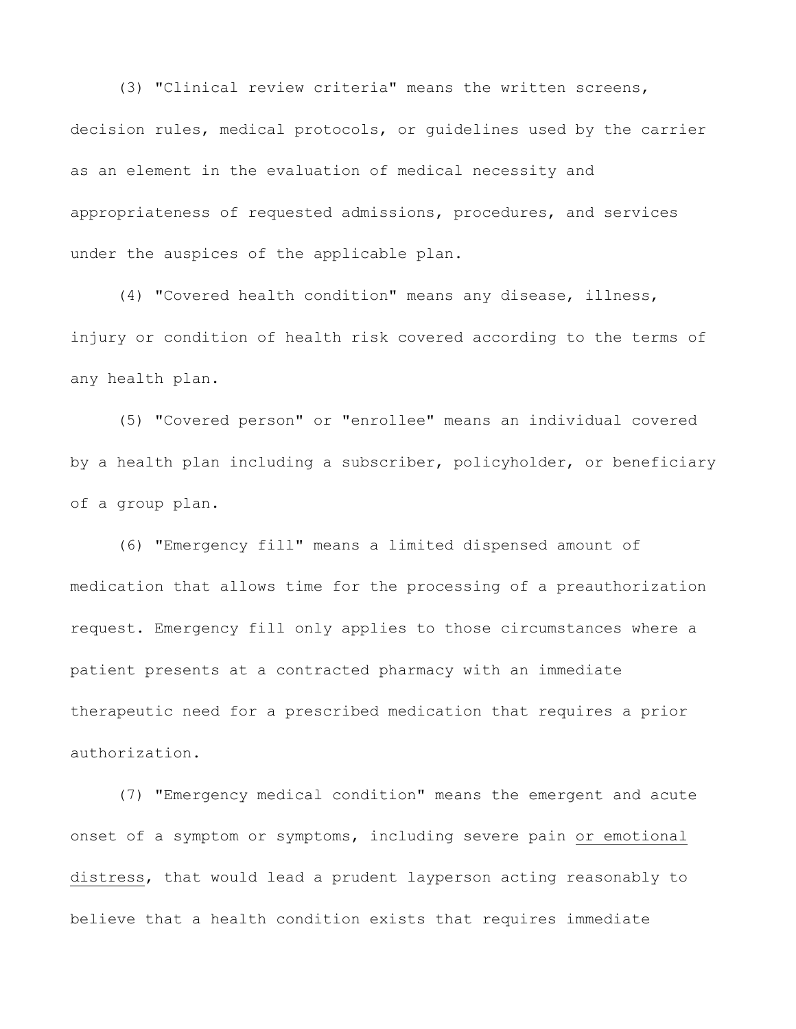(3) "Clinical review criteria" means the written screens, decision rules, medical protocols, or guidelines used by the carrier as an element in the evaluation of medical necessity and appropriateness of requested admissions, procedures, and services under the auspices of the applicable plan.

(4) "Covered health condition" means any disease, illness, injury or condition of health risk covered according to the terms of any health plan.

(5) "Covered person" or "enrollee" means an individual covered by a health plan including a subscriber, policyholder, or beneficiary of a group plan.

(6) "Emergency fill" means a limited dispensed amount of medication that allows time for the processing of a preauthorization request. Emergency fill only applies to those circumstances where a patient presents at a contracted pharmacy with an immediate therapeutic need for a prescribed medication that requires a prior authorization.

(7) "Emergency medical condition" means the emergent and acute onset of a symptom or symptoms, including severe pain <u>or emotional distress</u>, that would lead a prudent layperson acting reasonably to believe that a health condition exists that requires immediate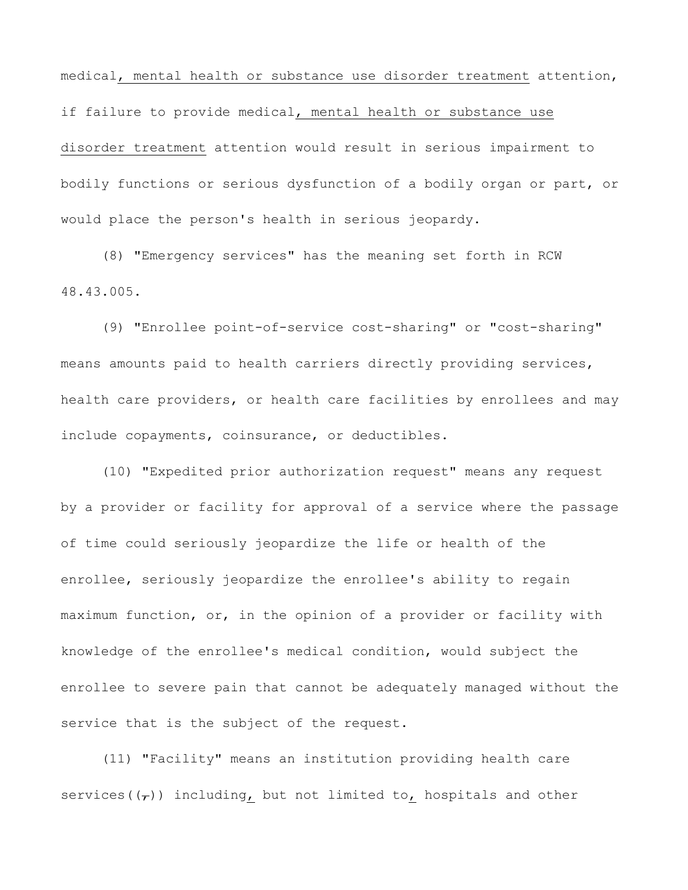medical, mental health or substance use disorder treatment attention, if failure to provide medical, mental health or substance use disorder treatment attention would result in serious impairment to bodily functions or serious dysfunction of a bodily organ or part, or would place the person's health in serious jeopardy.

(8) "Emergency services" has the meaning set forth in RCW 48.43.005.

(9) "Enrollee point-of-service cost-sharing" or "cost-sharing" means amounts paid to health carriers directly providing services, health care providers, or health care facilities by enrollees and may include copayments, coinsurance, or deductibles.

(10) "Expedited prior authorization request" means any request by a provider or facility for approval of a service where the passage of time could seriously jeopardize the life or health of the enrollee, seriously jeopardize the enrollee's ability to regain maximum function, or, in the opinion of a provider or facility with knowledge of the enrollee's medical condition, would subject the enrollee to severe pain that cannot be adequately managed without the service that is the subject of the request.

(11) "Facility" means an institution providing health care services((,)) including, but not limited to, hospitals and other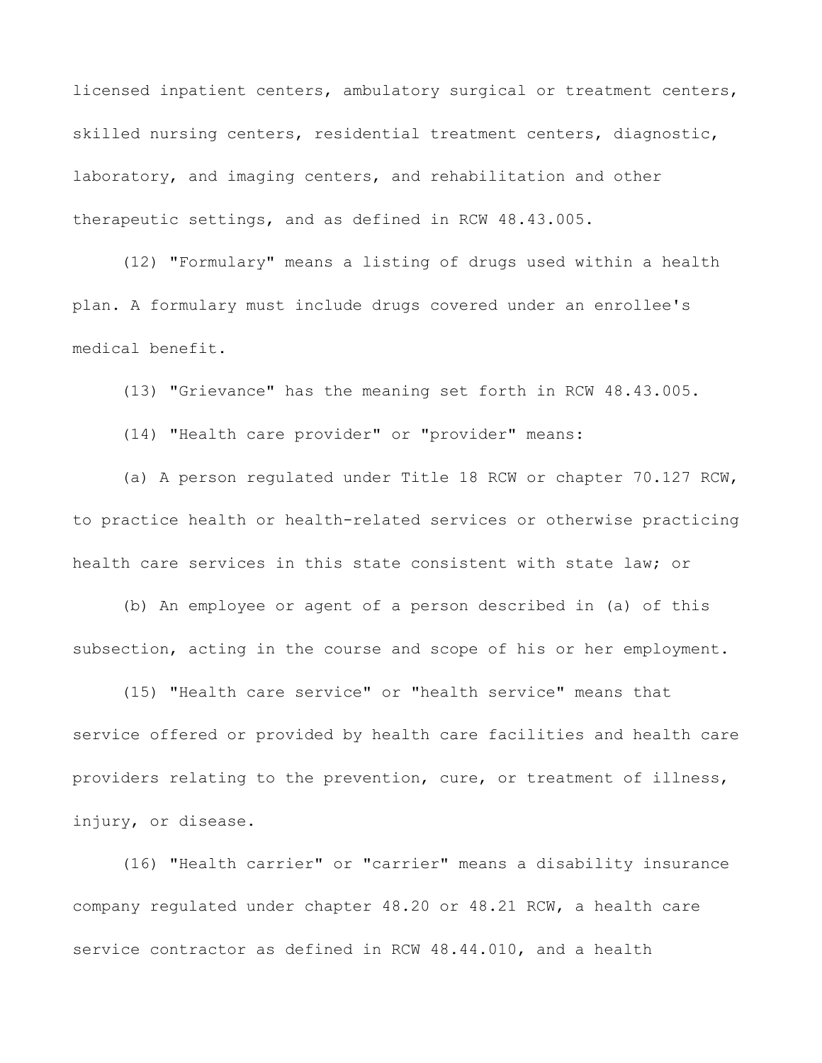licensed inpatient centers, ambulatory surgical or treatment centers, skilled nursing centers, residential treatment centers, diagnostic, laboratory, and imaging centers, and rehabilitation and other therapeutic settings, and as defined in RCW 48.43.005.

(12) "Formulary" means a listing of drugs used within a health plan. A formulary must include drugs covered under an enrollee's medical benefit.

(13) "Grievance" has the meaning set forth in RCW 48.43.005.

(14) "Health care provider" or "provider" means:

(a) A person regulated under Title 18 RCW or chapter 70.127 RCW, to practice health or health-related services or otherwise practicing health care services in this state consistent with state law; or

(b) An employee or agent of a person described in (a) of this subsection, acting in the course and scope of his or her employment.

(15) "Health care service" or "health service" means that service offered or provided by health care facilities and health care providers relating to the prevention, cure, or treatment of illness, injury, or disease.

(16) "Health carrier" or "carrier" means a disability insurance company regulated under chapter 48.20 or 48.21 RCW, a health care service contractor as defined in RCW 48.44.010, and a health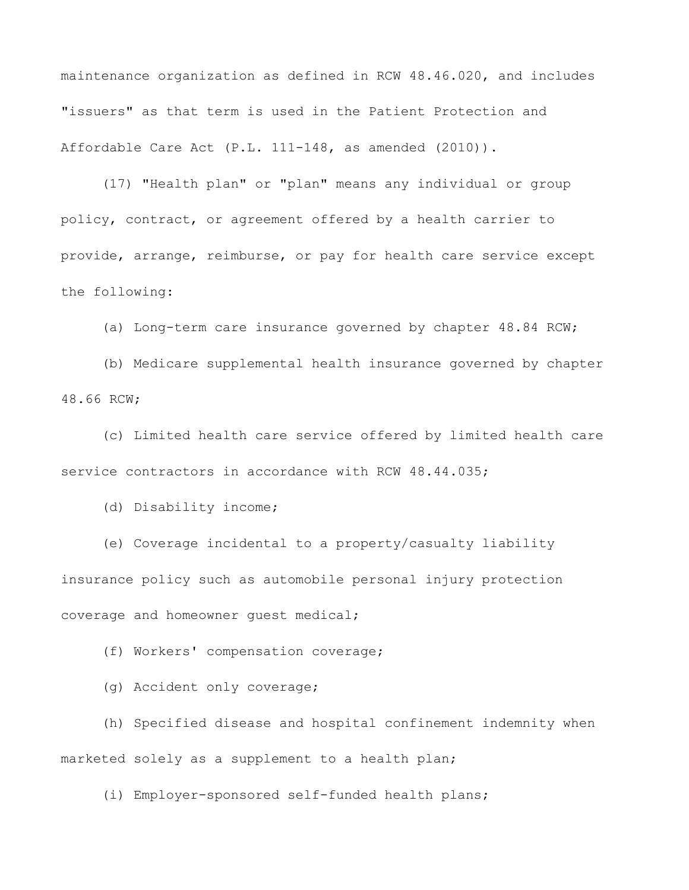maintenance organization as defined in RCW 48.46.020, and includes "issuers" as that term is used in the Patient Protection and Affordable Care Act (P.L. 111-148, as amended (2010)).

(17) "Health plan" or "plan" means any individual or group policy, contract, or agreement offered by a health carrier to provide, arrange, reimburse, or pay for health care service except the following:

(a) Long-term care insurance governed by chapter 48.84 RCW;

(b) Medicare supplemental health insurance governed by chapter 48.66 RCW;

(c) Limited health care service offered by limited health care service contractors in accordance with RCW 48.44.035;

(d) Disability income;

(e) Coverage incidental to a property/casualty liability insurance policy such as automobile personal injury protection coverage and homeowner guest medical;

(f) Workers' compensation coverage;

(g) Accident only coverage;

(h) Specified disease and hospital confinement indemnity when marketed solely as a supplement to a health plan;

(i) Employer-sponsored self-funded health plans;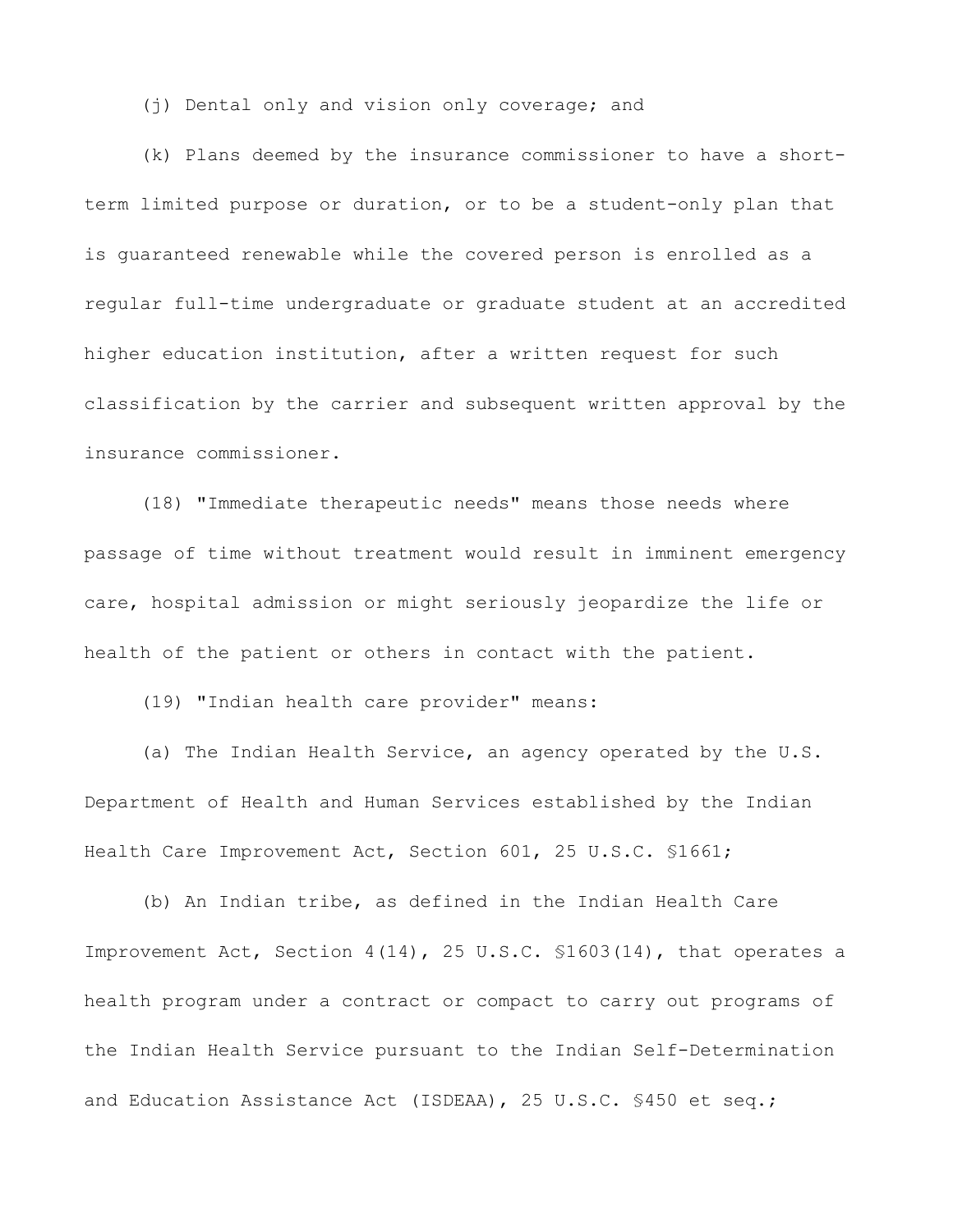(j) Dental only and vision only coverage; and

(k) Plans deemed by the insurance commissioner to have a short-term limited purpose or duration, or to be a student-only plan that is guaranteed renewable while the covered person is enrolled as a regular full-time undergraduate or graduate student at an accredited higher education institution, after a written request for such classification by the carrier and subsequent written approval by the insurance commissioner.

(18) "Immediate therapeutic needs" means those needs where passage of time without treatment would result in imminent emergency care, hospital admission or might seriously jeopardize the life or health of the patient or others in contact with the patient.

(19) "Indian health care provider" means:

(a) The Indian Health Service, an agency operated by the U.S. Department of Health and Human Services established by the Indian Health Care Improvement Act, Section 601, 25 U.S.C. §1661;

(b) An Indian tribe, as defined in the Indian Health Care Improvement Act, Section 4(14), 25 U.S.C. §1603(14), that operates a health program under a contract or compact to carry out programs of the Indian Health Service pursuant to the Indian Self-Determination and Education Assistance Act (ISDEAA), 25 U.S.C. §450 et seq.;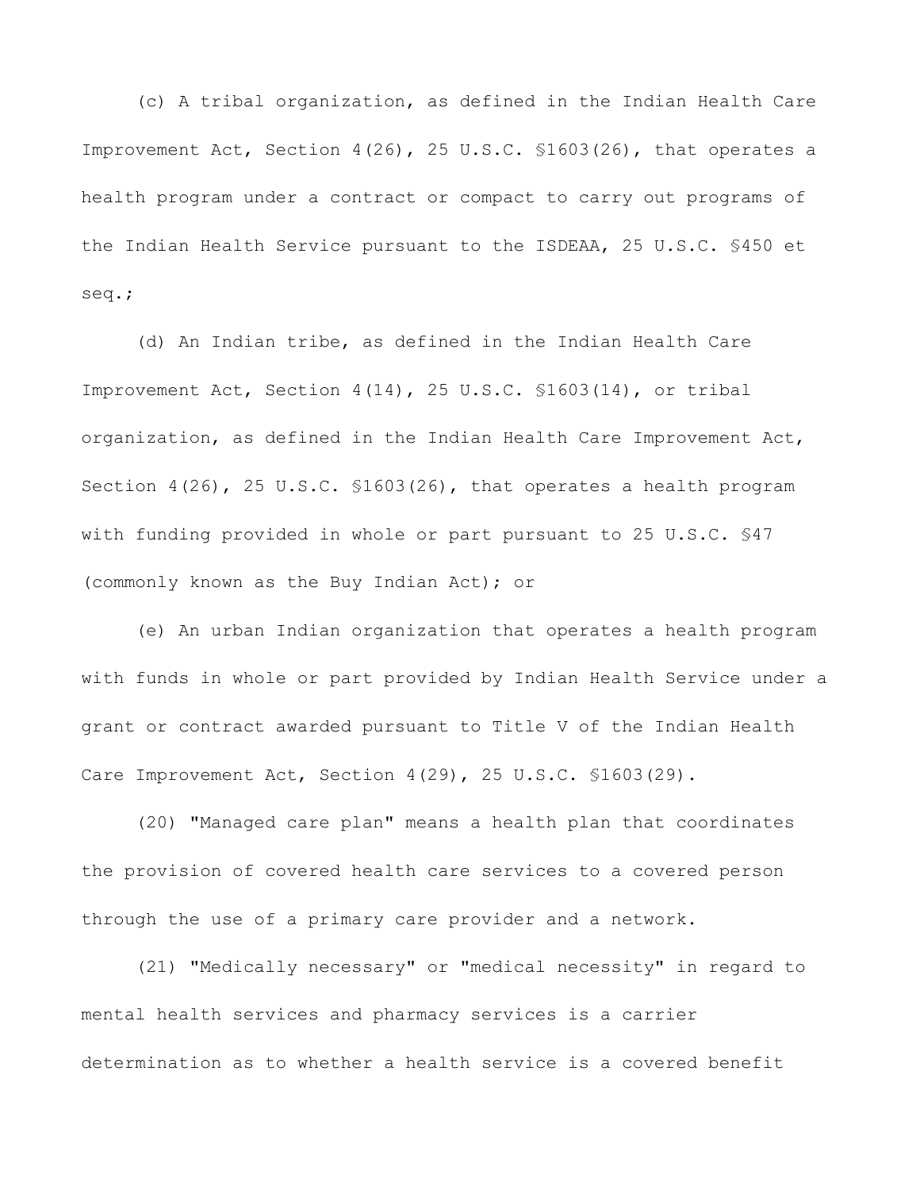(c) A tribal organization, as defined in the Indian Health Care Improvement Act, Section 4(26), 25 U.S.C. §1603(26), that operates a health program under a contract or compact to carry out programs of the Indian Health Service pursuant to the ISDEAA, 25 U.S.C. §450 et seq.;

(d) An Indian tribe, as defined in the Indian Health Care Improvement Act, Section 4(14), 25 U.S.C. §1603(14), or tribal organization, as defined in the Indian Health Care Improvement Act, Section 4(26), 25 U.S.C. §1603(26), that operates a health program with funding provided in whole or part pursuant to 25 U.S.C. §47 (commonly known as the Buy Indian Act); or

(e) An urban Indian organization that operates a health program with funds in whole or part provided by Indian Health Service under a grant or contract awarded pursuant to Title V of the Indian Health Care Improvement Act, Section 4(29), 25 U.S.C. §1603(29).

(20) "Managed care plan" means a health plan that coordinates the provision of covered health care services to a covered person through the use of a primary care provider and a network.

(21) "Medically necessary" or "medical necessity" in regard to mental health services and pharmacy services is a carrier determination as to whether a health service is a covered benefit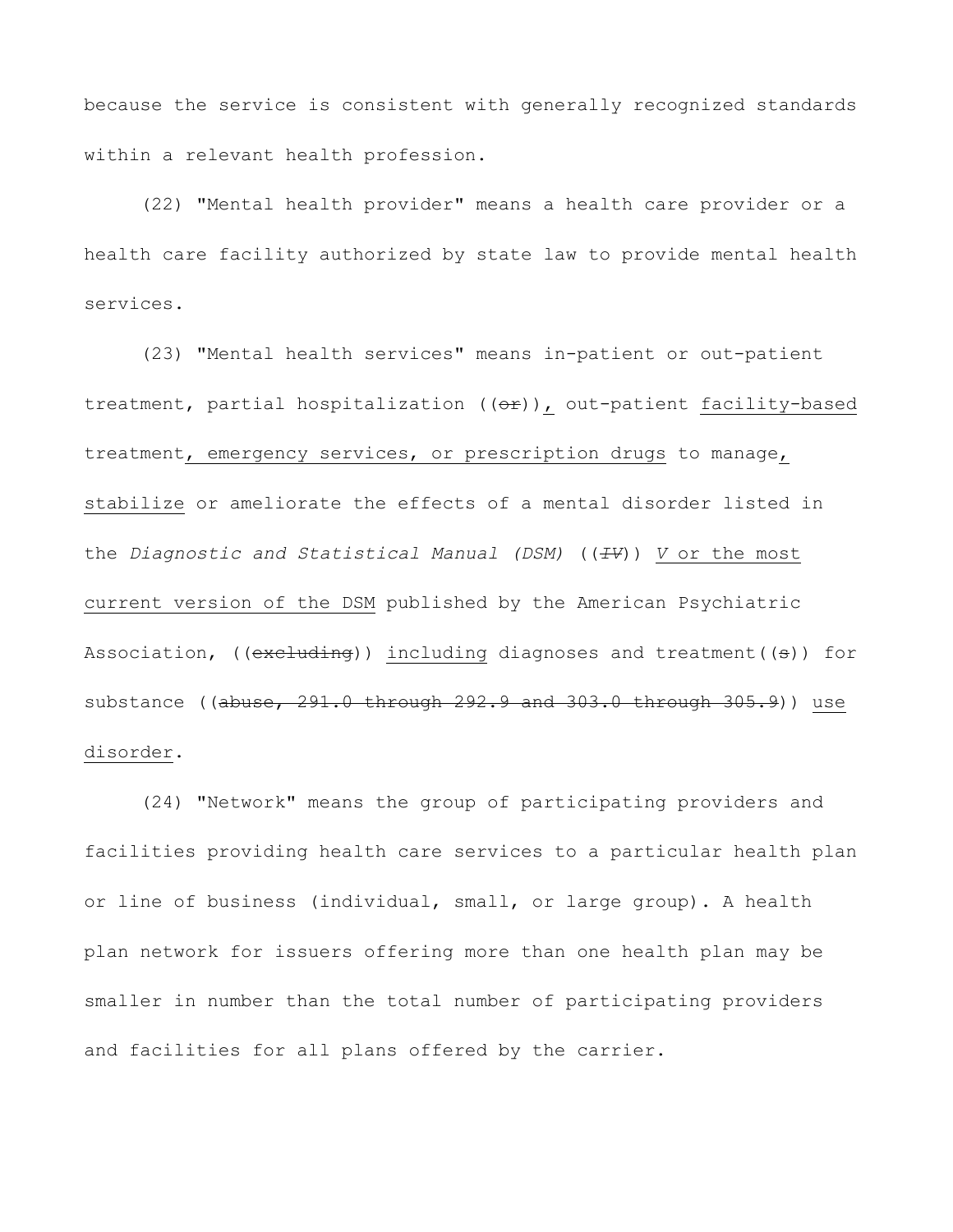because the service is consistent with generally recognized standards within a relevant health profession.

(22) "Mental health provider" means a health care provider or a health care facility authorized by state law to provide mental health services.

(23) "Mental health services" means in-patient or out-patient treatment, partial hospitalization ((~~or~~))<u>,</u> out-patient <u>facility-based</u> treatment<u>, emergency services, or prescription drugs</u> to manage<u>, stabilize</u> or ameliorate the effects of a mental disorder listed in the *Diagnostic and Statistical Manual (DSM)* ((~~*IV*~~)) <u>*V* or the most current version of the DSM</u> published by the American Psychiatric Association, ((~~excluding~~)) <u>including</u> diagnoses and treatment((~~s~~)) for substance ((~~abuse, 291.0 through 292.9 and 303.0 through 305.9~~)) <u>use disorder</u>.

(24) "Network" means the group of participating providers and facilities providing health care services to a particular health plan or line of business (individual, small, or large group). A health plan network for issuers offering more than one health plan may be smaller in number than the total number of participating providers and facilities for all plans offered by the carrier.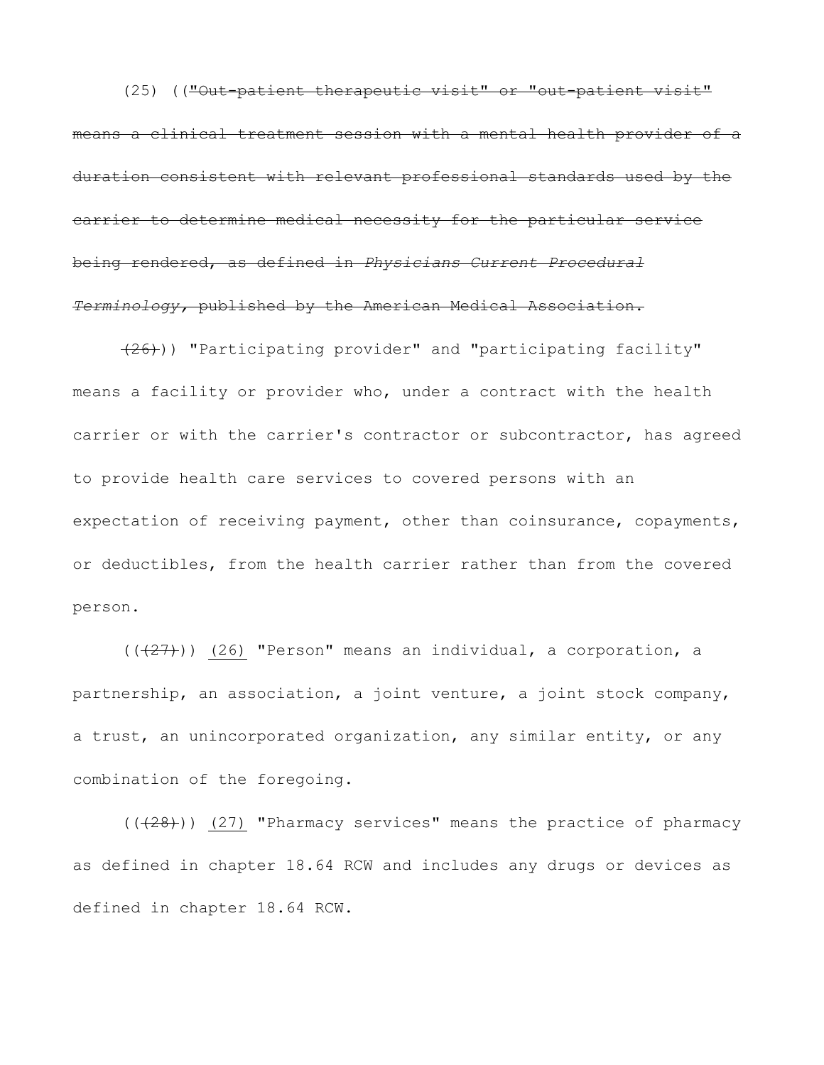(25) ((~~"Out-patient therapeutic visit" or "out-patient visit" means a clinical treatment session with a mental health provider of a duration consistent with relevant professional standards used by the carrier to determine medical necessity for the particular service being rendered, as defined in *Physicians Current Procedural Terminology*, published by the American Medical Association.~~

~~(26)~~)) "Participating provider" and "participating facility" means a facility or provider who, under a contract with the health carrier or with the carrier's contractor or subcontractor, has agreed to provide health care services to covered persons with an expectation of receiving payment, other than coinsurance, copayments, or deductibles, from the health carrier rather than from the covered person.

((~~(27)~~)) <u>(26)</u> "Person" means an individual, a corporation, a partnership, an association, a joint venture, a joint stock company, a trust, an unincorporated organization, any similar entity, or any combination of the foregoing.

((~~(28)~~)) <u>(27)</u> "Pharmacy services" means the practice of pharmacy as defined in chapter 18.64 RCW and includes any drugs or devices as defined in chapter 18.64 RCW.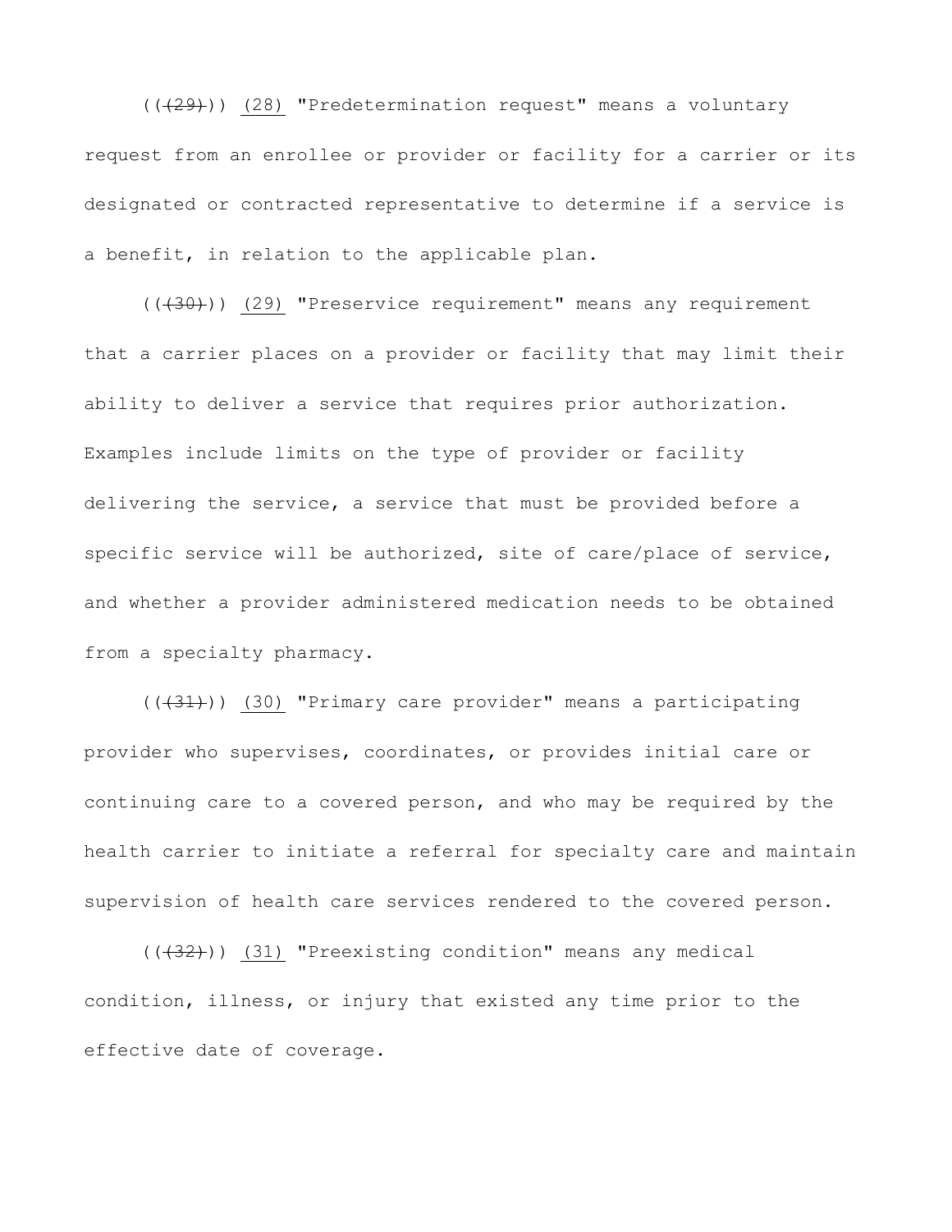(((29))) (28) "Predetermination request" means a voluntary request from an enrollee or provider or facility for a carrier or its designated or contracted representative to determine if a service is a benefit, in relation to the applicable plan.

(((30))) (29) "Preservice requirement" means any requirement that a carrier places on a provider or facility that may limit their ability to deliver a service that requires prior authorization. Examples include limits on the type of provider or facility delivering the service, a service that must be provided before a specific service will be authorized, site of care/place of service, and whether a provider administered medication needs to be obtained from a specialty pharmacy.

(((31))) (30) "Primary care provider" means a participating provider who supervises, coordinates, or provides initial care or continuing care to a covered person, and who may be required by the health carrier to initiate a referral for specialty care and maintain supervision of health care services rendered to the covered person.

(((32))) (31) "Preexisting condition" means any medical condition, illness, or injury that existed any time prior to the effective date of coverage.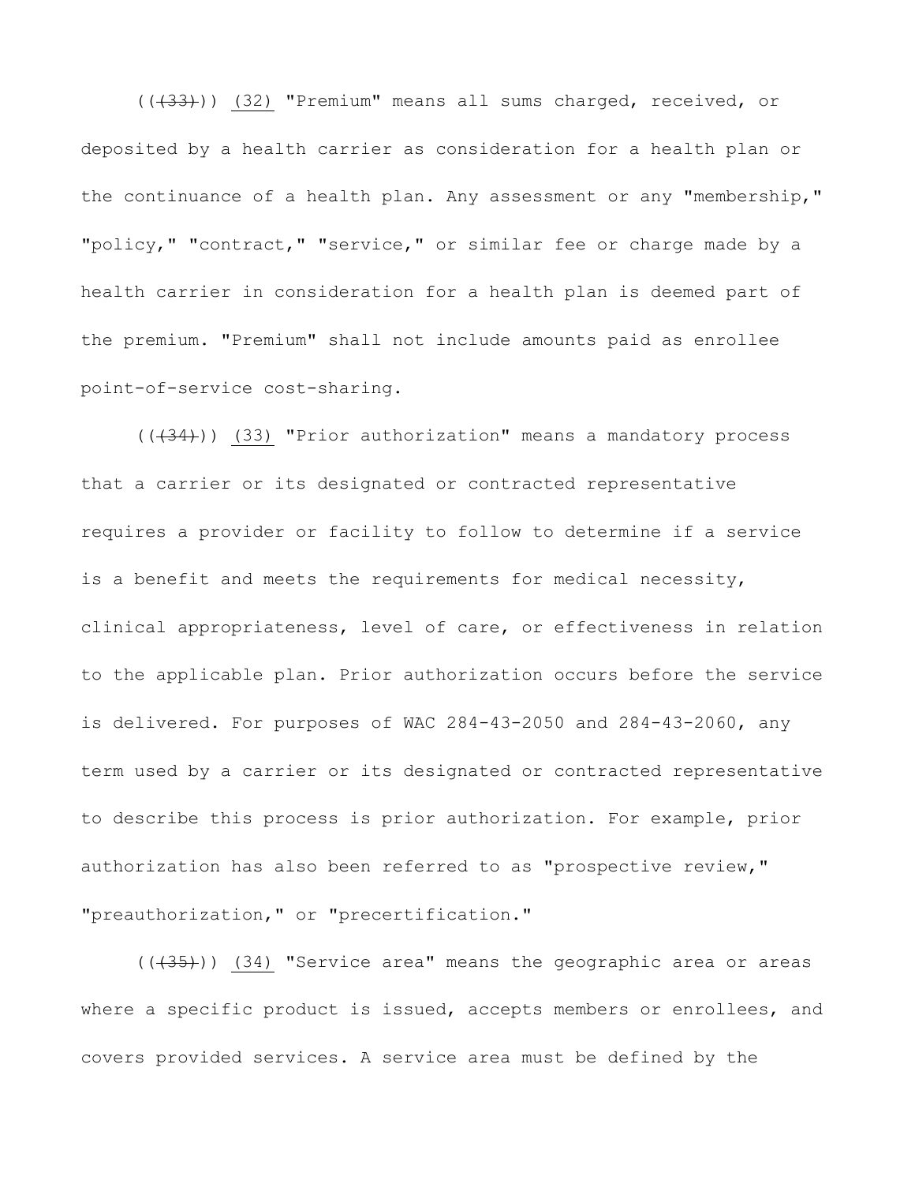((~~(33)~~)) (32) "Premium" means all sums charged, received, or deposited by a health carrier as consideration for a health plan or the continuance of a health plan. Any assessment or any "membership," "policy," "contract," "service," or similar fee or charge made by a health carrier in consideration for a health plan is deemed part of the premium. "Premium" shall not include amounts paid as enrollee point-of-service cost-sharing.

((~~(34)~~)) (33) "Prior authorization" means a mandatory process that a carrier or its designated or contracted representative requires a provider or facility to follow to determine if a service is a benefit and meets the requirements for medical necessity, clinical appropriateness, level of care, or effectiveness in relation to the applicable plan. Prior authorization occurs before the service is delivered. For purposes of WAC 284-43-2050 and 284-43-2060, any term used by a carrier or its designated or contracted representative to describe this process is prior authorization. For example, prior authorization has also been referred to as "prospective review," "preauthorization," or "precertification."

((~~(35)~~)) (34) "Service area" means the geographic area or areas where a specific product is issued, accepts members or enrollees, and covers provided services. A service area must be defined by the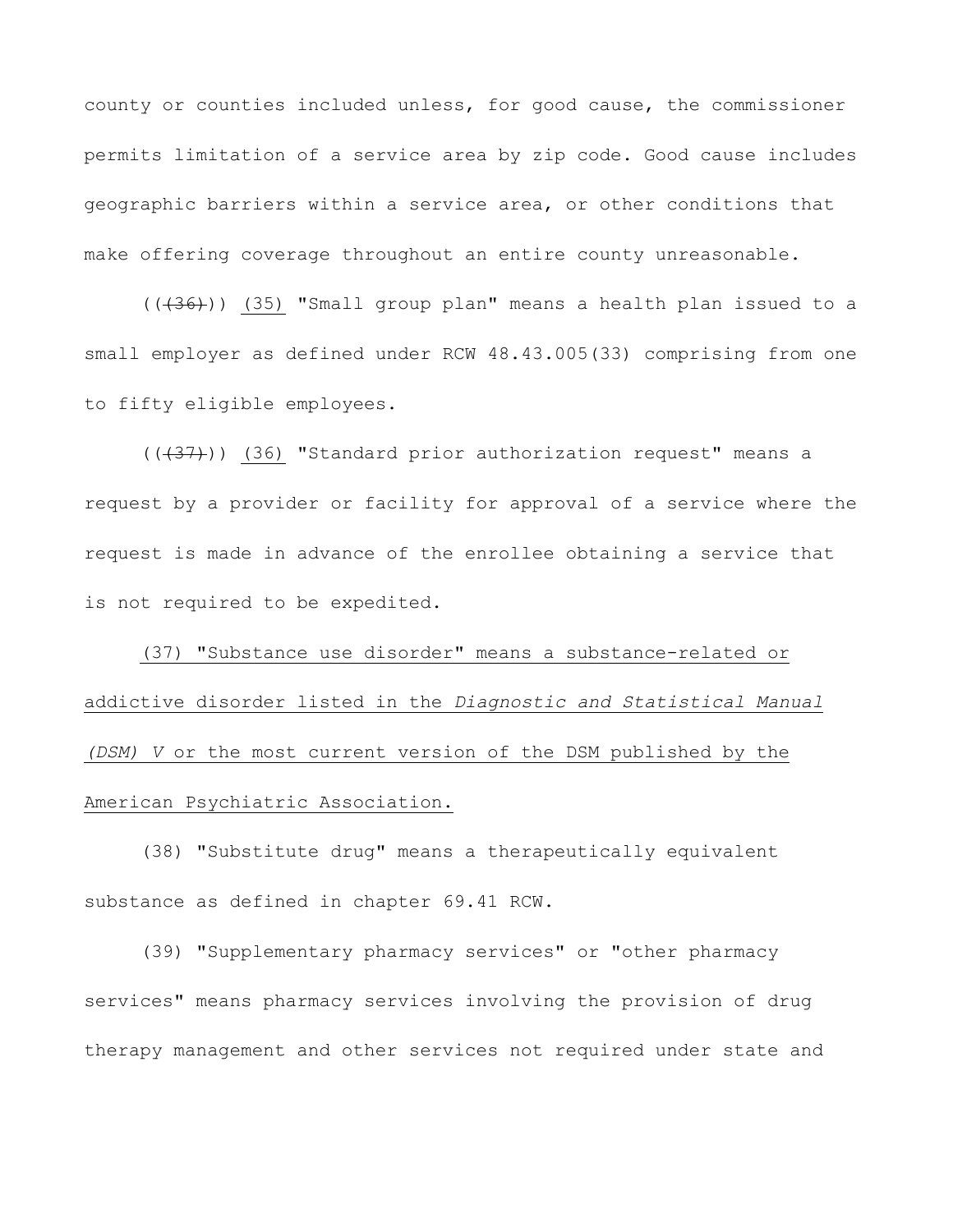county or counties included unless, for good cause, the commissioner permits limitation of a service area by zip code. Good cause includes geographic barriers within a service area, or other conditions that make offering coverage throughout an entire county unreasonable.

((~~(36)~~)) <u>(35)</u> "Small group plan" means a health plan issued to a small employer as defined under RCW 48.43.005(33) comprising from one to fifty eligible employees.

((~~(37)~~)) <u>(36)</u> "Standard prior authorization request" means a request by a provider or facility for approval of a service where the request is made in advance of the enrollee obtaining a service that is not required to be expedited.

<u>(37) "Substance use disorder" means a substance-related or addictive disorder listed in the *Diagnostic and Statistical Manual (DSM) V* or the most current version of the DSM published by the American Psychiatric Association.</u>

(38) "Substitute drug" means a therapeutically equivalent substance as defined in chapter 69.41 RCW.

(39) "Supplementary pharmacy services" or "other pharmacy services" means pharmacy services involving the provision of drug therapy management and other services not required under state and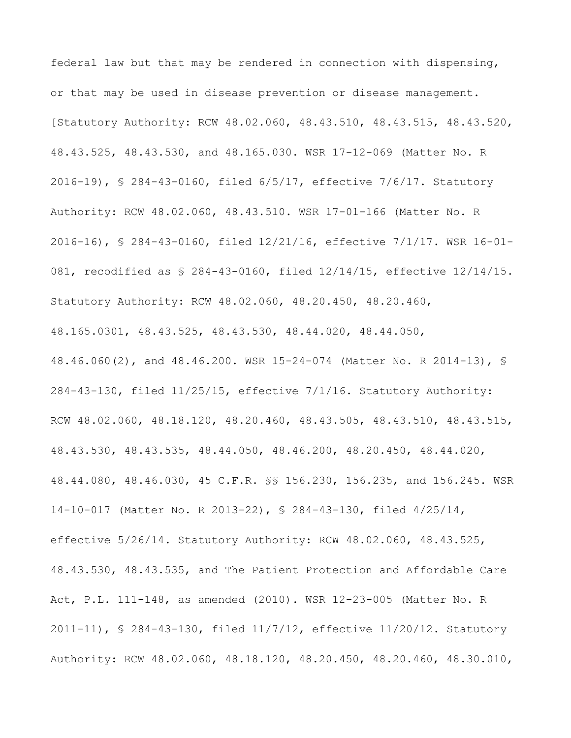federal law but that may be rendered in connection with dispensing, or that may be used in disease prevention or disease management.

[Statutory Authority: RCW 48.02.060, 48.43.510, 48.43.515, 48.43.520, 48.43.525, 48.43.530, and 48.165.030. WSR 17-12-069 (Matter No. R 2016-19), § 284-43-0160, filed 6/5/17, effective 7/6/17. Statutory Authority: RCW 48.02.060, 48.43.510. WSR 17-01-166 (Matter No. R 2016-16), § 284-43-0160, filed 12/21/16, effective 7/1/17. WSR 16-01-081, recodified as § 284-43-0160, filed 12/14/15, effective 12/14/15. Statutory Authority: RCW 48.02.060, 48.20.450, 48.20.460, 48.165.0301, 48.43.525, 48.43.530, 48.44.020, 48.44.050, 48.46.060(2), and 48.46.200. WSR 15-24-074 (Matter No. R 2014-13), § 284-43-130, filed 11/25/15, effective 7/1/16. Statutory Authority: RCW 48.02.060, 48.18.120, 48.20.460, 48.43.505, 48.43.510, 48.43.515, 48.43.530, 48.43.535, 48.44.050, 48.46.200, 48.20.450, 48.44.020, 48.44.080, 48.46.030, 45 C.F.R. §§ 156.230, 156.235, and 156.245. WSR 14-10-017 (Matter No. R 2013-22), § 284-43-130, filed 4/25/14, effective 5/26/14. Statutory Authority: RCW 48.02.060, 48.43.525, 48.43.530, 48.43.535, and The Patient Protection and Affordable Care Act, P.L. 111-148, as amended (2010). WSR 12-23-005 (Matter No. R 2011-11), § 284-43-130, filed 11/7/12, effective 11/20/12. Statutory Authority: RCW 48.02.060, 48.18.120, 48.20.450, 48.20.460, 48.30.010,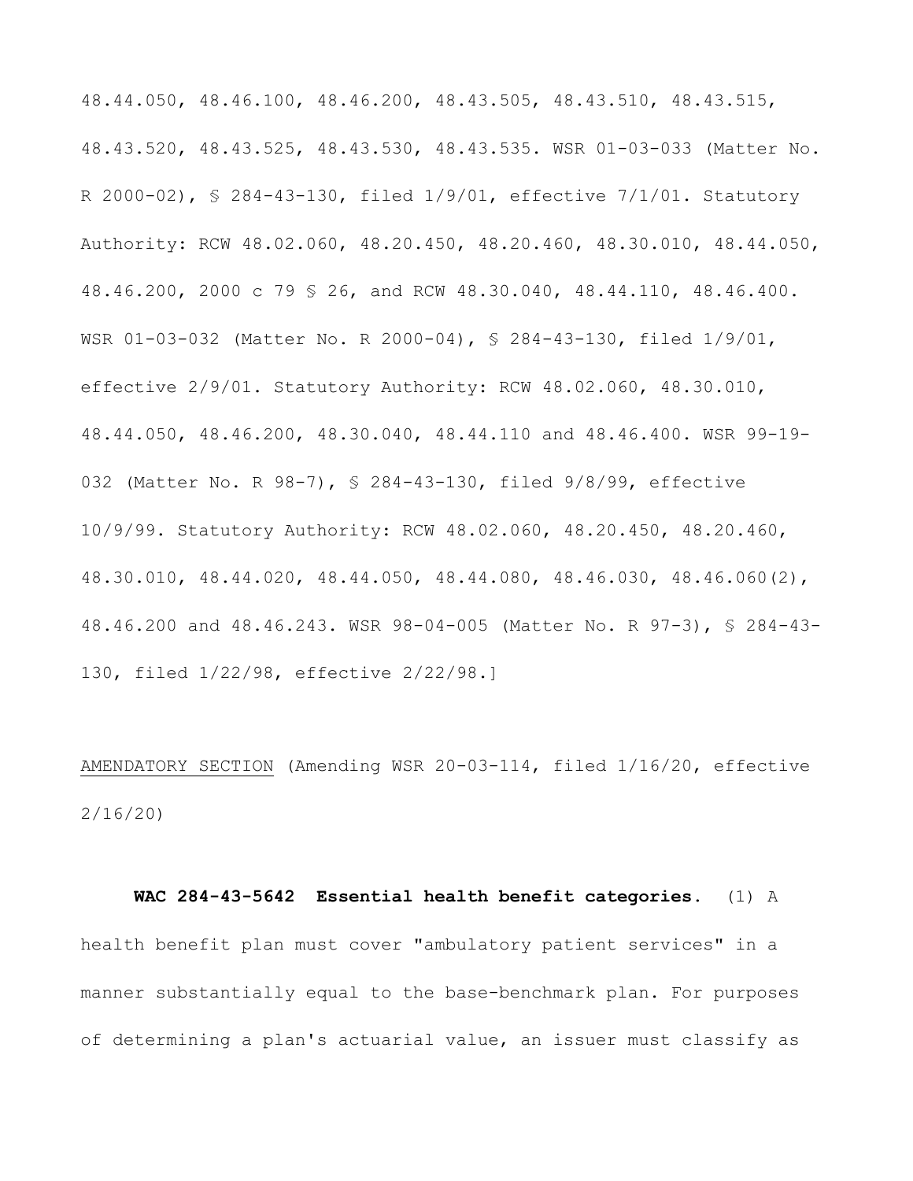48.44.050, 48.46.100, 48.46.200, 48.43.505, 48.43.510, 48.43.515, 48.43.520, 48.43.525, 48.43.530, 48.43.535. WSR 01-03-033 (Matter No. R 2000-02), § 284-43-130, filed 1/9/01, effective 7/1/01. Statutory Authority: RCW 48.02.060, 48.20.450, 48.20.460, 48.30.010, 48.44.050, 48.46.200, 2000 c 79 § 26, and RCW 48.30.040, 48.44.110, 48.46.400. WSR 01-03-032 (Matter No. R 2000-04), § 284-43-130, filed 1/9/01, effective 2/9/01. Statutory Authority: RCW 48.02.060, 48.30.010, 48.44.050, 48.46.200, 48.30.040, 48.44.110 and 48.46.400. WSR 99-19-032 (Matter No. R 98-7), § 284-43-130, filed 9/8/99, effective 10/9/99. Statutory Authority: RCW 48.02.060, 48.20.450, 48.20.460, 48.30.010, 48.44.020, 48.44.050, 48.44.080, 48.46.030, 48.46.060(2), 48.46.200 and 48.46.243. WSR 98-04-005 (Matter No. R 97-3), § 284-43-130, filed 1/22/98, effective 2/22/98.]

AMENDATORY SECTION (Amending WSR 20-03-114, filed 1/16/20, effective 2/16/20)

**WAC 284-43-5642 Essential health benefit categories.** (1) A health benefit plan must cover "ambulatory patient services" in a manner substantially equal to the base-benchmark plan. For purposes of determining a plan's actuarial value, an issuer must classify as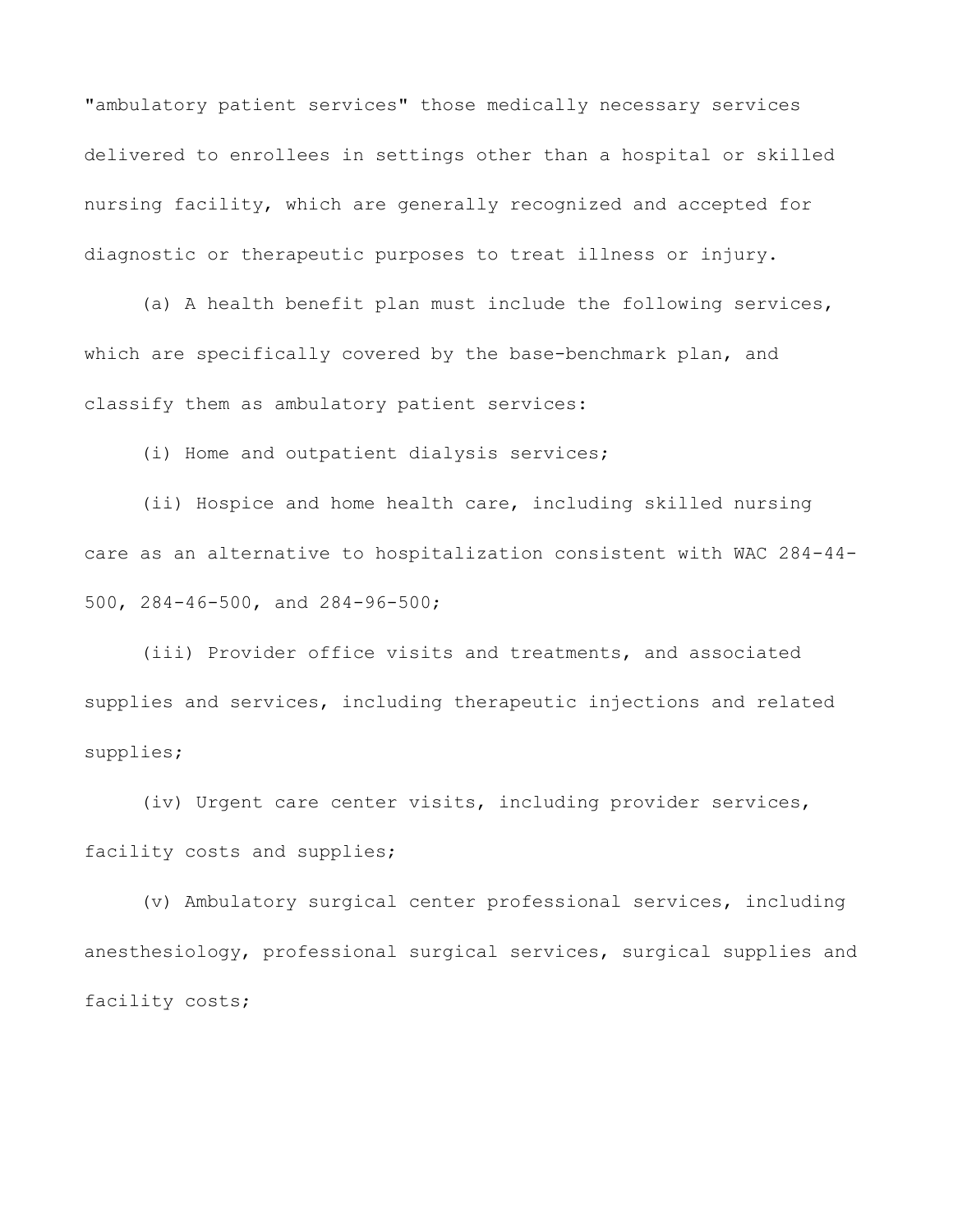"ambulatory patient services" those medically necessary services delivered to enrollees in settings other than a hospital or skilled nursing facility, which are generally recognized and accepted for diagnostic or therapeutic purposes to treat illness or injury.

(a) A health benefit plan must include the following services, which are specifically covered by the base-benchmark plan, and classify them as ambulatory patient services:

(i) Home and outpatient dialysis services;

(ii) Hospice and home health care, including skilled nursing care as an alternative to hospitalization consistent with WAC 284-44-500, 284-46-500, and 284-96-500;

(iii) Provider office visits and treatments, and associated supplies and services, including therapeutic injections and related supplies;

(iv) Urgent care center visits, including provider services, facility costs and supplies;

(v) Ambulatory surgical center professional services, including anesthesiology, professional surgical services, surgical supplies and facility costs;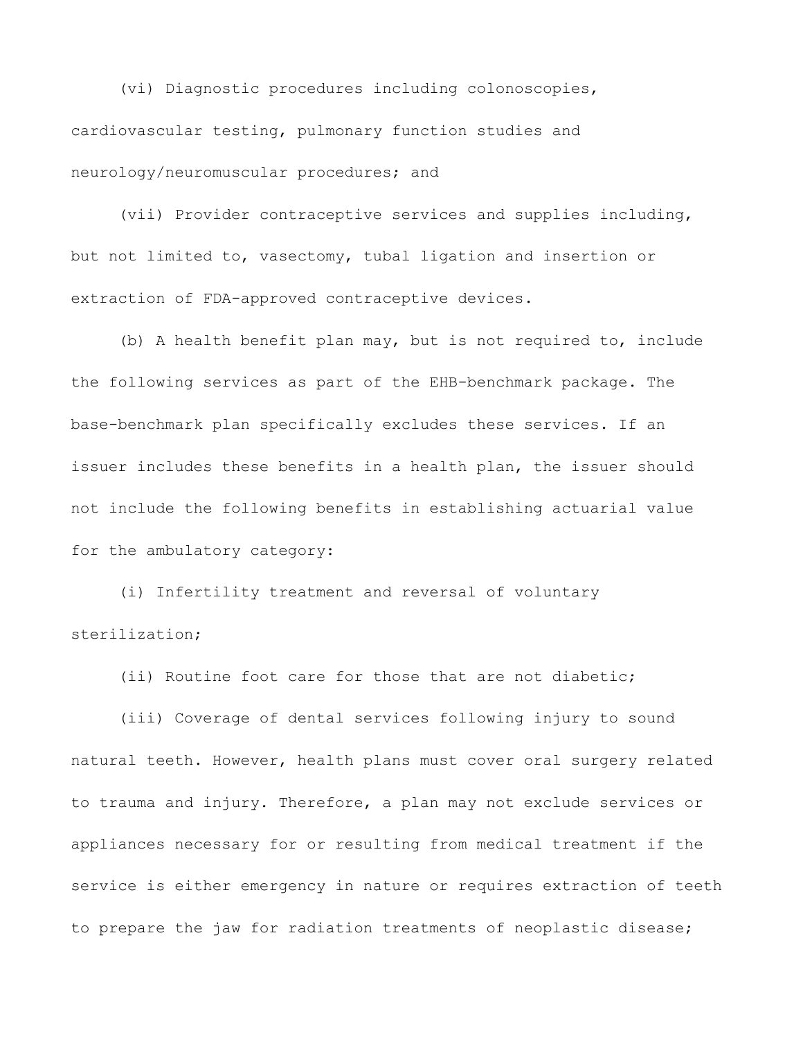(vi) Diagnostic procedures including colonoscopies, cardiovascular testing, pulmonary function studies and neurology/neuromuscular procedures; and

(vii) Provider contraceptive services and supplies including, but not limited to, vasectomy, tubal ligation and insertion or extraction of FDA-approved contraceptive devices.

(b) A health benefit plan may, but is not required to, include the following services as part of the EHB-benchmark package. The base-benchmark plan specifically excludes these services. If an issuer includes these benefits in a health plan, the issuer should not include the following benefits in establishing actuarial value for the ambulatory category:

(i) Infertility treatment and reversal of voluntary sterilization;

(ii) Routine foot care for those that are not diabetic;

(iii) Coverage of dental services following injury to sound natural teeth. However, health plans must cover oral surgery related to trauma and injury. Therefore, a plan may not exclude services or appliances necessary for or resulting from medical treatment if the service is either emergency in nature or requires extraction of teeth to prepare the jaw for radiation treatments of neoplastic disease;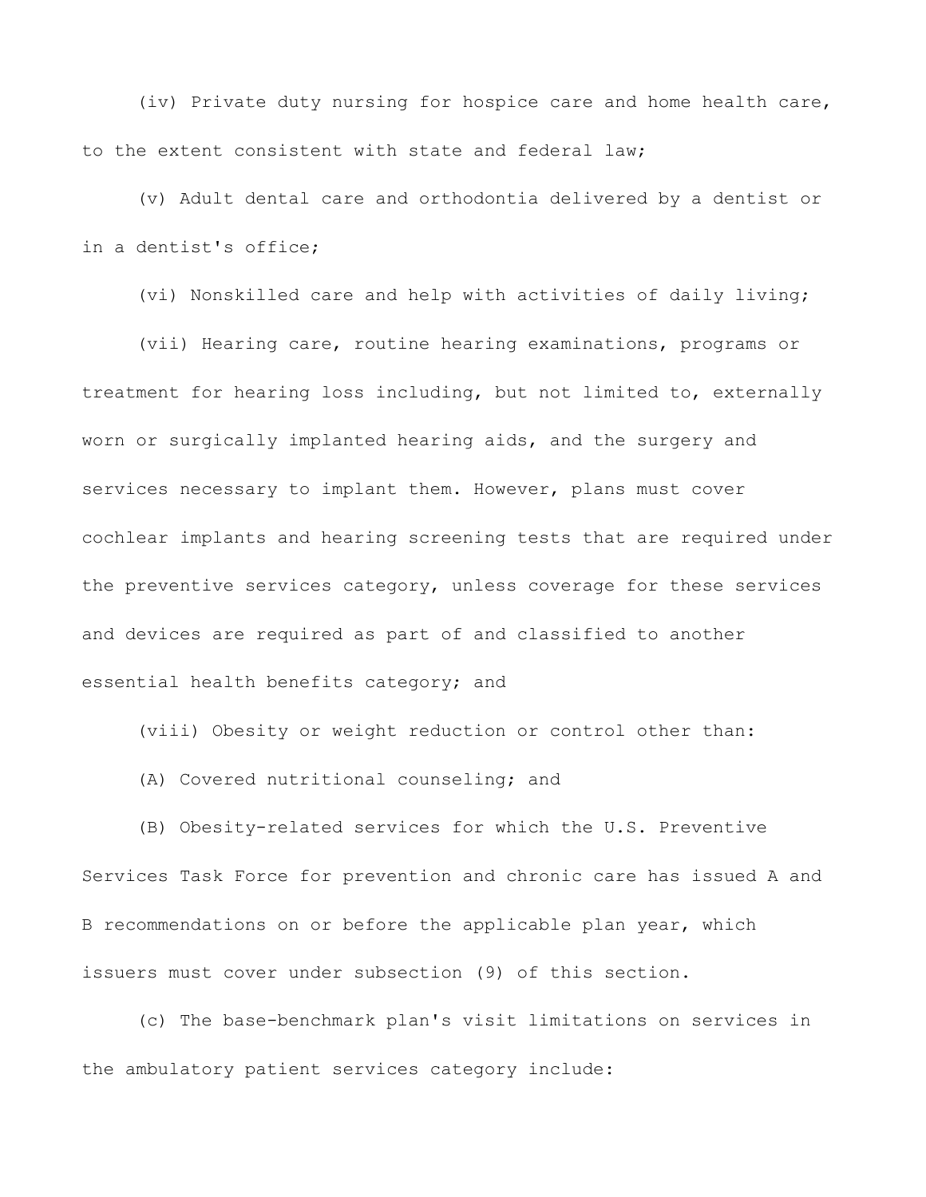(iv) Private duty nursing for hospice care and home health care, to the extent consistent with state and federal law;

(v) Adult dental care and orthodontia delivered by a dentist or in a dentist's office;

(vi) Nonskilled care and help with activities of daily living;

(vii) Hearing care, routine hearing examinations, programs or treatment for hearing loss including, but not limited to, externally worn or surgically implanted hearing aids, and the surgery and services necessary to implant them. However, plans must cover cochlear implants and hearing screening tests that are required under the preventive services category, unless coverage for these services and devices are required as part of and classified to another essential health benefits category; and

(viii) Obesity or weight reduction or control other than:

(A) Covered nutritional counseling; and

(B) Obesity-related services for which the U.S. Preventive Services Task Force for prevention and chronic care has issued A and B recommendations on or before the applicable plan year, which issuers must cover under subsection (9) of this section.

(c) The base-benchmark plan's visit limitations on services in the ambulatory patient services category include: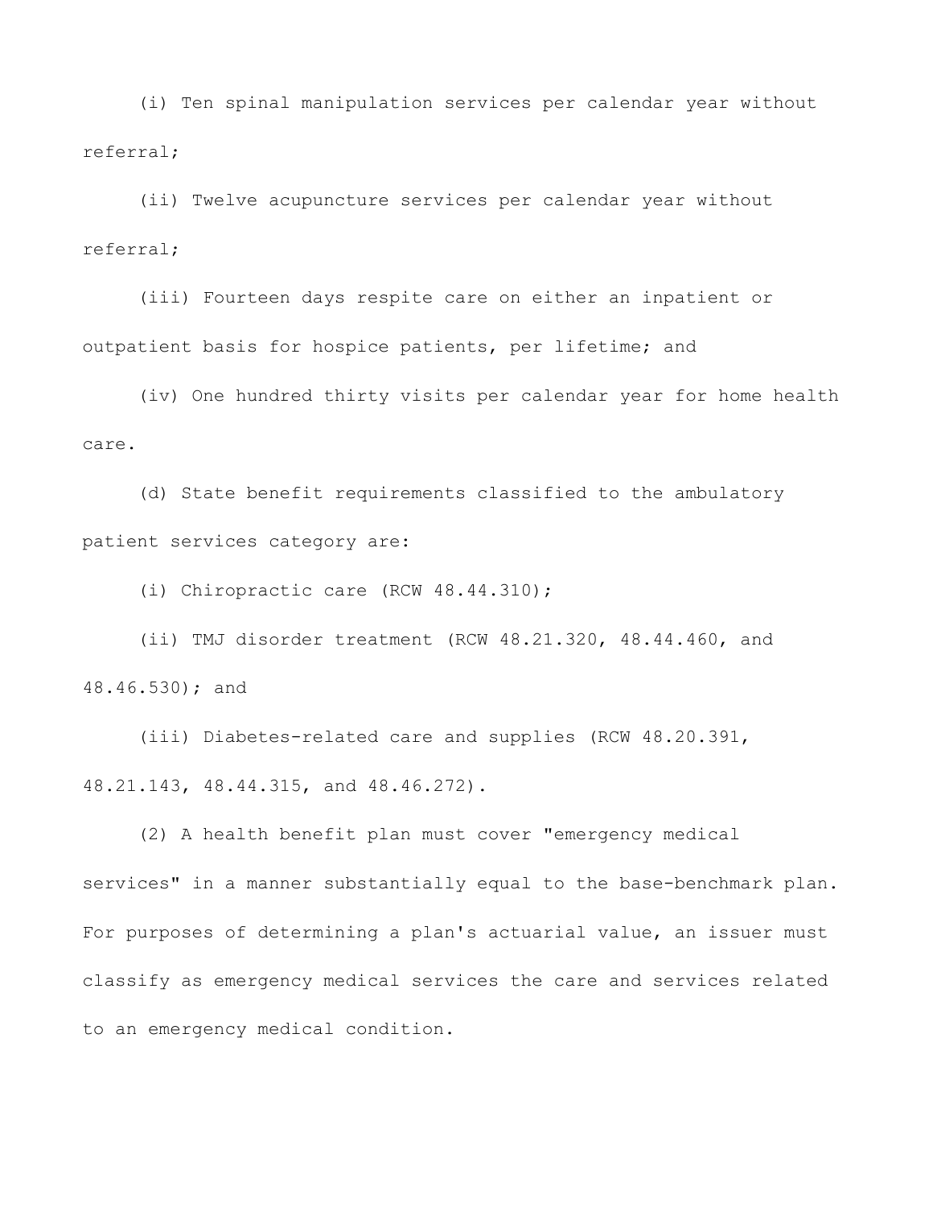(i) Ten spinal manipulation services per calendar year without referral;

(ii) Twelve acupuncture services per calendar year without referral;

(iii) Fourteen days respite care on either an inpatient or outpatient basis for hospice patients, per lifetime; and

(iv) One hundred thirty visits per calendar year for home health care.

(d) State benefit requirements classified to the ambulatory patient services category are:

(i) Chiropractic care (RCW 48.44.310);

(ii) TMJ disorder treatment (RCW 48.21.320, 48.44.460, and 48.46.530); and

(iii) Diabetes-related care and supplies (RCW 48.20.391, 48.21.143, 48.44.315, and 48.46.272).

(2) A health benefit plan must cover "emergency medical services" in a manner substantially equal to the base-benchmark plan. For purposes of determining a plan's actuarial value, an issuer must classify as emergency medical services the care and services related to an emergency medical condition.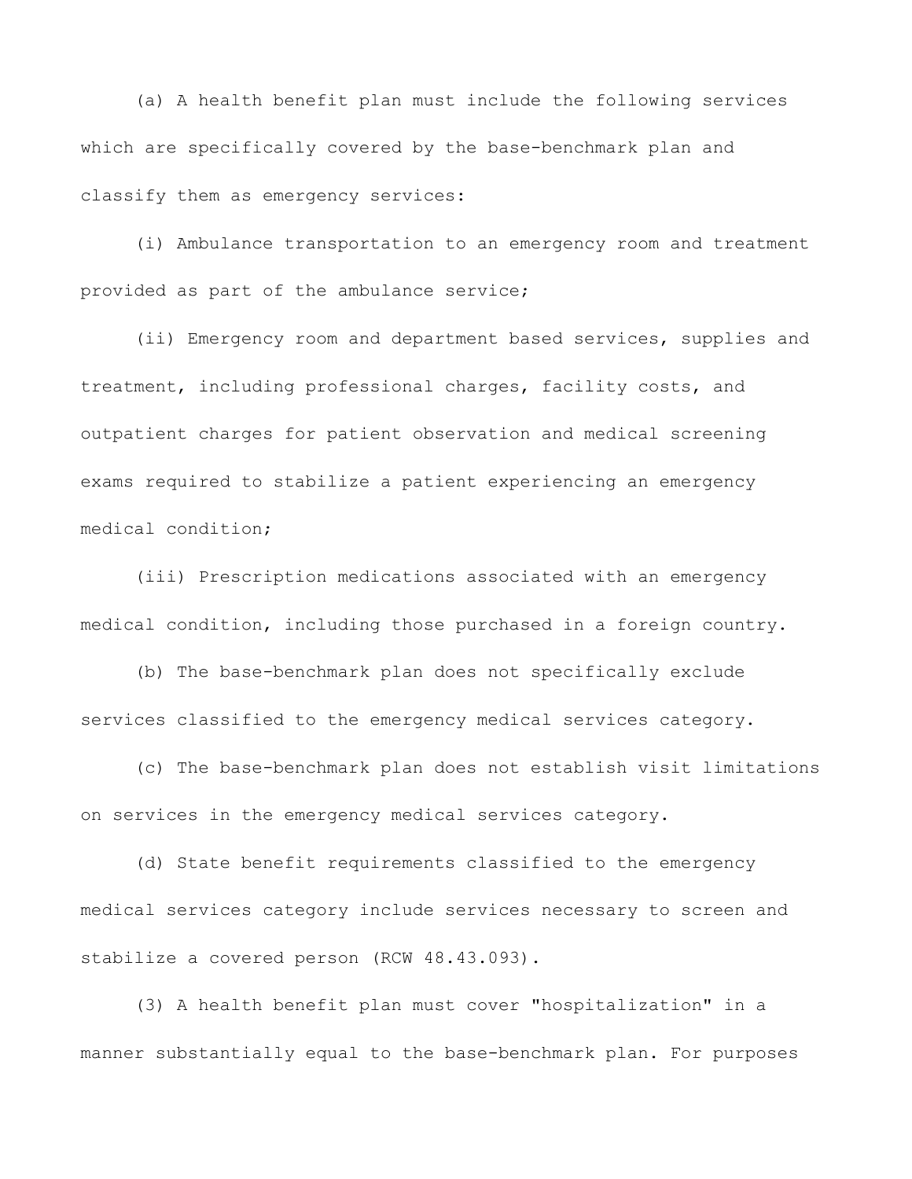(a) A health benefit plan must include the following services which are specifically covered by the base-benchmark plan and classify them as emergency services:

(i) Ambulance transportation to an emergency room and treatment provided as part of the ambulance service;

(ii) Emergency room and department based services, supplies and treatment, including professional charges, facility costs, and outpatient charges for patient observation and medical screening exams required to stabilize a patient experiencing an emergency medical condition;

(iii) Prescription medications associated with an emergency medical condition, including those purchased in a foreign country.

(b) The base-benchmark plan does not specifically exclude services classified to the emergency medical services category.

(c) The base-benchmark plan does not establish visit limitations on services in the emergency medical services category.

(d) State benefit requirements classified to the emergency medical services category include services necessary to screen and stabilize a covered person (RCW 48.43.093).

(3) A health benefit plan must cover "hospitalization" in a manner substantially equal to the base-benchmark plan. For purposes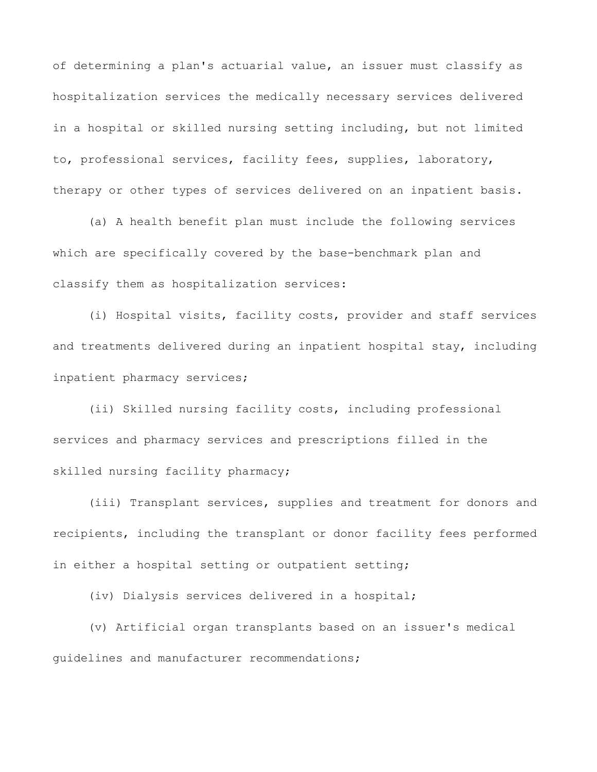of determining a plan's actuarial value, an issuer must classify as hospitalization services the medically necessary services delivered in a hospital or skilled nursing setting including, but not limited to, professional services, facility fees, supplies, laboratory, therapy or other types of services delivered on an inpatient basis.

(a) A health benefit plan must include the following services which are specifically covered by the base-benchmark plan and classify them as hospitalization services:

(i) Hospital visits, facility costs, provider and staff services and treatments delivered during an inpatient hospital stay, including inpatient pharmacy services;

(ii) Skilled nursing facility costs, including professional services and pharmacy services and prescriptions filled in the skilled nursing facility pharmacy;

(iii) Transplant services, supplies and treatment for donors and recipients, including the transplant or donor facility fees performed in either a hospital setting or outpatient setting;

(iv) Dialysis services delivered in a hospital;

(v) Artificial organ transplants based on an issuer's medical guidelines and manufacturer recommendations;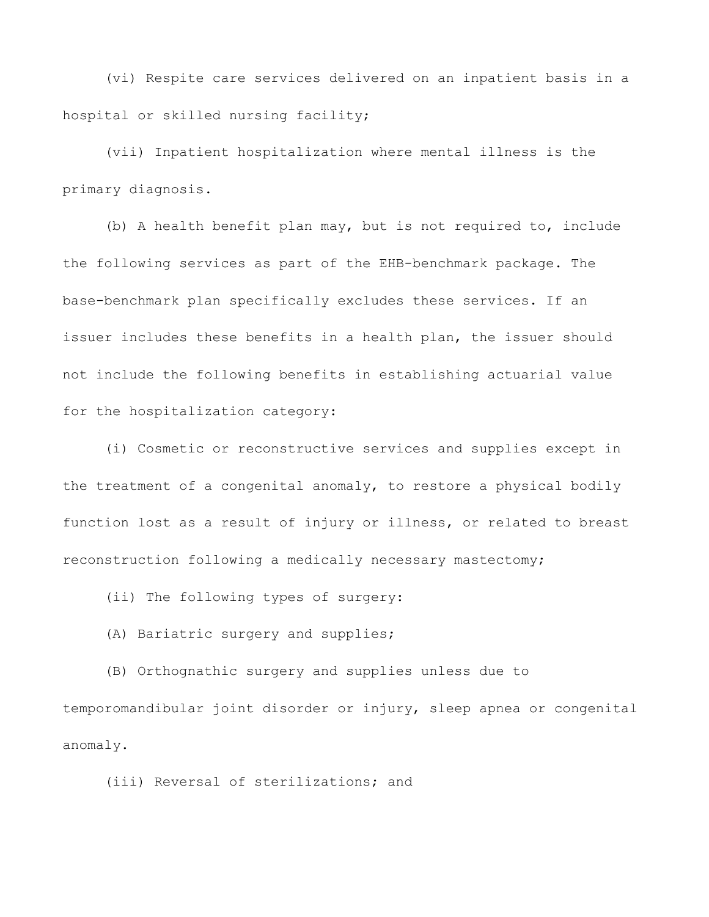(vi) Respite care services delivered on an inpatient basis in a hospital or skilled nursing facility;

(vii) Inpatient hospitalization where mental illness is the primary diagnosis.

(b) A health benefit plan may, but is not required to, include the following services as part of the EHB-benchmark package. The base-benchmark plan specifically excludes these services. If an issuer includes these benefits in a health plan, the issuer should not include the following benefits in establishing actuarial value for the hospitalization category:

(i) Cosmetic or reconstructive services and supplies except in the treatment of a congenital anomaly, to restore a physical bodily function lost as a result of injury or illness, or related to breast reconstruction following a medically necessary mastectomy;

(ii) The following types of surgery:

(A) Bariatric surgery and supplies;

(B) Orthognathic surgery and supplies unless due to temporomandibular joint disorder or injury, sleep apnea or congenital anomaly.

(iii) Reversal of sterilizations; and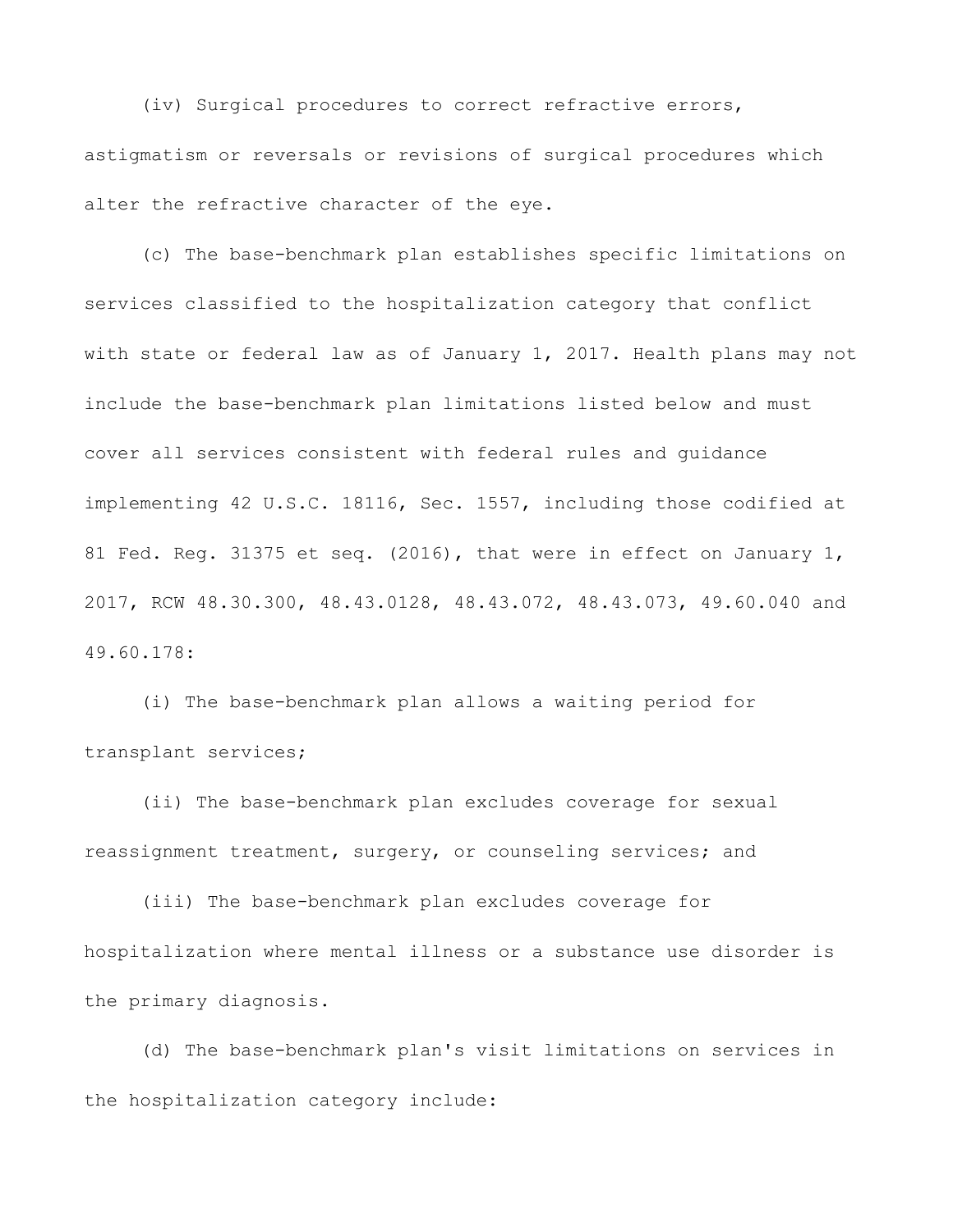(iv) Surgical procedures to correct refractive errors, astigmatism or reversals or revisions of surgical procedures which alter the refractive character of the eye.

(c) The base-benchmark plan establishes specific limitations on services classified to the hospitalization category that conflict with state or federal law as of January 1, 2017. Health plans may not include the base-benchmark plan limitations listed below and must cover all services consistent with federal rules and guidance implementing 42 U.S.C. 18116, Sec. 1557, including those codified at 81 Fed. Reg. 31375 et seq. (2016), that were in effect on January 1, 2017, RCW 48.30.300, 48.43.0128, 48.43.072, 48.43.073, 49.60.040 and 49.60.178:

(i) The base-benchmark plan allows a waiting period for transplant services;

(ii) The base-benchmark plan excludes coverage for sexual reassignment treatment, surgery, or counseling services; and

(iii) The base-benchmark plan excludes coverage for hospitalization where mental illness or a substance use disorder is the primary diagnosis.

(d) The base-benchmark plan's visit limitations on services in the hospitalization category include: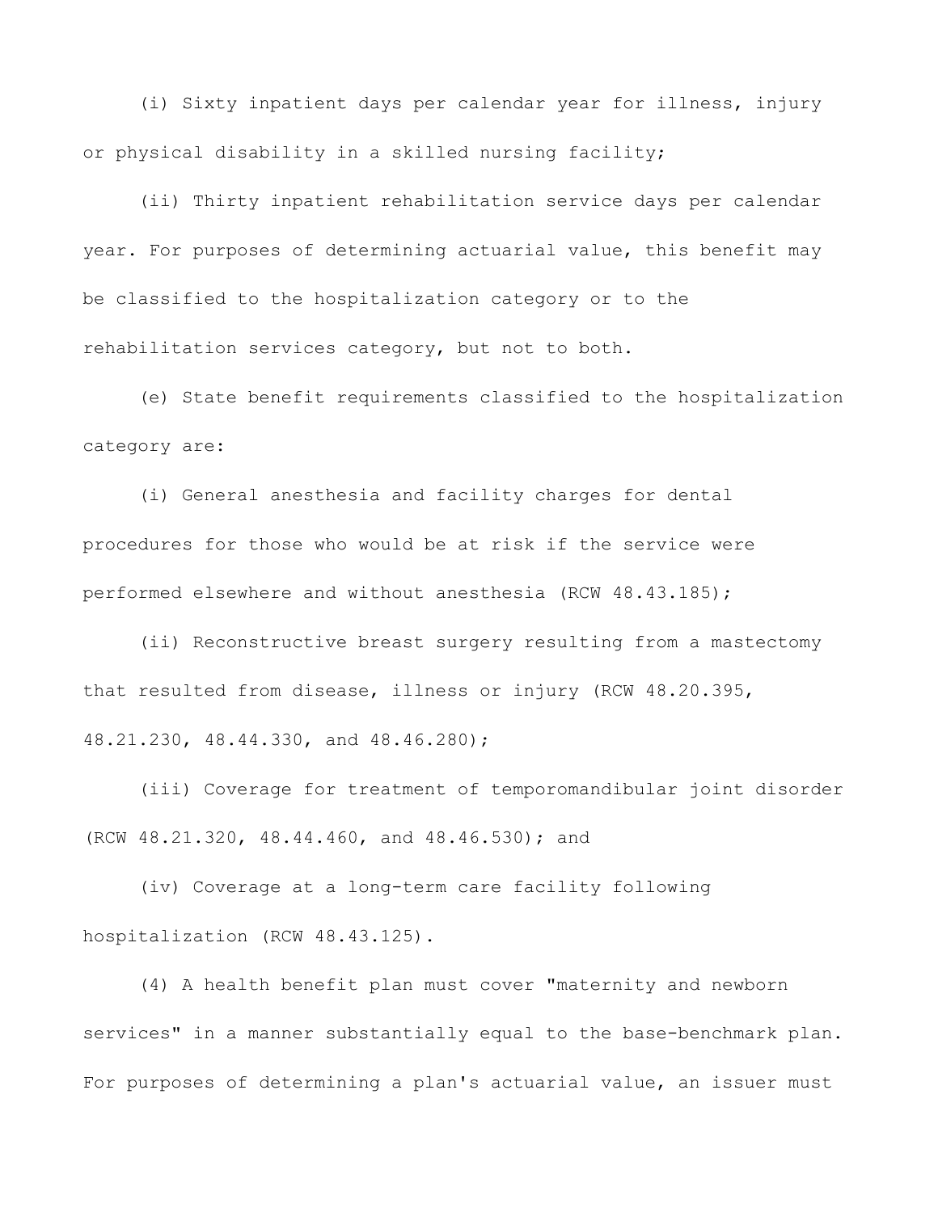(i) Sixty inpatient days per calendar year for illness, injury or physical disability in a skilled nursing facility;

(ii) Thirty inpatient rehabilitation service days per calendar year. For purposes of determining actuarial value, this benefit may be classified to the hospitalization category or to the rehabilitation services category, but not to both.

(e) State benefit requirements classified to the hospitalization category are:

(i) General anesthesia and facility charges for dental procedures for those who would be at risk if the service were performed elsewhere and without anesthesia (RCW 48.43.185);

(ii) Reconstructive breast surgery resulting from a mastectomy that resulted from disease, illness or injury (RCW 48.20.395, 48.21.230, 48.44.330, and 48.46.280);

(iii) Coverage for treatment of temporomandibular joint disorder (RCW 48.21.320, 48.44.460, and 48.46.530); and

(iv) Coverage at a long-term care facility following hospitalization (RCW 48.43.125).

(4) A health benefit plan must cover "maternity and newborn services" in a manner substantially equal to the base-benchmark plan. For purposes of determining a plan's actuarial value, an issuer must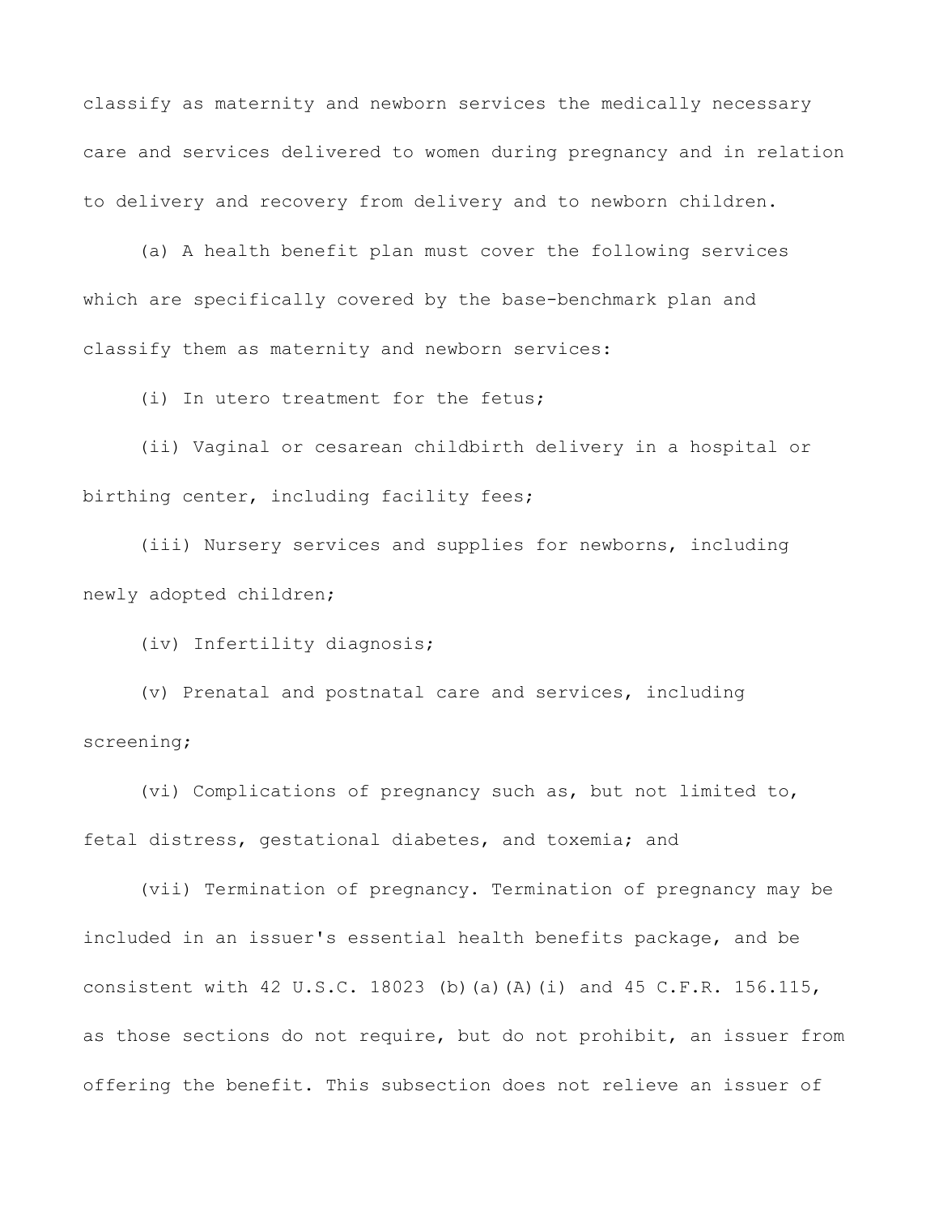classify as maternity and newborn services the medically necessary care and services delivered to women during pregnancy and in relation to delivery and recovery from delivery and to newborn children.

(a) A health benefit plan must cover the following services which are specifically covered by the base-benchmark plan and classify them as maternity and newborn services:

(i) In utero treatment for the fetus;

(ii) Vaginal or cesarean childbirth delivery in a hospital or birthing center, including facility fees;

(iii) Nursery services and supplies for newborns, including newly adopted children;

(iv) Infertility diagnosis;

(v) Prenatal and postnatal care and services, including screening;

(vi) Complications of pregnancy such as, but not limited to, fetal distress, gestational diabetes, and toxemia; and

(vii) Termination of pregnancy. Termination of pregnancy may be included in an issuer's essential health benefits package, and be consistent with 42 U.S.C. 18023 (b)(a)(A)(i) and 45 C.F.R. 156.115, as those sections do not require, but do not prohibit, an issuer from offering the benefit. This subsection does not relieve an issuer of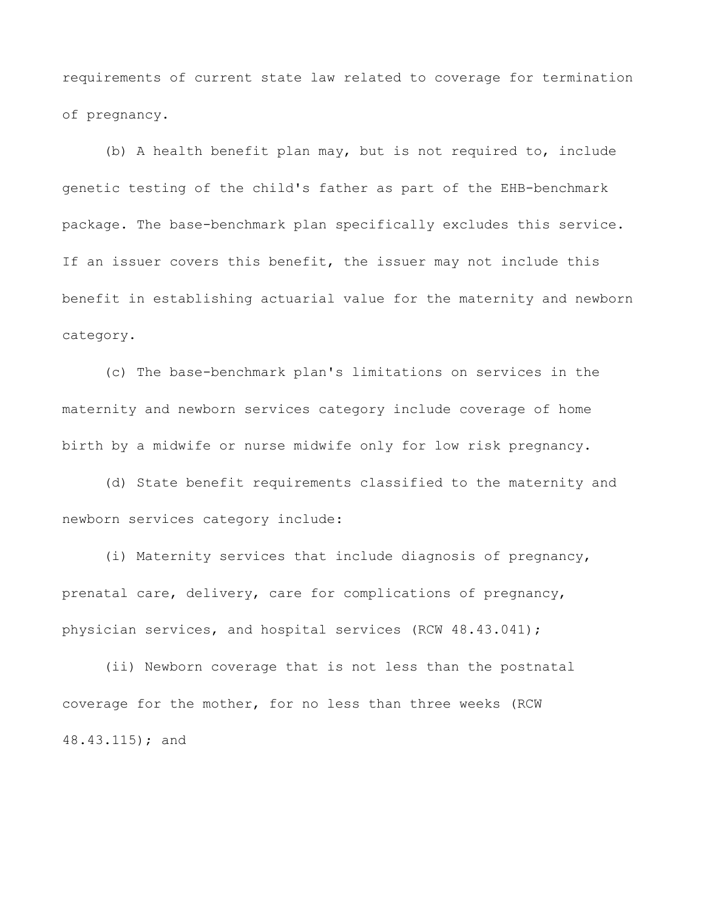requirements of current state law related to coverage for termination of pregnancy.

(b) A health benefit plan may, but is not required to, include genetic testing of the child's father as part of the EHB-benchmark package. The base-benchmark plan specifically excludes this service. If an issuer covers this benefit, the issuer may not include this benefit in establishing actuarial value for the maternity and newborn category.

(c) The base-benchmark plan's limitations on services in the maternity and newborn services category include coverage of home birth by a midwife or nurse midwife only for low risk pregnancy.

(d) State benefit requirements classified to the maternity and newborn services category include:

(i) Maternity services that include diagnosis of pregnancy, prenatal care, delivery, care for complications of pregnancy, physician services, and hospital services (RCW 48.43.041);

(ii) Newborn coverage that is not less than the postnatal coverage for the mother, for no less than three weeks (RCW 48.43.115); and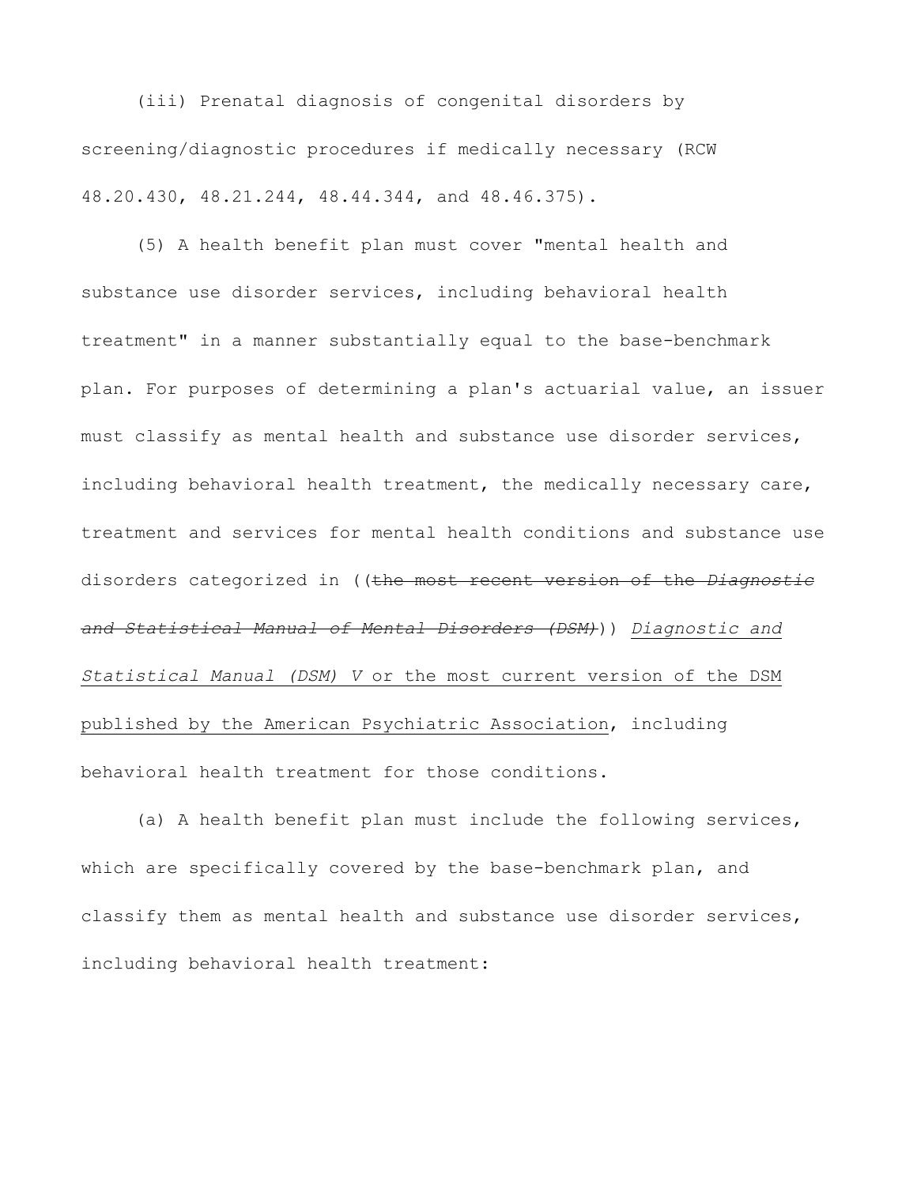(iii) Prenatal diagnosis of congenital disorders by screening/diagnostic procedures if medically necessary (RCW 48.20.430, 48.21.244, 48.44.344, and 48.46.375).

(5) A health benefit plan must cover "mental health and substance use disorder services, including behavioral health treatment" in a manner substantially equal to the base-benchmark plan. For purposes of determining a plan's actuarial value, an issuer must classify as mental health and substance use disorder services, including behavioral health treatment, the medically necessary care, treatment and services for mental health conditions and substance use disorders categorized in ((~~the most recent version of the *Diagnostic and Statistical Manual of Mental Disorders (DSM)*~~)) <u>*Diagnostic and Statistical Manual (DSM) V* or the most current version of the DSM published by the American Psychiatric Association</u>, including behavioral health treatment for those conditions.

(a) A health benefit plan must include the following services, which are specifically covered by the base-benchmark plan, and classify them as mental health and substance use disorder services, including behavioral health treatment: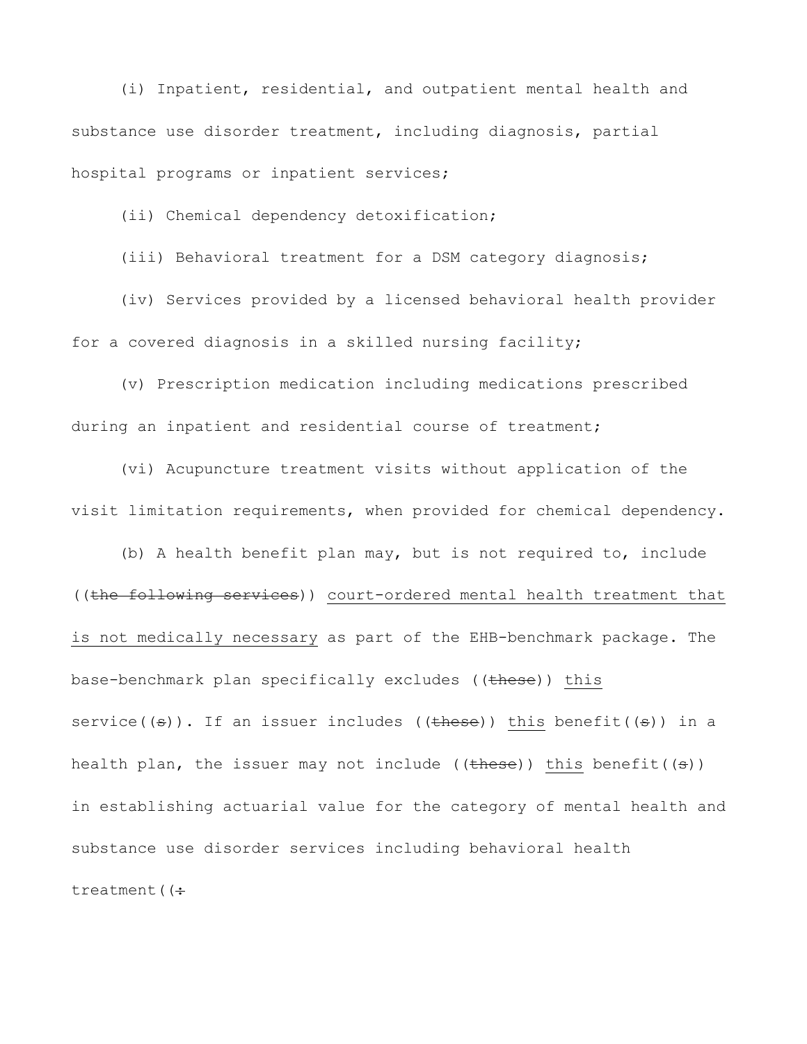(i) Inpatient, residential, and outpatient mental health and substance use disorder treatment, including diagnosis, partial hospital programs or inpatient services;

(ii) Chemical dependency detoxification;

(iii) Behavioral treatment for a DSM category diagnosis;

(iv) Services provided by a licensed behavioral health provider for a covered diagnosis in a skilled nursing facility;

(v) Prescription medication including medications prescribed during an inpatient and residential course of treatment;

(vi) Acupuncture treatment visits without application of the visit limitation requirements, when provided for chemical dependency.

(b) A health benefit plan may, but is not required to, include ((~~the following services~~)) <u>court-ordered mental health treatment that is not medically necessary</u> as part of the EHB-benchmark package. The base-benchmark plan specifically excludes ((~~these~~)) <u>this</u> service((~~s~~)). If an issuer includes ((~~these~~)) <u>this</u> benefit((~~s~~)) in a health plan, the issuer may not include ((~~these~~)) <u>this</u> benefit((~~s~~)) in establishing actuarial value for the category of mental health and substance use disorder services including behavioral health treatment((~~:~~)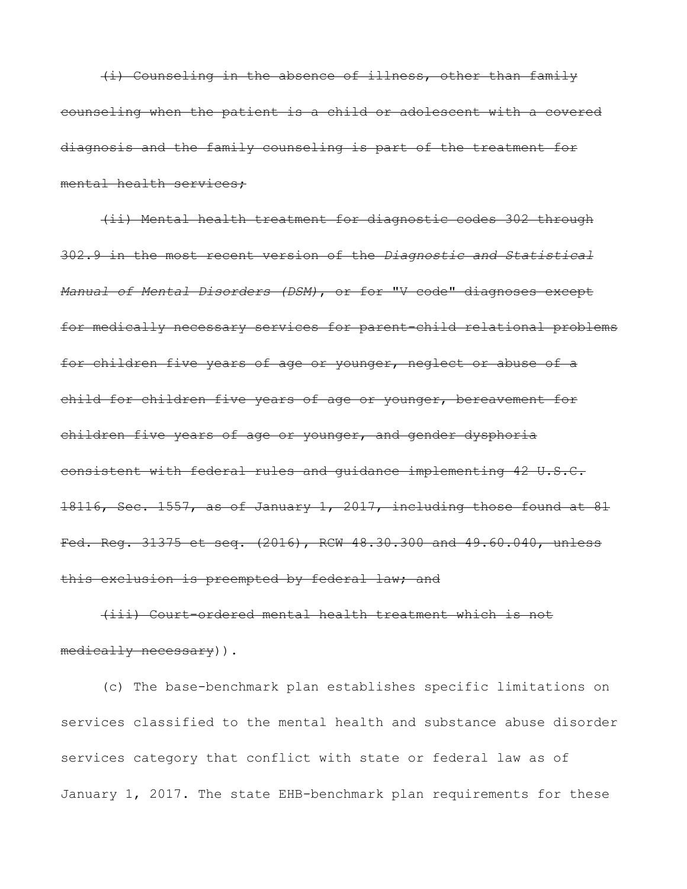~~(i) Counseling in the absence of illness, other than family counseling when the patient is a child or adolescent with a covered diagnosis and the family counseling is part of the treatment for mental health services;~~

~~(ii) Mental health treatment for diagnostic codes 302 through 302.9 in the most recent version of the *Diagnostic and Statistical Manual of Mental Disorders (DSM)*, or for "V code" diagnoses except for medically necessary services for parent-child relational problems for children five years of age or younger, neglect or abuse of a child for children five years of age or younger, bereavement for children five years of age or younger, and gender dysphoria consistent with federal rules and guidance implementing 42 U.S.C. 18116, Sec. 1557, as of January 1, 2017, including those found at 81 Fed. Reg. 31375 et seq. (2016), RCW 48.30.300 and 49.60.040, unless this exclusion is preempted by federal law; and~~

~~(iii) Court-ordered mental health treatment which is not medically necessary~~)).

(c) The base-benchmark plan establishes specific limitations on services classified to the mental health and substance abuse disorder services category that conflict with state or federal law as of January 1, 2017. The state EHB-benchmark plan requirements for these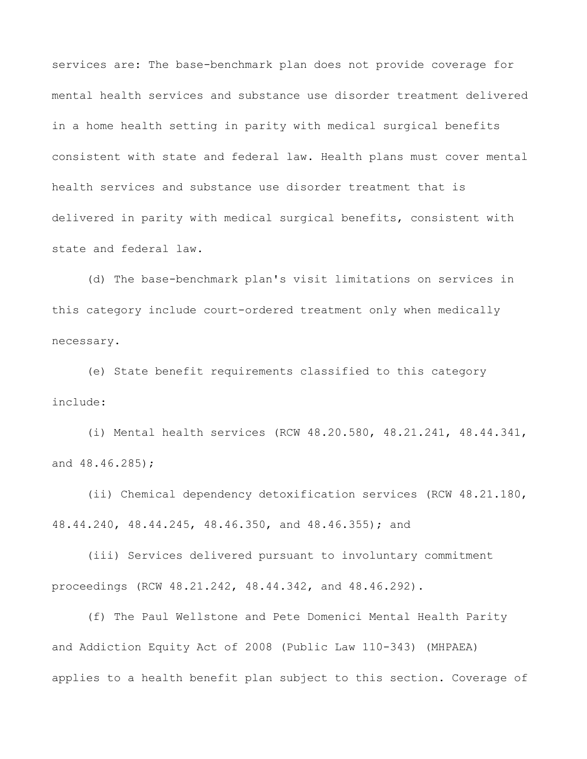services are: The base-benchmark plan does not provide coverage for mental health services and substance use disorder treatment delivered in a home health setting in parity with medical surgical benefits consistent with state and federal law. Health plans must cover mental health services and substance use disorder treatment that is delivered in parity with medical surgical benefits, consistent with state and federal law.

(d) The base-benchmark plan's visit limitations on services in this category include court-ordered treatment only when medically necessary.

(e) State benefit requirements classified to this category include:

(i) Mental health services (RCW 48.20.580, 48.21.241, 48.44.341, and 48.46.285);

(ii) Chemical dependency detoxification services (RCW 48.21.180, 48.44.240, 48.44.245, 48.46.350, and 48.46.355); and

(iii) Services delivered pursuant to involuntary commitment proceedings (RCW 48.21.242, 48.44.342, and 48.46.292).

(f) The Paul Wellstone and Pete Domenici Mental Health Parity and Addiction Equity Act of 2008 (Public Law 110-343) (MHPAEA) applies to a health benefit plan subject to this section. Coverage of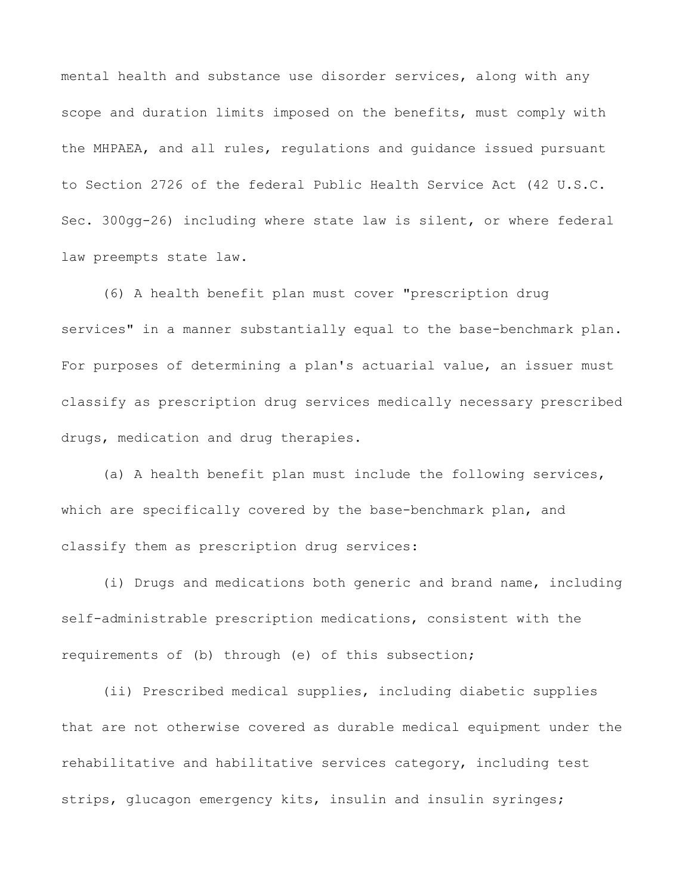mental health and substance use disorder services, along with any scope and duration limits imposed on the benefits, must comply with the MHPAEA, and all rules, regulations and guidance issued pursuant to Section 2726 of the federal Public Health Service Act (42 U.S.C. Sec. 300gg-26) including where state law is silent, or where federal law preempts state law.

(6) A health benefit plan must cover "prescription drug services" in a manner substantially equal to the base-benchmark plan. For purposes of determining a plan's actuarial value, an issuer must classify as prescription drug services medically necessary prescribed drugs, medication and drug therapies.

(a) A health benefit plan must include the following services, which are specifically covered by the base-benchmark plan, and classify them as prescription drug services:

(i) Drugs and medications both generic and brand name, including self-administrable prescription medications, consistent with the requirements of (b) through (e) of this subsection;

(ii) Prescribed medical supplies, including diabetic supplies that are not otherwise covered as durable medical equipment under the rehabilitative and habilitative services category, including test strips, glucagon emergency kits, insulin and insulin syringes;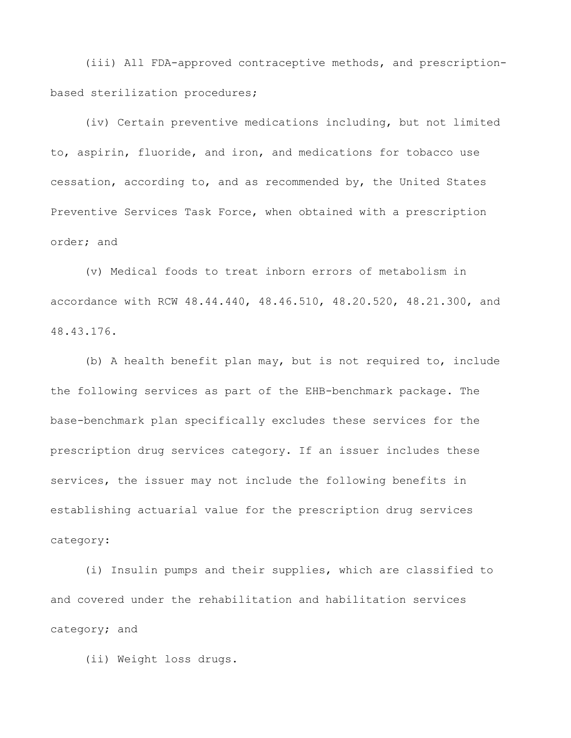(iii) All FDA-approved contraceptive methods, and prescription-based sterilization procedures;

(iv) Certain preventive medications including, but not limited to, aspirin, fluoride, and iron, and medications for tobacco use cessation, according to, and as recommended by, the United States Preventive Services Task Force, when obtained with a prescription order; and

(v) Medical foods to treat inborn errors of metabolism in accordance with RCW 48.44.440, 48.46.510, 48.20.520, 48.21.300, and 48.43.176.

(b) A health benefit plan may, but is not required to, include the following services as part of the EHB-benchmark package. The base-benchmark plan specifically excludes these services for the prescription drug services category. If an issuer includes these services, the issuer may not include the following benefits in establishing actuarial value for the prescription drug services category:

(i) Insulin pumps and their supplies, which are classified to and covered under the rehabilitation and habilitation services category; and

(ii) Weight loss drugs.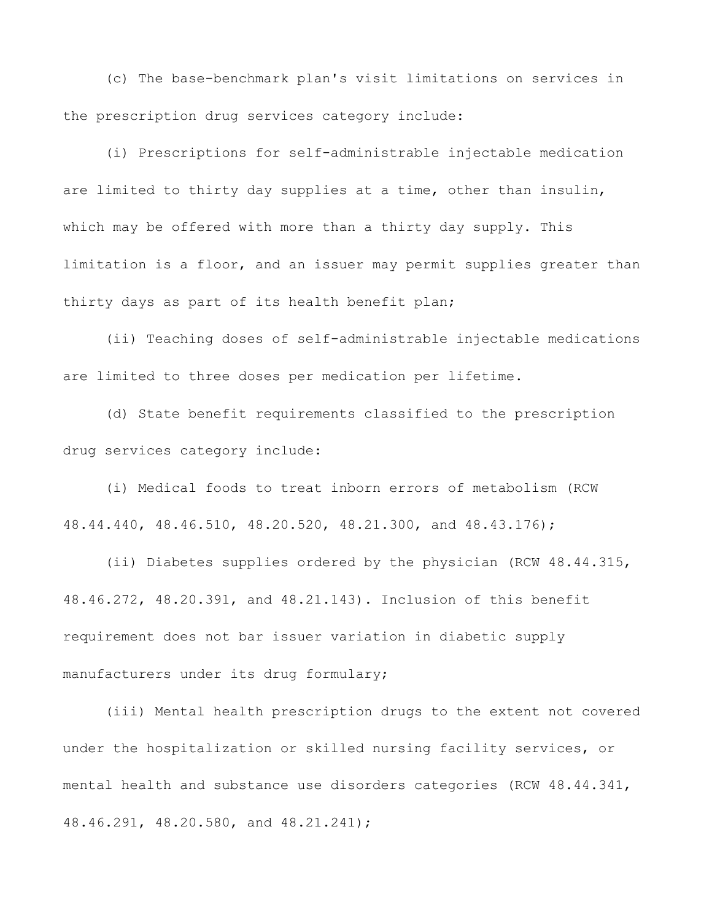(c) The base-benchmark plan's visit limitations on services in the prescription drug services category include:

(i) Prescriptions for self-administrable injectable medication are limited to thirty day supplies at a time, other than insulin, which may be offered with more than a thirty day supply. This limitation is a floor, and an issuer may permit supplies greater than thirty days as part of its health benefit plan;

(ii) Teaching doses of self-administrable injectable medications are limited to three doses per medication per lifetime.

(d) State benefit requirements classified to the prescription drug services category include:

(i) Medical foods to treat inborn errors of metabolism (RCW 48.44.440, 48.46.510, 48.20.520, 48.21.300, and 48.43.176);

(ii) Diabetes supplies ordered by the physician (RCW 48.44.315, 48.46.272, 48.20.391, and 48.21.143). Inclusion of this benefit requirement does not bar issuer variation in diabetic supply manufacturers under its drug formulary;

(iii) Mental health prescription drugs to the extent not covered under the hospitalization or skilled nursing facility services, or mental health and substance use disorders categories (RCW 48.44.341, 48.46.291, 48.20.580, and 48.21.241);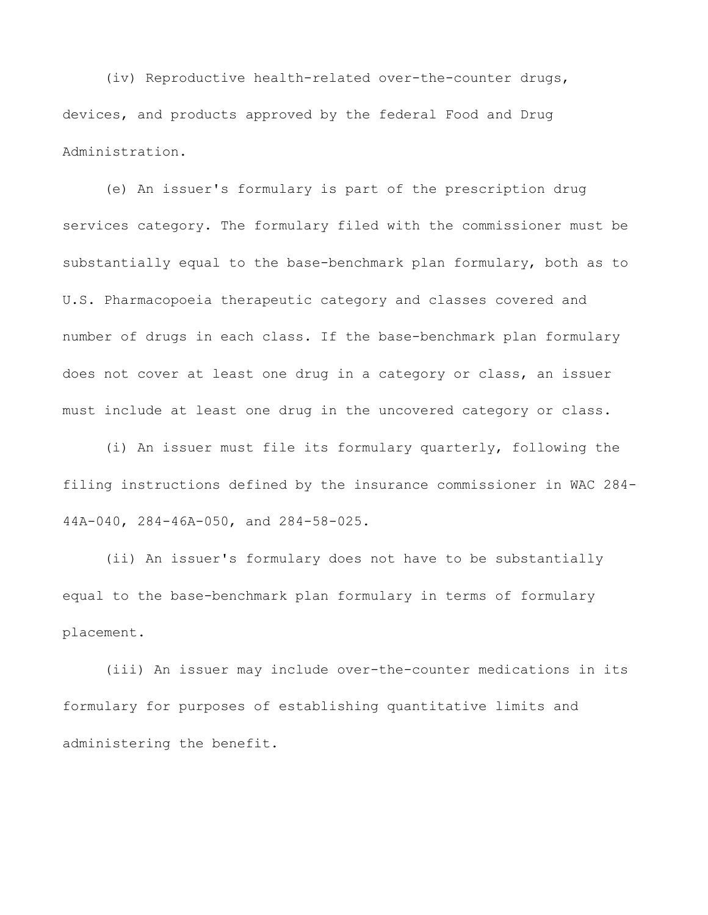(iv) Reproductive health-related over-the-counter drugs, devices, and products approved by the federal Food and Drug Administration.

(e) An issuer's formulary is part of the prescription drug services category. The formulary filed with the commissioner must be substantially equal to the base-benchmark plan formulary, both as to U.S. Pharmacopoeia therapeutic category and classes covered and number of drugs in each class. If the base-benchmark plan formulary does not cover at least one drug in a category or class, an issuer must include at least one drug in the uncovered category or class.

(i) An issuer must file its formulary quarterly, following the filing instructions defined by the insurance commissioner in WAC 284-44A-040, 284-46A-050, and 284-58-025.

(ii) An issuer's formulary does not have to be substantially equal to the base-benchmark plan formulary in terms of formulary placement.

(iii) An issuer may include over-the-counter medications in its formulary for purposes of establishing quantitative limits and administering the benefit.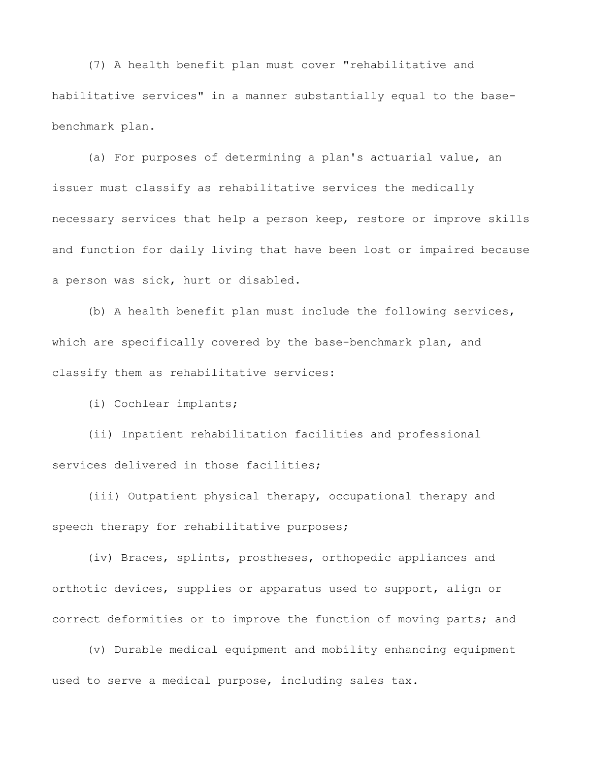(7) A health benefit plan must cover "rehabilitative and habilitative services" in a manner substantially equal to the base-benchmark plan.

(a) For purposes of determining a plan's actuarial value, an issuer must classify as rehabilitative services the medically necessary services that help a person keep, restore or improve skills and function for daily living that have been lost or impaired because a person was sick, hurt or disabled.

(b) A health benefit plan must include the following services, which are specifically covered by the base-benchmark plan, and classify them as rehabilitative services:

(i) Cochlear implants;

(ii) Inpatient rehabilitation facilities and professional services delivered in those facilities;

(iii) Outpatient physical therapy, occupational therapy and speech therapy for rehabilitative purposes;

(iv) Braces, splints, prostheses, orthopedic appliances and orthotic devices, supplies or apparatus used to support, align or correct deformities or to improve the function of moving parts; and

(v) Durable medical equipment and mobility enhancing equipment used to serve a medical purpose, including sales tax.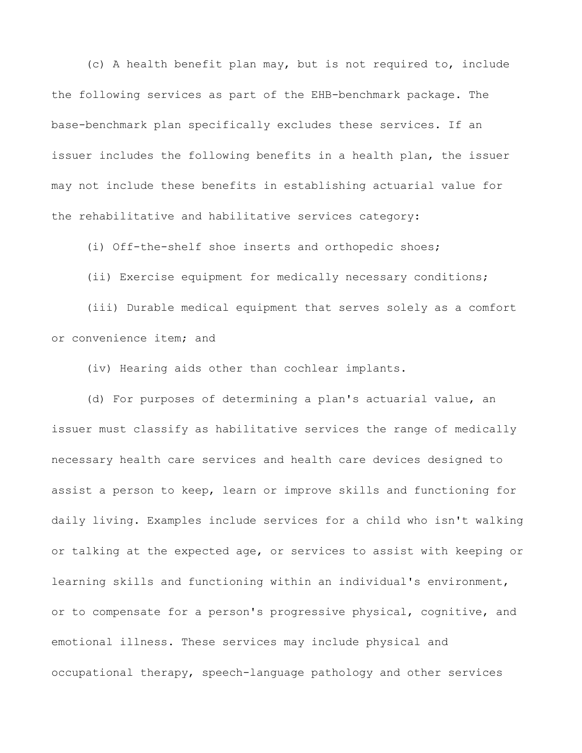(c) A health benefit plan may, but is not required to, include the following services as part of the EHB-benchmark package. The base-benchmark plan specifically excludes these services. If an issuer includes the following benefits in a health plan, the issuer may not include these benefits in establishing actuarial value for the rehabilitative and habilitative services category:

(i) Off-the-shelf shoe inserts and orthopedic shoes;

(ii) Exercise equipment for medically necessary conditions;

(iii) Durable medical equipment that serves solely as a comfort or convenience item; and

(iv) Hearing aids other than cochlear implants.

(d) For purposes of determining a plan's actuarial value, an issuer must classify as habilitative services the range of medically necessary health care services and health care devices designed to assist a person to keep, learn or improve skills and functioning for daily living. Examples include services for a child who isn't walking or talking at the expected age, or services to assist with keeping or learning skills and functioning within an individual's environment, or to compensate for a person's progressive physical, cognitive, and emotional illness. These services may include physical and occupational therapy, speech-language pathology and other services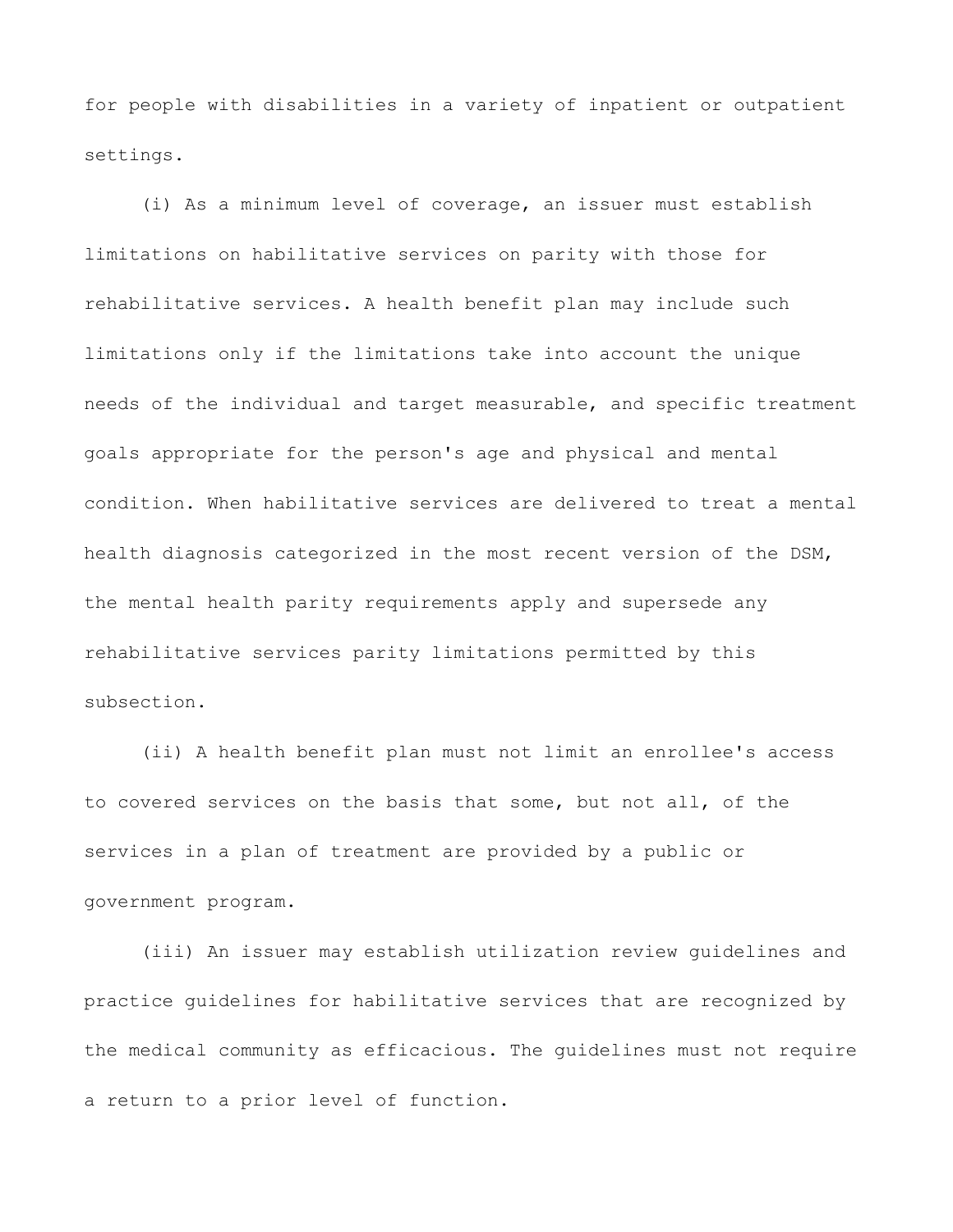for people with disabilities in a variety of inpatient or outpatient settings.

(i) As a minimum level of coverage, an issuer must establish limitations on habilitative services on parity with those for rehabilitative services. A health benefit plan may include such limitations only if the limitations take into account the unique needs of the individual and target measurable, and specific treatment goals appropriate for the person's age and physical and mental condition. When habilitative services are delivered to treat a mental health diagnosis categorized in the most recent version of the DSM, the mental health parity requirements apply and supersede any rehabilitative services parity limitations permitted by this subsection.

(ii) A health benefit plan must not limit an enrollee's access to covered services on the basis that some, but not all, of the services in a plan of treatment are provided by a public or government program.

(iii) An issuer may establish utilization review guidelines and practice guidelines for habilitative services that are recognized by the medical community as efficacious. The guidelines must not require a return to a prior level of function.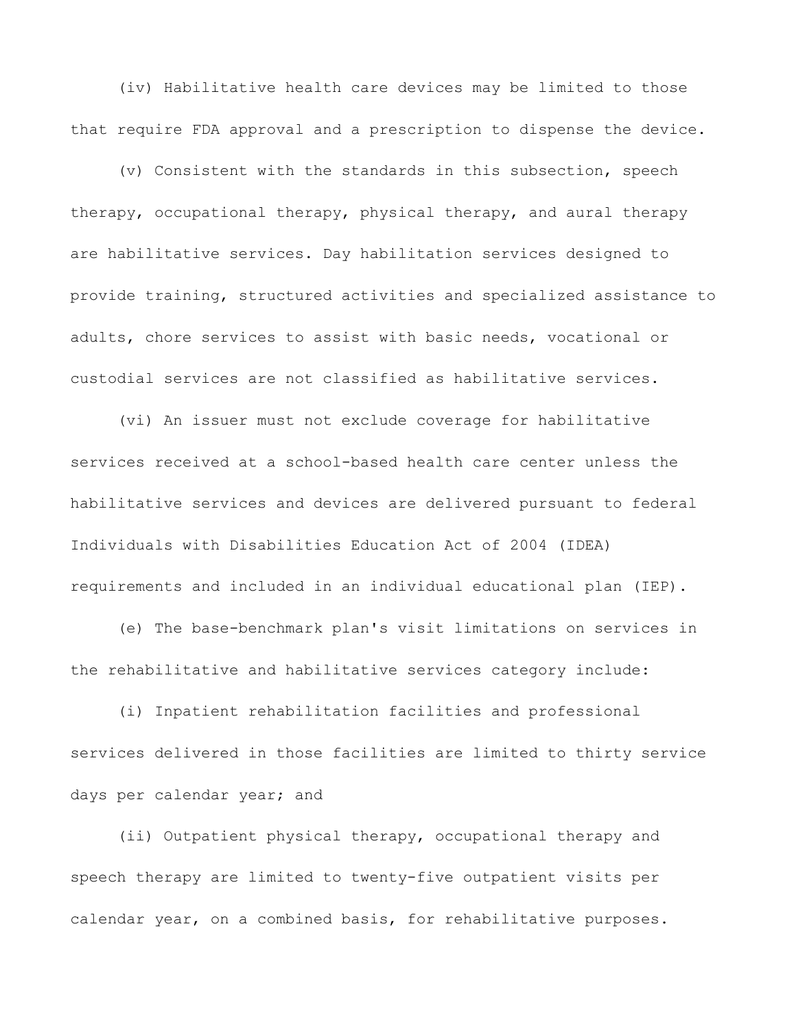(iv) Habilitative health care devices may be limited to those that require FDA approval and a prescription to dispense the device.

(v) Consistent with the standards in this subsection, speech therapy, occupational therapy, physical therapy, and aural therapy are habilitative services. Day habilitation services designed to provide training, structured activities and specialized assistance to adults, chore services to assist with basic needs, vocational or custodial services are not classified as habilitative services.

(vi) An issuer must not exclude coverage for habilitative services received at a school-based health care center unless the habilitative services and devices are delivered pursuant to federal Individuals with Disabilities Education Act of 2004 (IDEA) requirements and included in an individual educational plan (IEP).

(e) The base-benchmark plan's visit limitations on services in the rehabilitative and habilitative services category include:

(i) Inpatient rehabilitation facilities and professional services delivered in those facilities are limited to thirty service days per calendar year; and

(ii) Outpatient physical therapy, occupational therapy and speech therapy are limited to twenty-five outpatient visits per calendar year, on a combined basis, for rehabilitative purposes.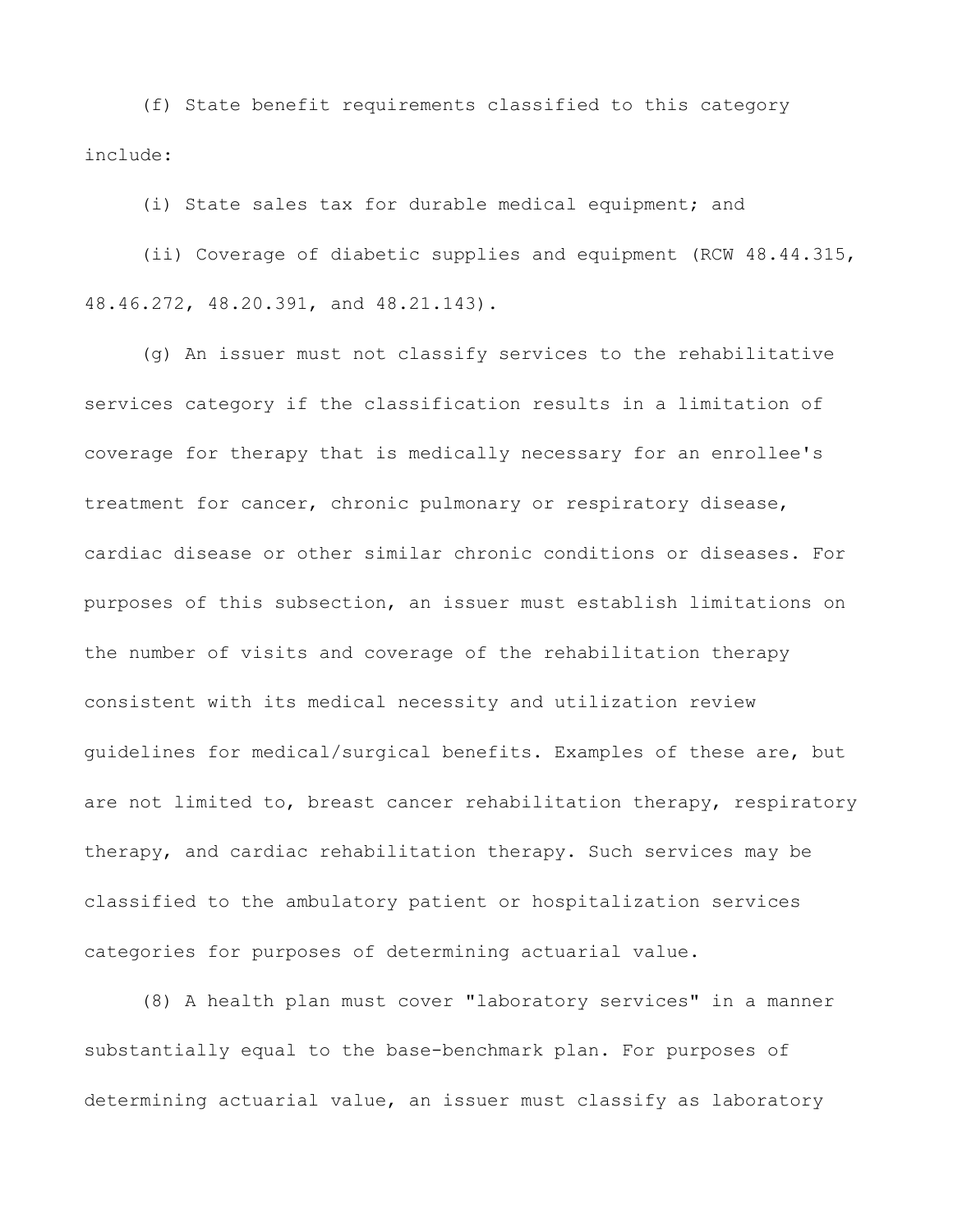(f) State benefit requirements classified to this category include:

(i) State sales tax for durable medical equipment; and

(ii) Coverage of diabetic supplies and equipment (RCW 48.44.315, 48.46.272, 48.20.391, and 48.21.143).

(g) An issuer must not classify services to the rehabilitative services category if the classification results in a limitation of coverage for therapy that is medically necessary for an enrollee's treatment for cancer, chronic pulmonary or respiratory disease, cardiac disease or other similar chronic conditions or diseases. For purposes of this subsection, an issuer must establish limitations on the number of visits and coverage of the rehabilitation therapy consistent with its medical necessity and utilization review guidelines for medical/surgical benefits. Examples of these are, but are not limited to, breast cancer rehabilitation therapy, respiratory therapy, and cardiac rehabilitation therapy. Such services may be classified to the ambulatory patient or hospitalization services categories for purposes of determining actuarial value.

(8) A health plan must cover "laboratory services" in a manner substantially equal to the base-benchmark plan. For purposes of determining actuarial value, an issuer must classify as laboratory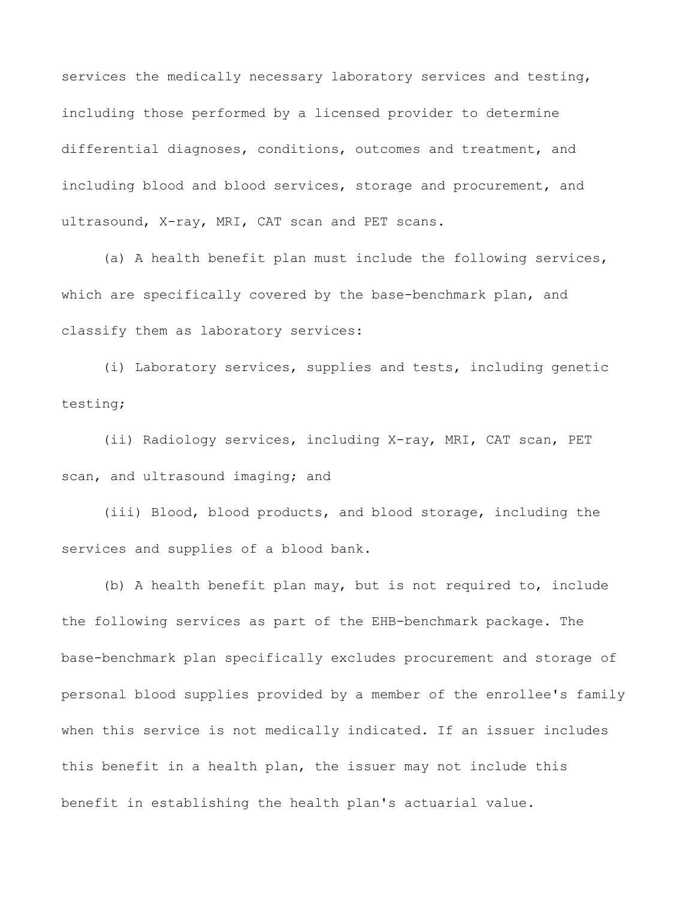services the medically necessary laboratory services and testing, including those performed by a licensed provider to determine differential diagnoses, conditions, outcomes and treatment, and including blood and blood services, storage and procurement, and ultrasound, X-ray, MRI, CAT scan and PET scans.

(a) A health benefit plan must include the following services, which are specifically covered by the base-benchmark plan, and classify them as laboratory services:

(i) Laboratory services, supplies and tests, including genetic testing;

(ii) Radiology services, including X-ray, MRI, CAT scan, PET scan, and ultrasound imaging; and

(iii) Blood, blood products, and blood storage, including the services and supplies of a blood bank.

(b) A health benefit plan may, but is not required to, include the following services as part of the EHB-benchmark package. The base-benchmark plan specifically excludes procurement and storage of personal blood supplies provided by a member of the enrollee's family when this service is not medically indicated. If an issuer includes this benefit in a health plan, the issuer may not include this benefit in establishing the health plan's actuarial value.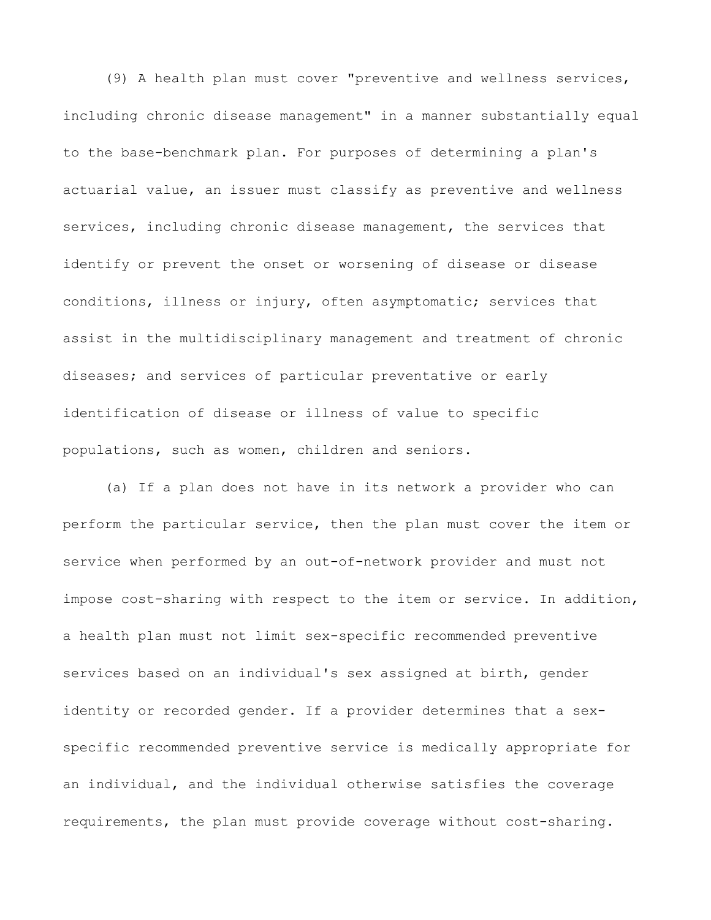(9) A health plan must cover "preventive and wellness services, including chronic disease management" in a manner substantially equal to the base-benchmark plan. For purposes of determining a plan's actuarial value, an issuer must classify as preventive and wellness services, including chronic disease management, the services that identify or prevent the onset or worsening of disease or disease conditions, illness or injury, often asymptomatic; services that assist in the multidisciplinary management and treatment of chronic diseases; and services of particular preventative or early identification of disease or illness of value to specific populations, such as women, children and seniors.

(a) If a plan does not have in its network a provider who can perform the particular service, then the plan must cover the item or service when performed by an out-of-network provider and must not impose cost-sharing with respect to the item or service. In addition, a health plan must not limit sex-specific recommended preventive services based on an individual's sex assigned at birth, gender identity or recorded gender. If a provider determines that a sex-specific recommended preventive service is medically appropriate for an individual, and the individual otherwise satisfies the coverage requirements, the plan must provide coverage without cost-sharing.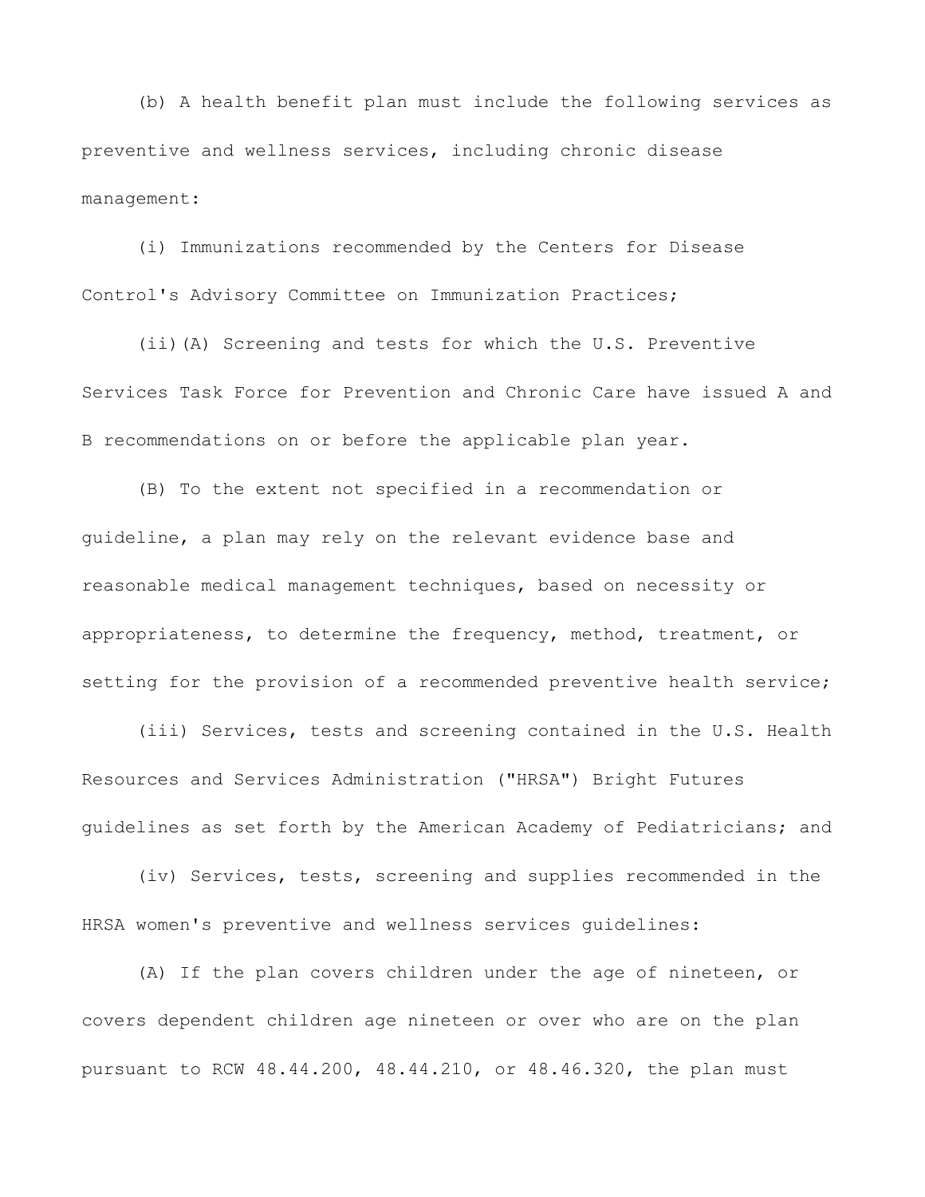(b) A health benefit plan must include the following services as preventive and wellness services, including chronic disease management:

(i) Immunizations recommended by the Centers for Disease Control's Advisory Committee on Immunization Practices;

(ii)(A) Screening and tests for which the U.S. Preventive Services Task Force for Prevention and Chronic Care have issued A and B recommendations on or before the applicable plan year.

(B) To the extent not specified in a recommendation or guideline, a plan may rely on the relevant evidence base and reasonable medical management techniques, based on necessity or appropriateness, to determine the frequency, method, treatment, or setting for the provision of a recommended preventive health service;

(iii) Services, tests and screening contained in the U.S. Health Resources and Services Administration ("HRSA") Bright Futures guidelines as set forth by the American Academy of Pediatricians; and

(iv) Services, tests, screening and supplies recommended in the HRSA women's preventive and wellness services guidelines:

(A) If the plan covers children under the age of nineteen, or covers dependent children age nineteen or over who are on the plan pursuant to RCW 48.44.200, 48.44.210, or 48.46.320, the plan must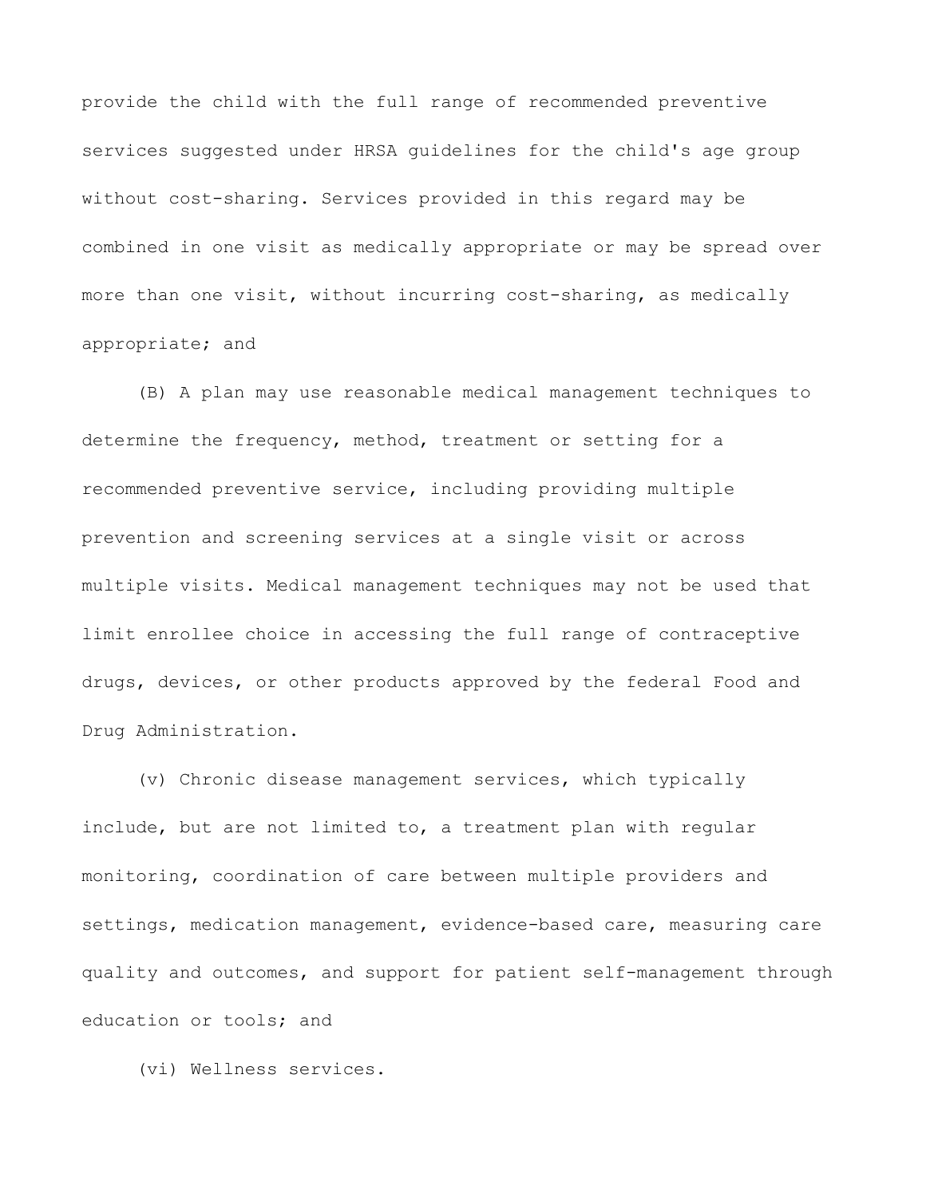provide the child with the full range of recommended preventive services suggested under HRSA guidelines for the child's age group without cost-sharing. Services provided in this regard may be combined in one visit as medically appropriate or may be spread over more than one visit, without incurring cost-sharing, as medically appropriate; and

(B) A plan may use reasonable medical management techniques to determine the frequency, method, treatment or setting for a recommended preventive service, including providing multiple prevention and screening services at a single visit or across multiple visits. Medical management techniques may not be used that limit enrollee choice in accessing the full range of contraceptive drugs, devices, or other products approved by the federal Food and Drug Administration.

(v) Chronic disease management services, which typically include, but are not limited to, a treatment plan with regular monitoring, coordination of care between multiple providers and settings, medication management, evidence-based care, measuring care quality and outcomes, and support for patient self-management through education or tools; and

(vi) Wellness services.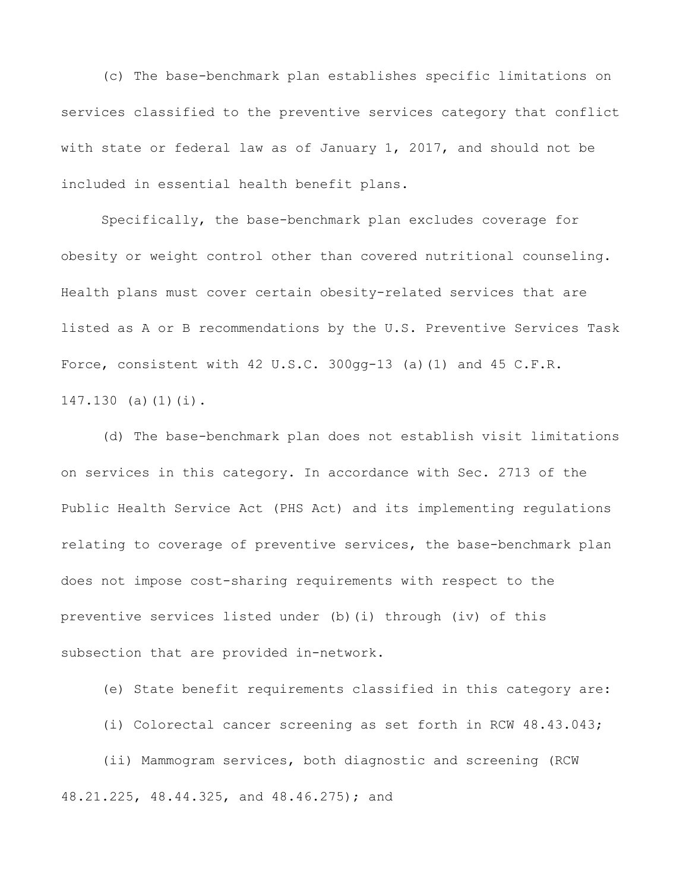(c) The base-benchmark plan establishes specific limitations on services classified to the preventive services category that conflict with state or federal law as of January 1, 2017, and should not be included in essential health benefit plans.

Specifically, the base-benchmark plan excludes coverage for obesity or weight control other than covered nutritional counseling. Health plans must cover certain obesity-related services that are listed as A or B recommendations by the U.S. Preventive Services Task Force, consistent with 42 U.S.C. 300gg-13 (a)(1) and 45 C.F.R. 147.130 (a)(1)(i).

(d) The base-benchmark plan does not establish visit limitations on services in this category. In accordance with Sec. 2713 of the Public Health Service Act (PHS Act) and its implementing regulations relating to coverage of preventive services, the base-benchmark plan does not impose cost-sharing requirements with respect to the preventive services listed under (b)(i) through (iv) of this subsection that are provided in-network.

(e) State benefit requirements classified in this category are:

(i) Colorectal cancer screening as set forth in RCW 48.43.043;

(ii) Mammogram services, both diagnostic and screening (RCW 48.21.225, 48.44.325, and 48.46.275); and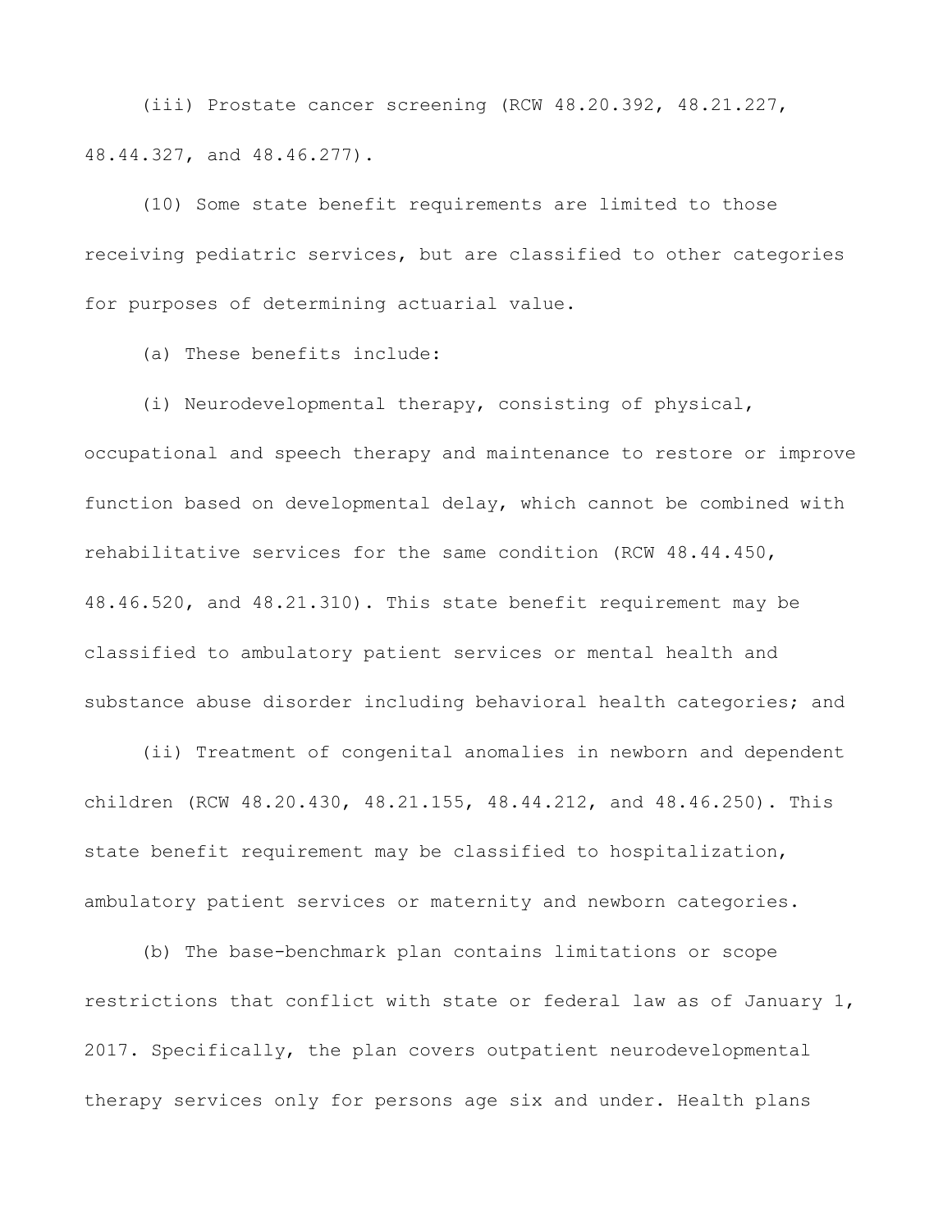(iii) Prostate cancer screening (RCW 48.20.392, 48.21.227, 48.44.327, and 48.46.277).

(10) Some state benefit requirements are limited to those receiving pediatric services, but are classified to other categories for purposes of determining actuarial value.

(a) These benefits include:

(i) Neurodevelopmental therapy, consisting of physical, occupational and speech therapy and maintenance to restore or improve function based on developmental delay, which cannot be combined with rehabilitative services for the same condition (RCW 48.44.450, 48.46.520, and 48.21.310). This state benefit requirement may be classified to ambulatory patient services or mental health and substance abuse disorder including behavioral health categories; and

(ii) Treatment of congenital anomalies in newborn and dependent children (RCW 48.20.430, 48.21.155, 48.44.212, and 48.46.250). This state benefit requirement may be classified to hospitalization, ambulatory patient services or maternity and newborn categories.

(b) The base-benchmark plan contains limitations or scope restrictions that conflict with state or federal law as of January 1, 2017. Specifically, the plan covers outpatient neurodevelopmental therapy services only for persons age six and under. Health plans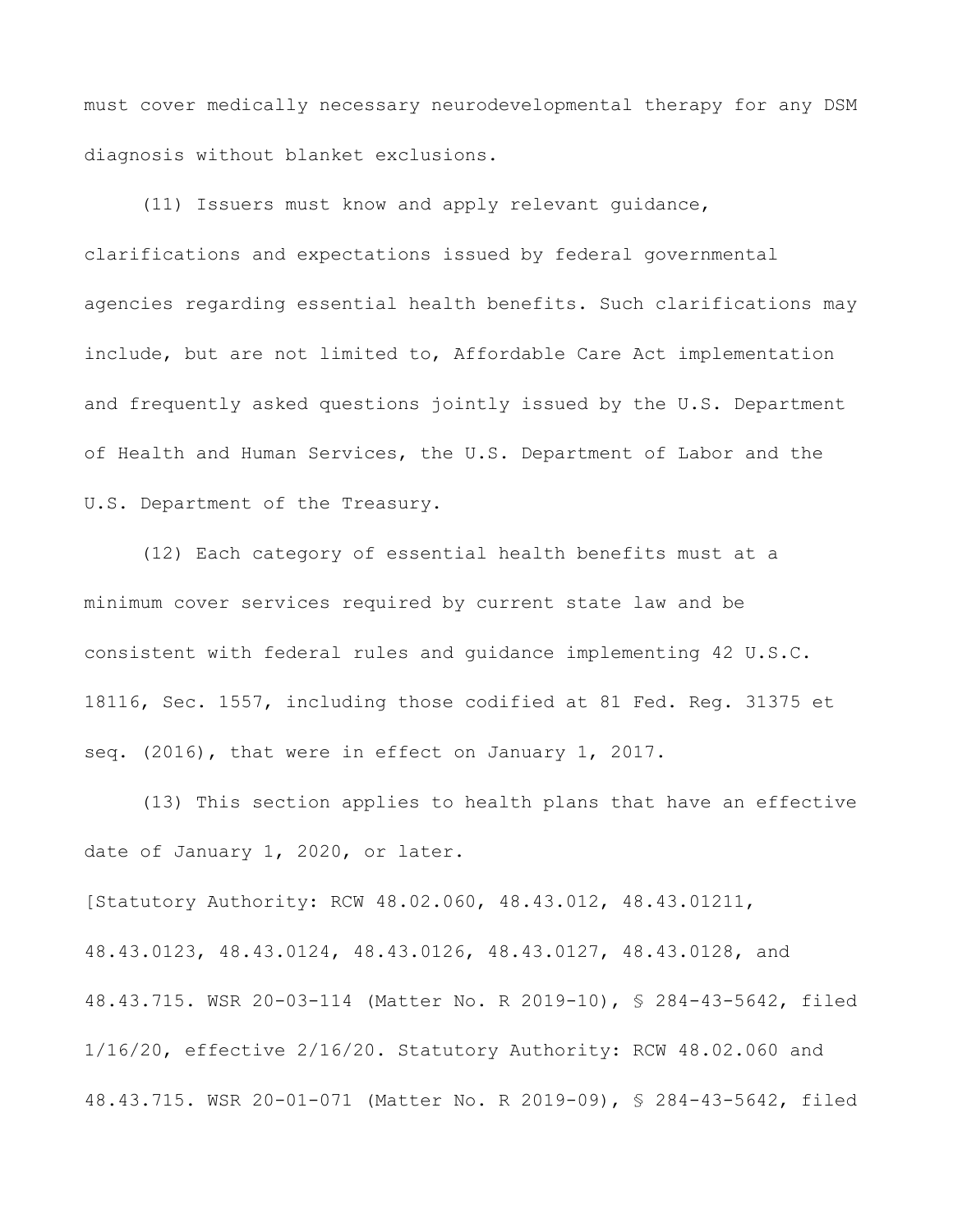must cover medically necessary neurodevelopmental therapy for any DSM diagnosis without blanket exclusions.

(11) Issuers must know and apply relevant guidance, clarifications and expectations issued by federal governmental agencies regarding essential health benefits. Such clarifications may include, but are not limited to, Affordable Care Act implementation and frequently asked questions jointly issued by the U.S. Department of Health and Human Services, the U.S. Department of Labor and the U.S. Department of the Treasury.

(12) Each category of essential health benefits must at a minimum cover services required by current state law and be consistent with federal rules and guidance implementing 42 U.S.C. 18116, Sec. 1557, including those codified at 81 Fed. Reg. 31375 et seq. (2016), that were in effect on January 1, 2017.

(13) This section applies to health plans that have an effective date of January 1, 2020, or later.

[Statutory Authority: RCW 48.02.060, 48.43.012, 48.43.01211, 48.43.0123, 48.43.0124, 48.43.0126, 48.43.0127, 48.43.0128, and 48.43.715. WSR 20-03-114 (Matter No. R 2019-10), § 284-43-5642, filed 1/16/20, effective 2/16/20. Statutory Authority: RCW 48.02.060 and 48.43.715. WSR 20-01-071 (Matter No. R 2019-09), § 284-43-5642, filed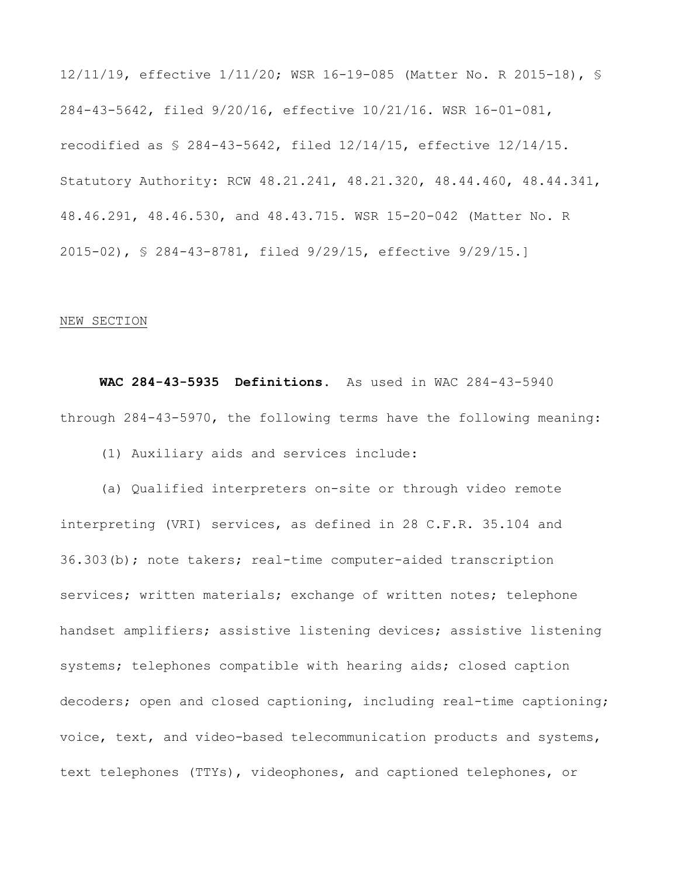12/11/19, effective 1/11/20; WSR 16-19-085 (Matter No. R 2015-18), § 284-43-5642, filed 9/20/16, effective 10/21/16. WSR 16-01-081, recodified as § 284-43-5642, filed 12/14/15, effective 12/14/15. Statutory Authority: RCW 48.21.241, 48.21.320, 48.44.460, 48.44.341, 48.46.291, 48.46.530, and 48.43.715. WSR 15-20-042 (Matter No. R 2015-02), § 284-43-8781, filed 9/29/15, effective 9/29/15.]

NEW SECTION

**WAC 284-43-5935 Definitions.** As used in WAC 284-43-5940 through 284-43-5970, the following terms have the following meaning:

(1) Auxiliary aids and services include:

(a) Qualified interpreters on-site or through video remote interpreting (VRI) services, as defined in 28 C.F.R. 35.104 and 36.303(b); note takers; real-time computer-aided transcription services; written materials; exchange of written notes; telephone handset amplifiers; assistive listening devices; assistive listening systems; telephones compatible with hearing aids; closed caption decoders; open and closed captioning, including real-time captioning; voice, text, and video-based telecommunication products and systems, text telephones (TTYs), videophones, and captioned telephones, or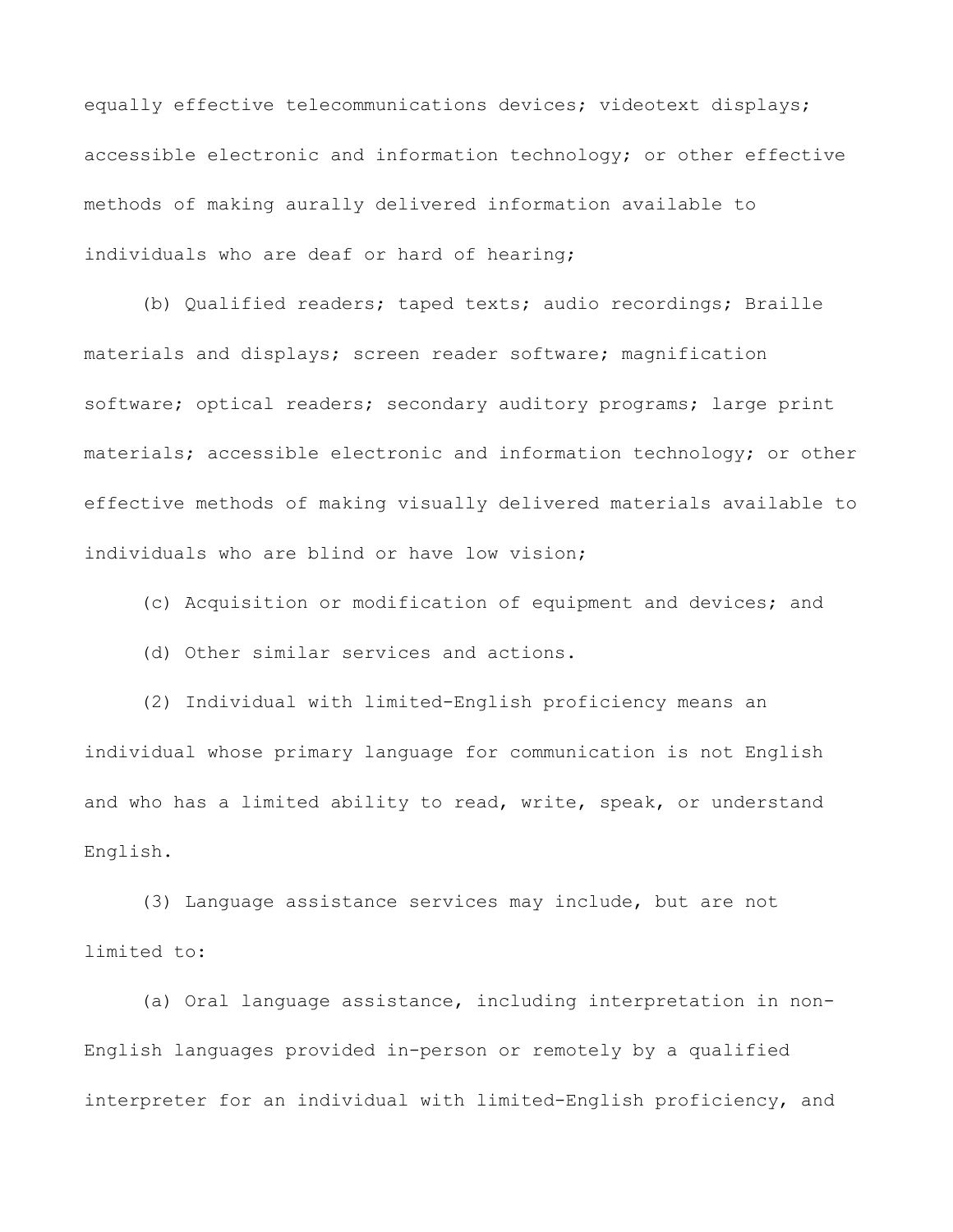equally effective telecommunications devices; videotext displays; accessible electronic and information technology; or other effective methods of making aurally delivered information available to individuals who are deaf or hard of hearing;

(b) Qualified readers; taped texts; audio recordings; Braille materials and displays; screen reader software; magnification software; optical readers; secondary auditory programs; large print materials; accessible electronic and information technology; or other effective methods of making visually delivered materials available to individuals who are blind or have low vision;

(c) Acquisition or modification of equipment and devices; and

(d) Other similar services and actions.

(2) Individual with limited-English proficiency means an individual whose primary language for communication is not English and who has a limited ability to read, write, speak, or understand English.

(3) Language assistance services may include, but are not limited to:

(a) Oral language assistance, including interpretation in non-English languages provided in-person or remotely by a qualified interpreter for an individual with limited-English proficiency, and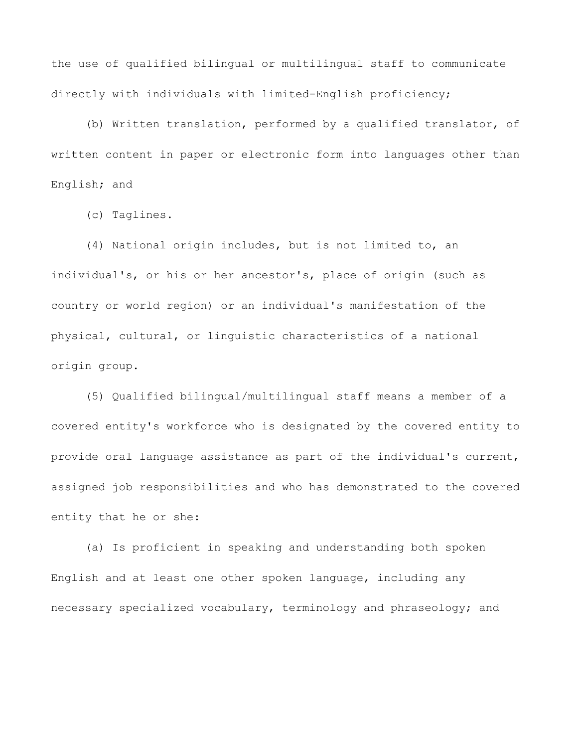the use of qualified bilingual or multilingual staff to communicate directly with individuals with limited-English proficiency;

(b) Written translation, performed by a qualified translator, of written content in paper or electronic form into languages other than English; and

(c) Taglines.

(4) National origin includes, but is not limited to, an individual's, or his or her ancestor's, place of origin (such as country or world region) or an individual's manifestation of the physical, cultural, or linguistic characteristics of a national origin group.

(5) Qualified bilingual/multilingual staff means a member of a covered entity's workforce who is designated by the covered entity to provide oral language assistance as part of the individual's current, assigned job responsibilities and who has demonstrated to the covered entity that he or she:

(a) Is proficient in speaking and understanding both spoken English and at least one other spoken language, including any necessary specialized vocabulary, terminology and phraseology; and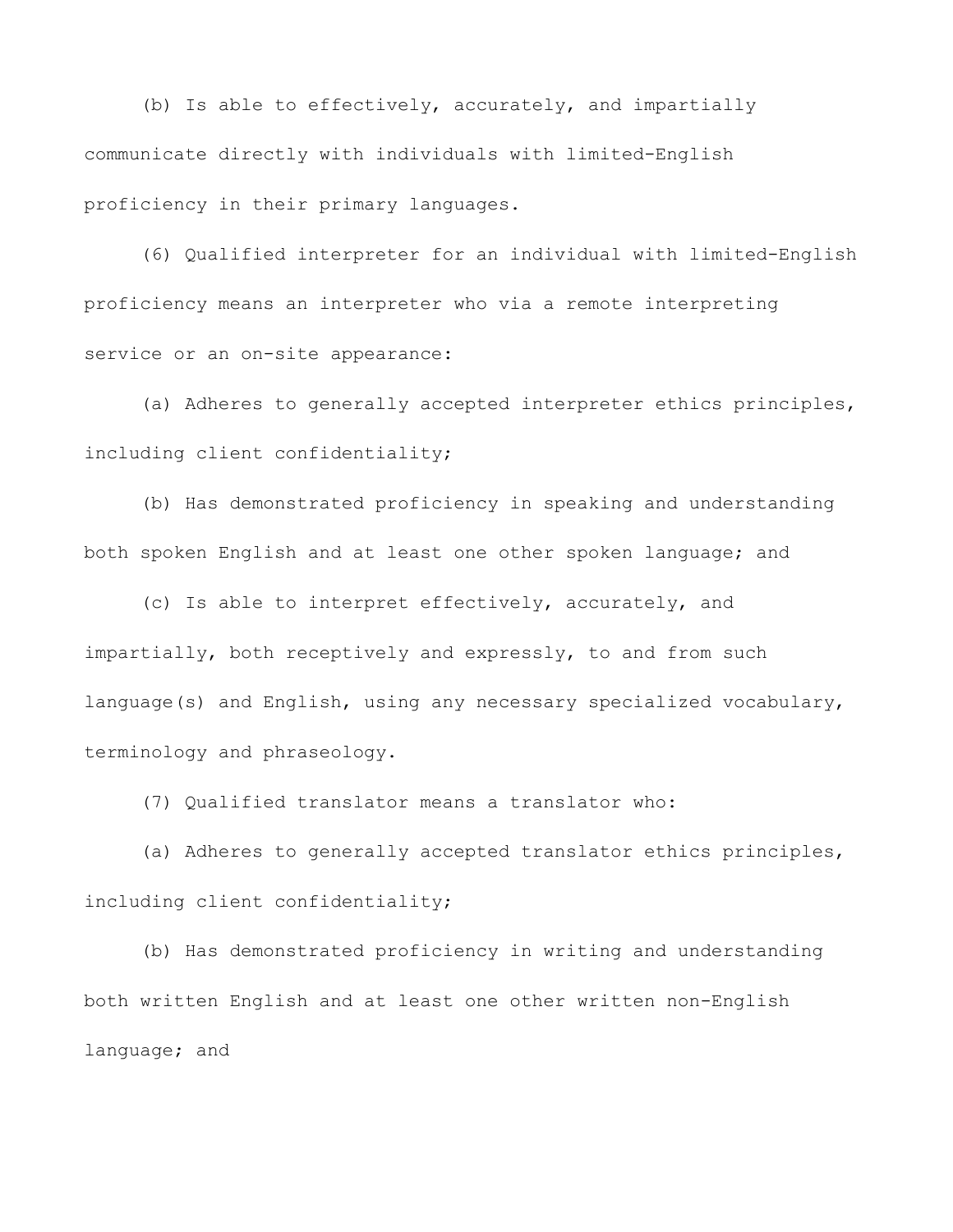(b) Is able to effectively, accurately, and impartially communicate directly with individuals with limited-English proficiency in their primary languages.

(6) Qualified interpreter for an individual with limited-English proficiency means an interpreter who via a remote interpreting service or an on-site appearance:

(a) Adheres to generally accepted interpreter ethics principles, including client confidentiality;

(b) Has demonstrated proficiency in speaking and understanding both spoken English and at least one other spoken language; and

(c) Is able to interpret effectively, accurately, and impartially, both receptively and expressly, to and from such language(s) and English, using any necessary specialized vocabulary, terminology and phraseology.

(7) Qualified translator means a translator who:

(a) Adheres to generally accepted translator ethics principles, including client confidentiality;

(b) Has demonstrated proficiency in writing and understanding both written English and at least one other written non-English language; and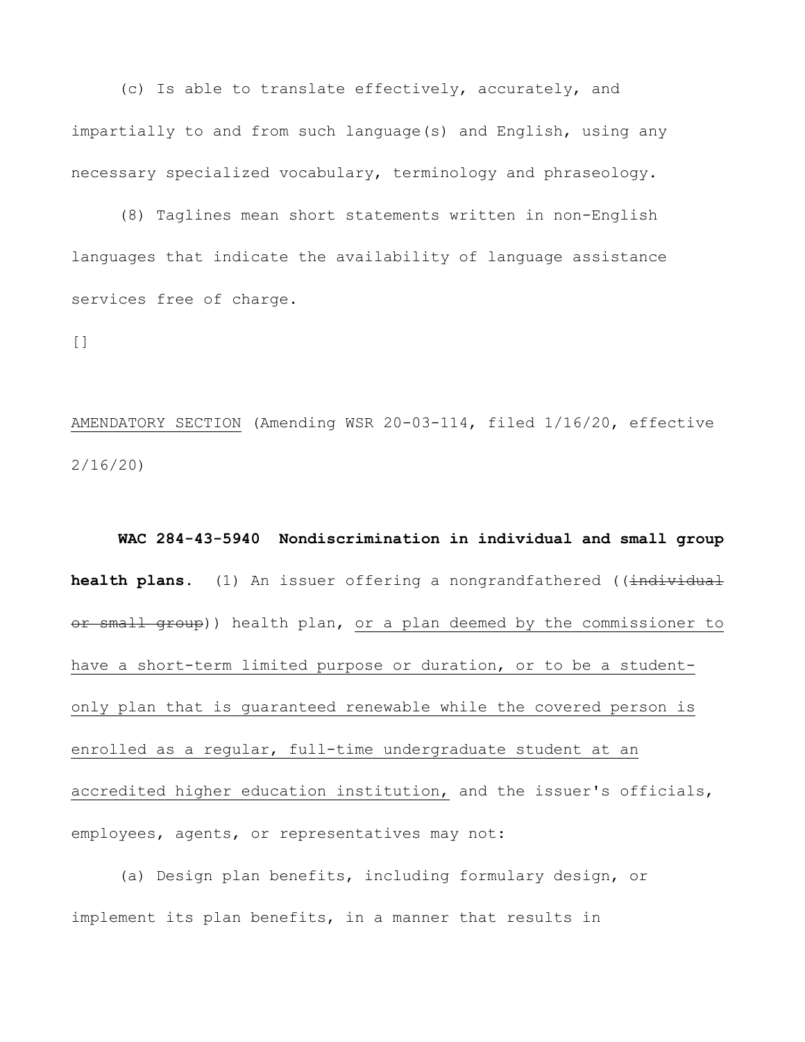(c) Is able to translate effectively, accurately, and impartially to and from such language(s) and English, using any necessary specialized vocabulary, terminology and phraseology.

(8) Taglines mean short statements written in non-English languages that indicate the availability of language assistance services free of charge.

[]

<u>AMENDATORY SECTION</u> (Amending WSR 20-03-114, filed 1/16/20, effective 2/16/20)

**WAC 284-43-5940 Nondiscrimination in individual and small group health plans.** (1) An issuer offering a nongrandfathered ((~~individual or small group~~)) health plan, <u>or a plan deemed by the commissioner to have a short-term limited purpose or duration, or to be a student-only plan that is guaranteed renewable while the covered person is enrolled as a regular, full-time undergraduate student at an accredited higher education institution,</u> and the issuer's officials, employees, agents, or representatives may not:

(a) Design plan benefits, including formulary design, or implement its plan benefits, in a manner that results in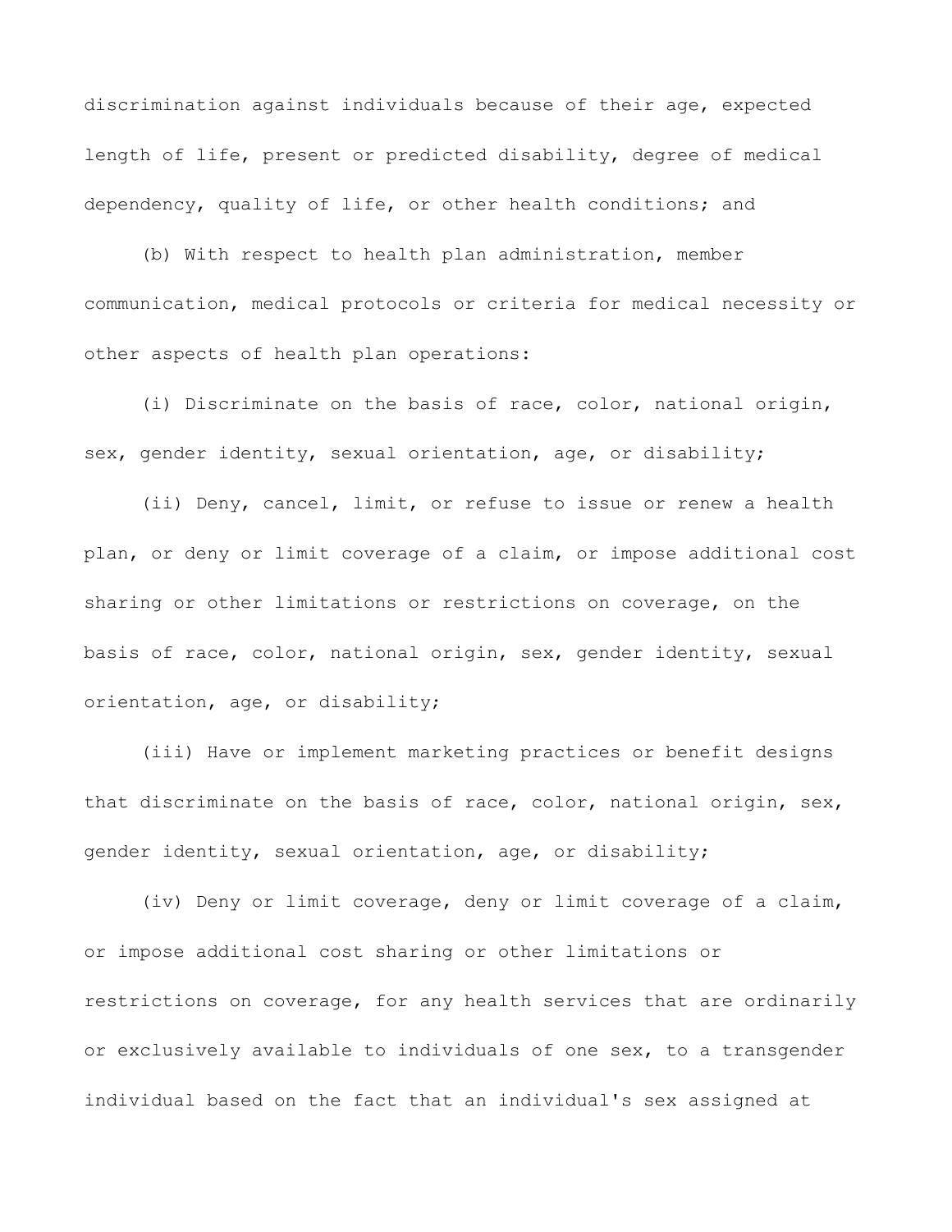discrimination against individuals because of their age, expected length of life, present or predicted disability, degree of medical dependency, quality of life, or other health conditions; and

(b) With respect to health plan administration, member communication, medical protocols or criteria for medical necessity or other aspects of health plan operations:

(i) Discriminate on the basis of race, color, national origin, sex, gender identity, sexual orientation, age, or disability;

(ii) Deny, cancel, limit, or refuse to issue or renew a health plan, or deny or limit coverage of a claim, or impose additional cost sharing or other limitations or restrictions on coverage, on the basis of race, color, national origin, sex, gender identity, sexual orientation, age, or disability;

(iii) Have or implement marketing practices or benefit designs that discriminate on the basis of race, color, national origin, sex, gender identity, sexual orientation, age, or disability;

(iv) Deny or limit coverage, deny or limit coverage of a claim, or impose additional cost sharing or other limitations or restrictions on coverage, for any health services that are ordinarily or exclusively available to individuals of one sex, to a transgender individual based on the fact that an individual's sex assigned at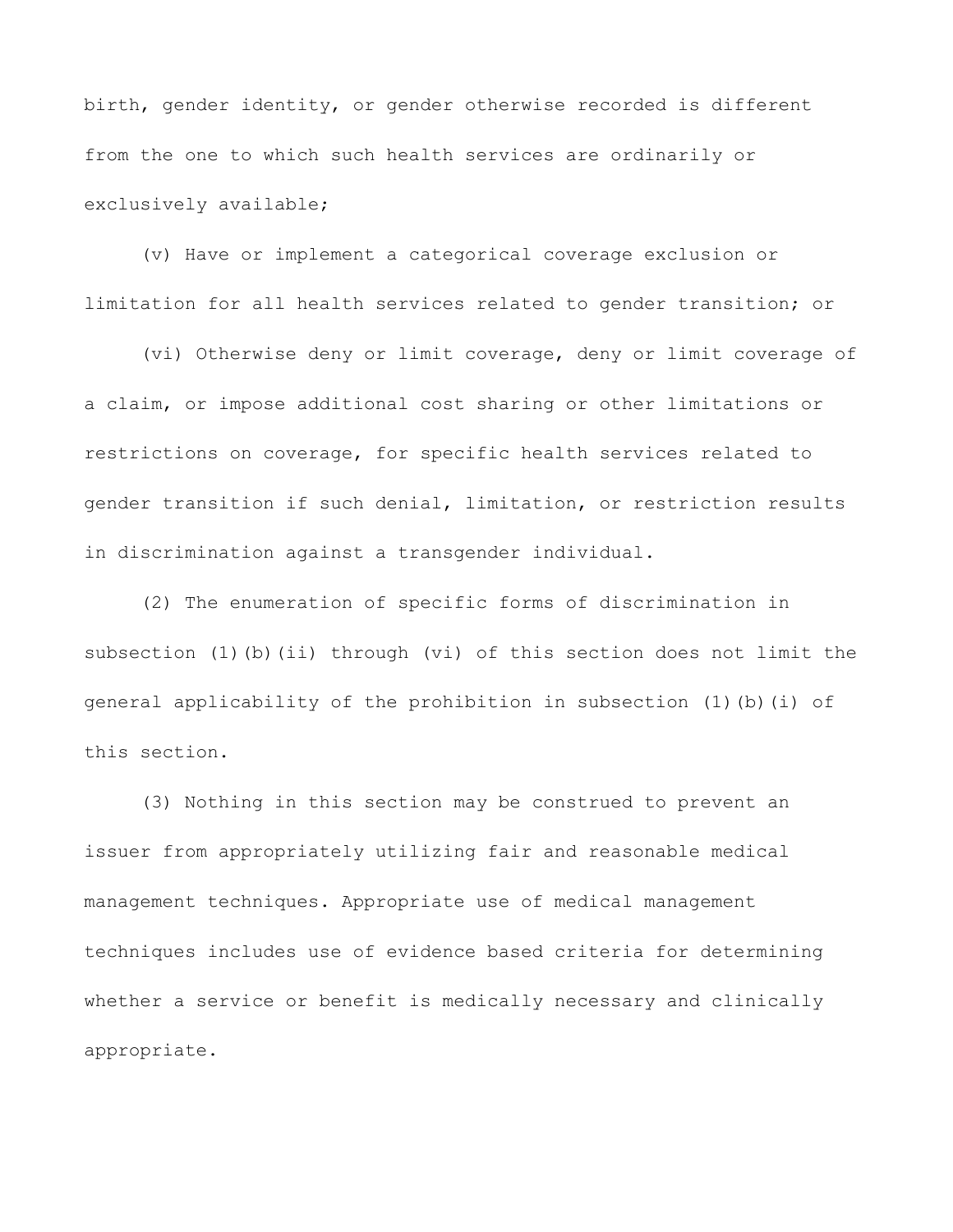birth, gender identity, or gender otherwise recorded is different from the one to which such health services are ordinarily or exclusively available;

(v) Have or implement a categorical coverage exclusion or limitation for all health services related to gender transition; or

(vi) Otherwise deny or limit coverage, deny or limit coverage of a claim, or impose additional cost sharing or other limitations or restrictions on coverage, for specific health services related to gender transition if such denial, limitation, or restriction results in discrimination against a transgender individual.

(2) The enumeration of specific forms of discrimination in subsection (1)(b)(ii) through (vi) of this section does not limit the general applicability of the prohibition in subsection (1)(b)(i) of this section.

(3) Nothing in this section may be construed to prevent an issuer from appropriately utilizing fair and reasonable medical management techniques. Appropriate use of medical management techniques includes use of evidence based criteria for determining whether a service or benefit is medically necessary and clinically appropriate.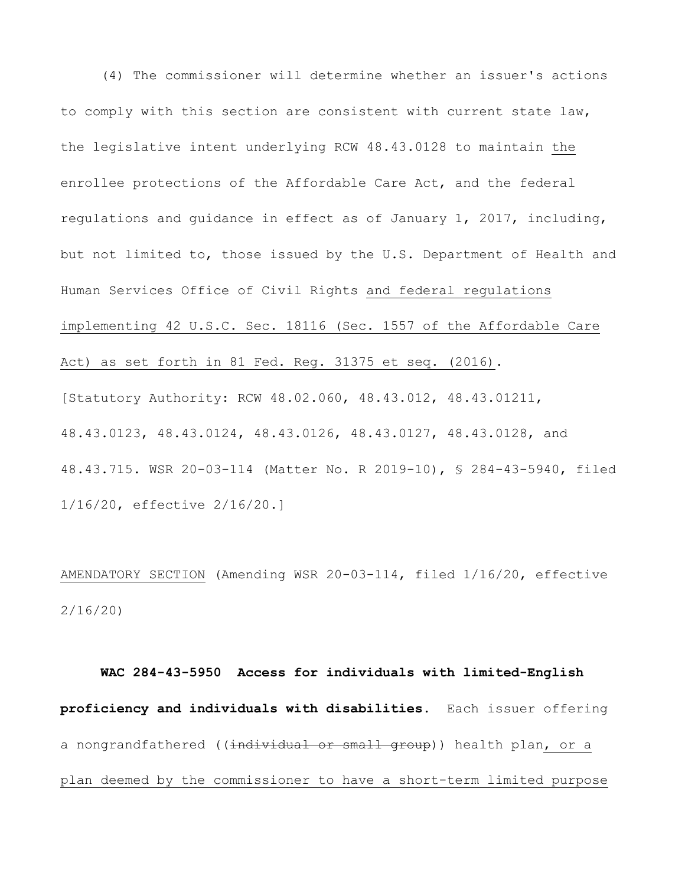(4) The commissioner will determine whether an issuer's actions to comply with this section are consistent with current state law, the legislative intent underlying RCW 48.43.0128 to maintain <u>the</u> enrollee protections of the Affordable Care Act, and the federal regulations and guidance in effect as of January 1, 2017, including, but not limited to, those issued by the U.S. Department of Health and Human Services Office of Civil Rights <u>and federal regulations implementing 42 U.S.C. Sec. 18116 (Sec. 1557 of the Affordable Care Act) as set forth in 81 Fed. Reg. 31375 et seq. (2016)</u>.

[Statutory Authority: RCW 48.02.060, 48.43.012, 48.43.01211, 48.43.0123, 48.43.0124, 48.43.0126, 48.43.0127, 48.43.0128, and 48.43.715. WSR 20-03-114 (Matter No. R 2019-10), § 284-43-5940, filed 1/16/20, effective 2/16/20.]

<u>AMENDATORY SECTION</u> (Amending WSR 20-03-114, filed 1/16/20, effective 2/16/20)

**WAC 284-43-5950 Access for individuals with limited-English proficiency and individuals with disabilities.** Each issuer offering a nongrandfathered ((~~individual or small group~~)) health plan<u>, or a plan deemed by the commissioner to have a short-term limited purpose</u>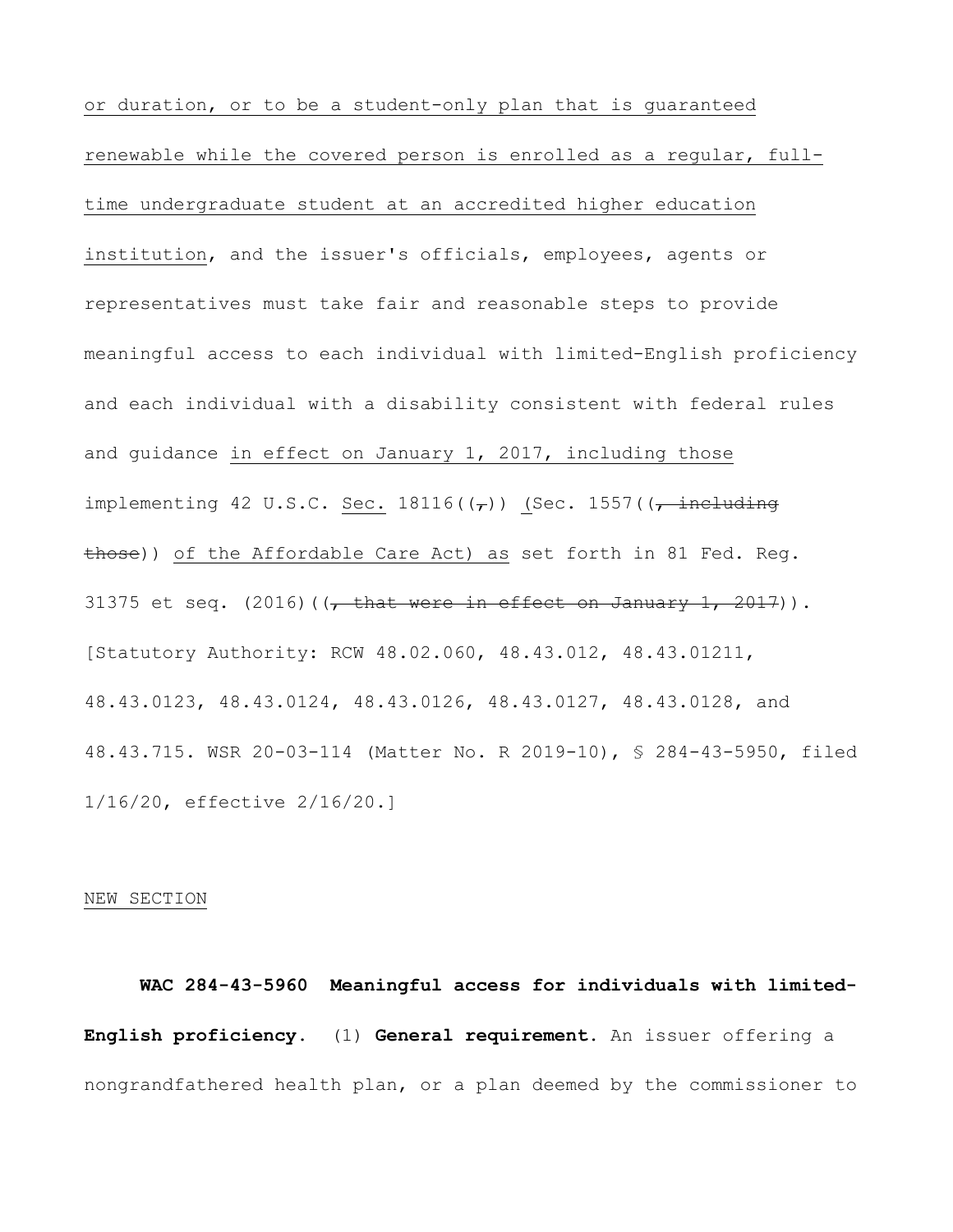or duration, or to be a student-only plan that is guaranteed renewable while the covered person is enrolled as a regular, full-time undergraduate student at an accredited higher education institution, and the issuer's officials, employees, agents or representatives must take fair and reasonable steps to provide meaningful access to each individual with limited-English proficiency and each individual with a disability consistent with federal rules and guidance in effect on January 1, 2017, including those implementing 42 U.S.C. Sec. 18116((~~,~~)) (Sec. 1557((~~, including those~~)) of the Affordable Care Act) as set forth in 81 Fed. Reg. 31375 et seq. (2016)((~~, that were in effect on January 1, 2017~~)). [Statutory Authority: RCW 48.02.060, 48.43.012, 48.43.01211, 48.43.0123, 48.43.0124, 48.43.0126, 48.43.0127, 48.43.0128, and 48.43.715. WSR 20-03-114 (Matter No. R 2019-10), § 284-43-5950, filed 1/16/20, effective 2/16/20.]

NEW SECTION

**WAC 284-43-5960 Meaningful access for individuals with limited-English proficiency.** (1) **General requirement.** An issuer offering a nongrandfathered health plan, or a plan deemed by the commissioner to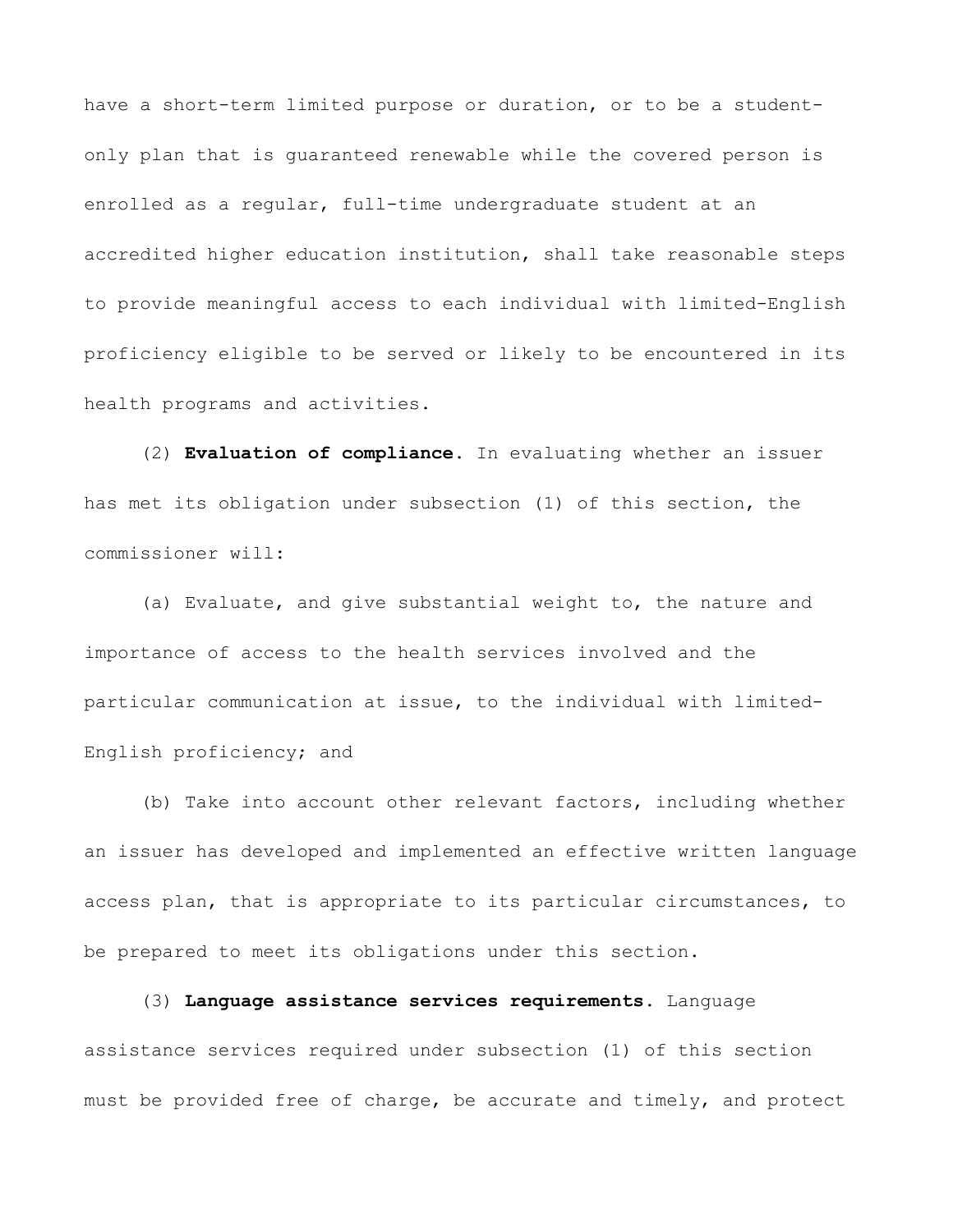have a short-term limited purpose or duration, or to be a student-only plan that is guaranteed renewable while the covered person is enrolled as a regular, full-time undergraduate student at an accredited higher education institution, shall take reasonable steps to provide meaningful access to each individual with limited-English proficiency eligible to be served or likely to be encountered in its health programs and activities.

(2) **Evaluation of compliance.** In evaluating whether an issuer has met its obligation under subsection (1) of this section, the commissioner will:

(a) Evaluate, and give substantial weight to, the nature and importance of access to the health services involved and the particular communication at issue, to the individual with limited-English proficiency; and

(b) Take into account other relevant factors, including whether an issuer has developed and implemented an effective written language access plan, that is appropriate to its particular circumstances, to be prepared to meet its obligations under this section.

(3) **Language assistance services requirements.** Language assistance services required under subsection (1) of this section must be provided free of charge, be accurate and timely, and protect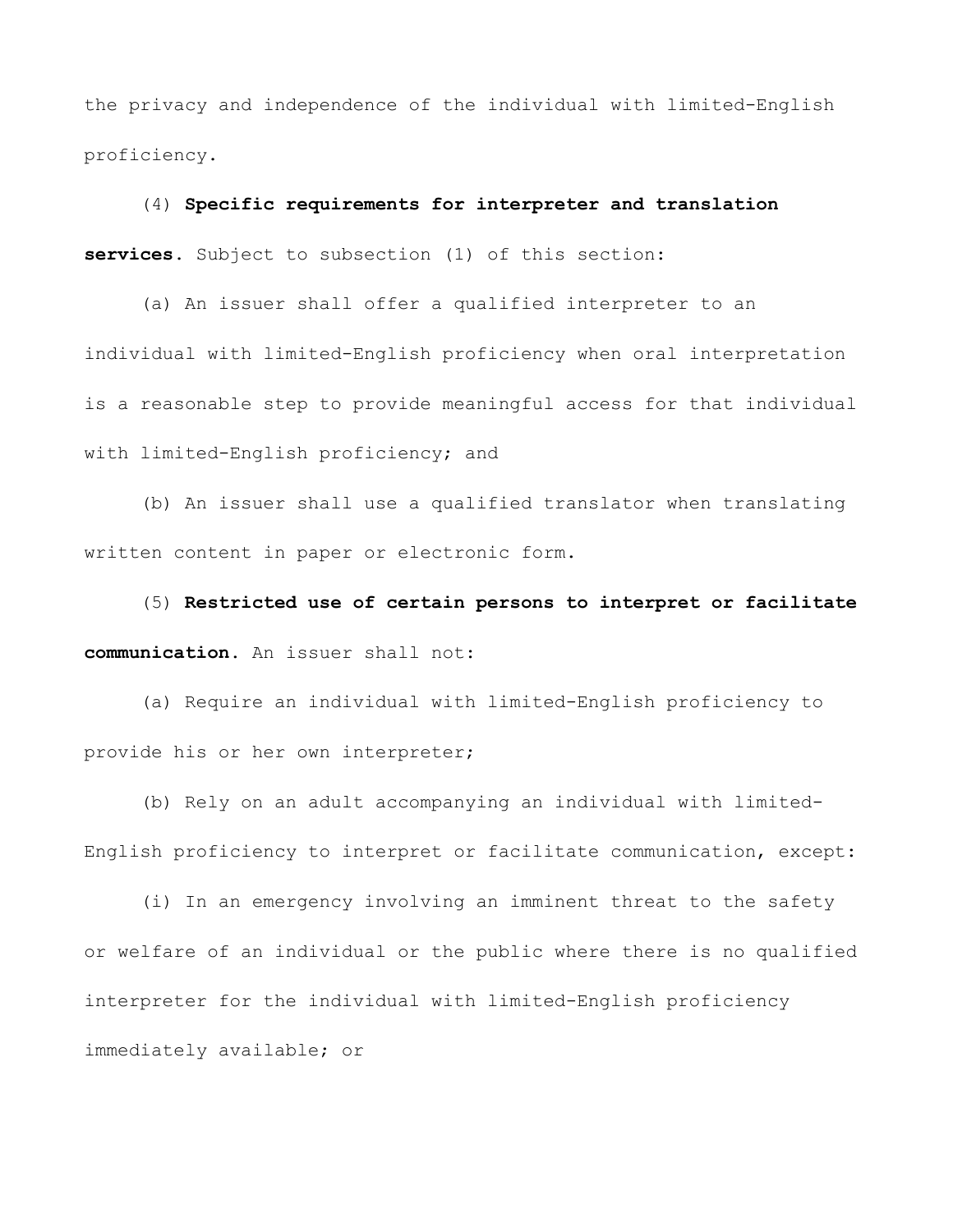the privacy and independence of the individual with limited-English proficiency.

(4) **Specific requirements for interpreter and translation services.** Subject to subsection (1) of this section:

(a) An issuer shall offer a qualified interpreter to an individual with limited-English proficiency when oral interpretation is a reasonable step to provide meaningful access for that individual with limited-English proficiency; and

(b) An issuer shall use a qualified translator when translating written content in paper or electronic form.

(5) **Restricted use of certain persons to interpret or facilitate communication.** An issuer shall not:

(a) Require an individual with limited-English proficiency to provide his or her own interpreter;

(b) Rely on an adult accompanying an individual with limited-English proficiency to interpret or facilitate communication, except:

(i) In an emergency involving an imminent threat to the safety or welfare of an individual or the public where there is no qualified interpreter for the individual with limited-English proficiency immediately available; or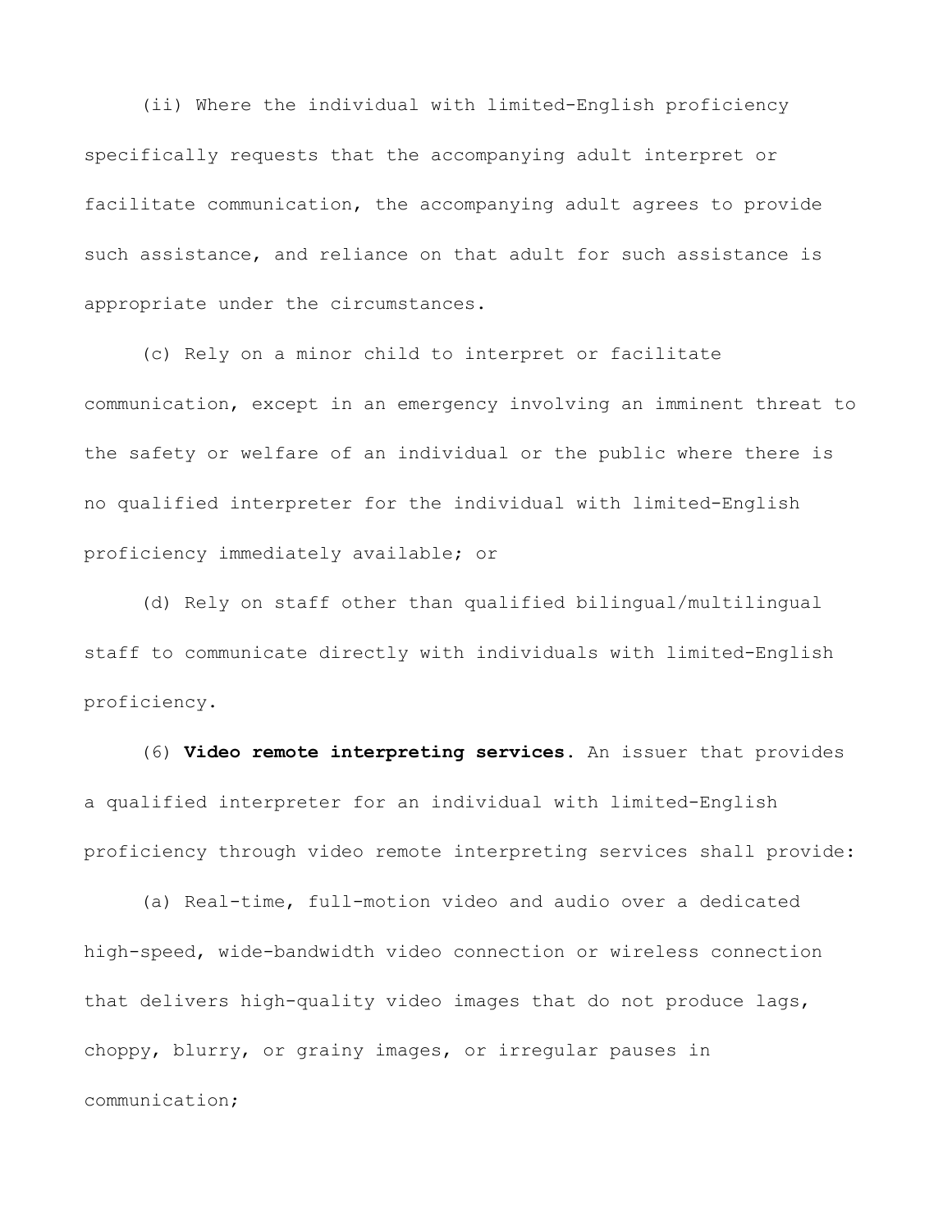(ii) Where the individual with limited-English proficiency specifically requests that the accompanying adult interpret or facilitate communication, the accompanying adult agrees to provide such assistance, and reliance on that adult for such assistance is appropriate under the circumstances.

(c) Rely on a minor child to interpret or facilitate communication, except in an emergency involving an imminent threat to the safety or welfare of an individual or the public where there is no qualified interpreter for the individual with limited-English proficiency immediately available; or

(d) Rely on staff other than qualified bilingual/multilingual staff to communicate directly with individuals with limited-English proficiency.

(6) **Video remote interpreting services**. An issuer that provides a qualified interpreter for an individual with limited-English proficiency through video remote interpreting services shall provide:

(a) Real-time, full-motion video and audio over a dedicated high-speed, wide-bandwidth video connection or wireless connection that delivers high-quality video images that do not produce lags, choppy, blurry, or grainy images, or irregular pauses in communication;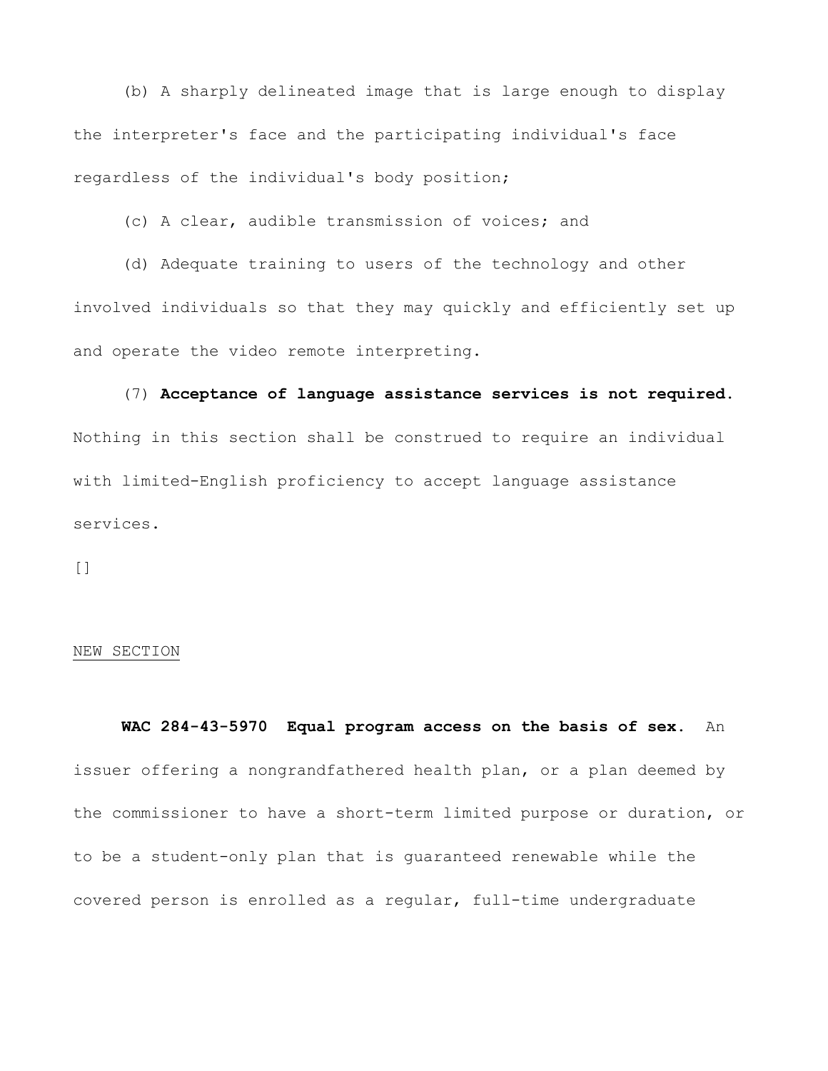(b) A sharply delineated image that is large enough to display the interpreter's face and the participating individual's face regardless of the individual's body position;

(c) A clear, audible transmission of voices; and

(d) Adequate training to users of the technology and other involved individuals so that they may quickly and efficiently set up and operate the video remote interpreting.

(7) **Acceptance of language assistance services is not required.** Nothing in this section shall be construed to require an individual with limited-English proficiency to accept language assistance services.

[]

NEW SECTION

**WAC 284-43-5970 Equal program access on the basis of sex.** An issuer offering a nongrandfathered health plan, or a plan deemed by the commissioner to have a short-term limited purpose or duration, or to be a student-only plan that is guaranteed renewable while the covered person is enrolled as a regular, full-time undergraduate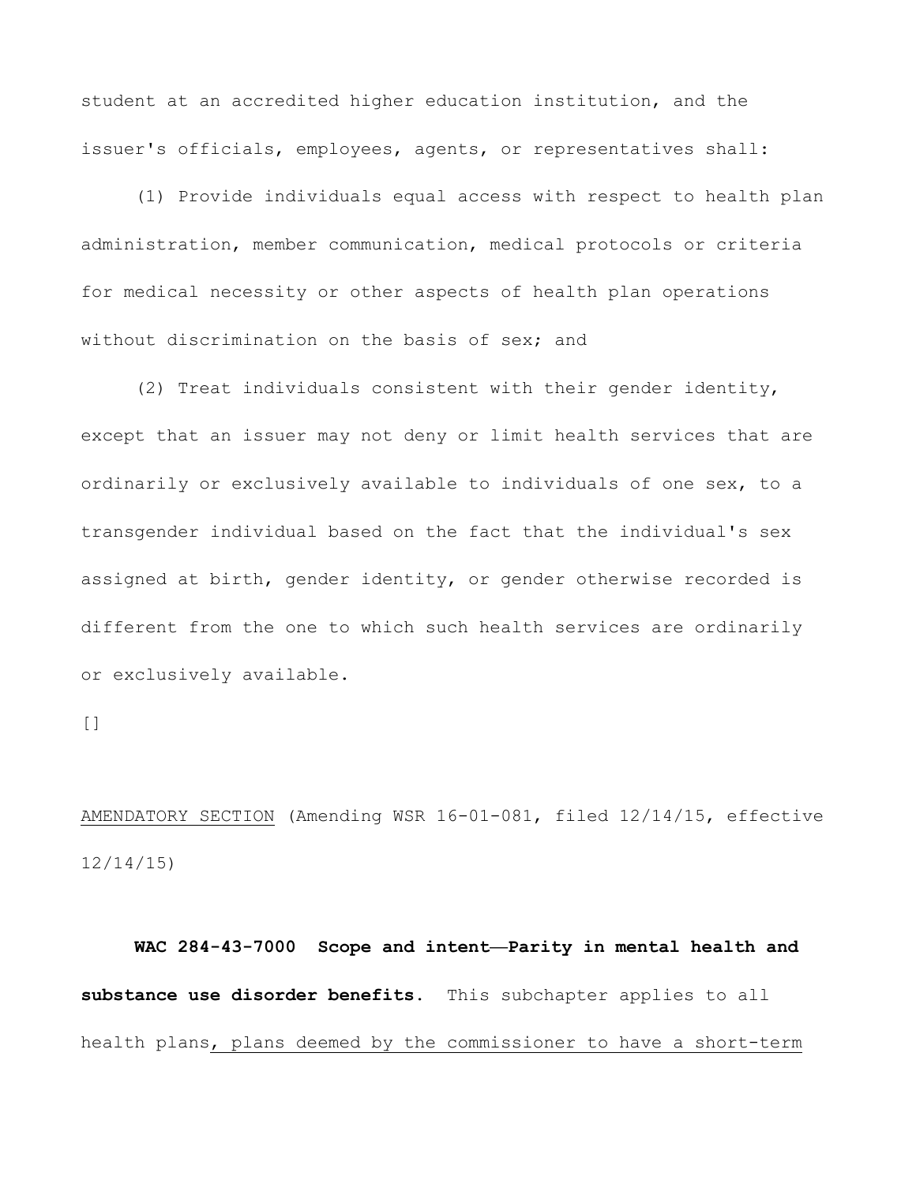student at an accredited higher education institution, and the issuer's officials, employees, agents, or representatives shall:

(1) Provide individuals equal access with respect to health plan administration, member communication, medical protocols or criteria for medical necessity or other aspects of health plan operations without discrimination on the basis of sex; and

(2) Treat individuals consistent with their gender identity, except that an issuer may not deny or limit health services that are ordinarily or exclusively available to individuals of one sex, to a transgender individual based on the fact that the individual's sex assigned at birth, gender identity, or gender otherwise recorded is different from the one to which such health services are ordinarily or exclusively available.

[]

<u>AMENDATORY SECTION</u> (Amending WSR 16-01-081, filed 12/14/15, effective 12/14/15)

**WAC 284-43-7000 Scope and intent—Parity in mental health and substance use disorder benefits.** This subchapter applies to all health plans<u>, plans deemed by the commissioner to have a short-term</u>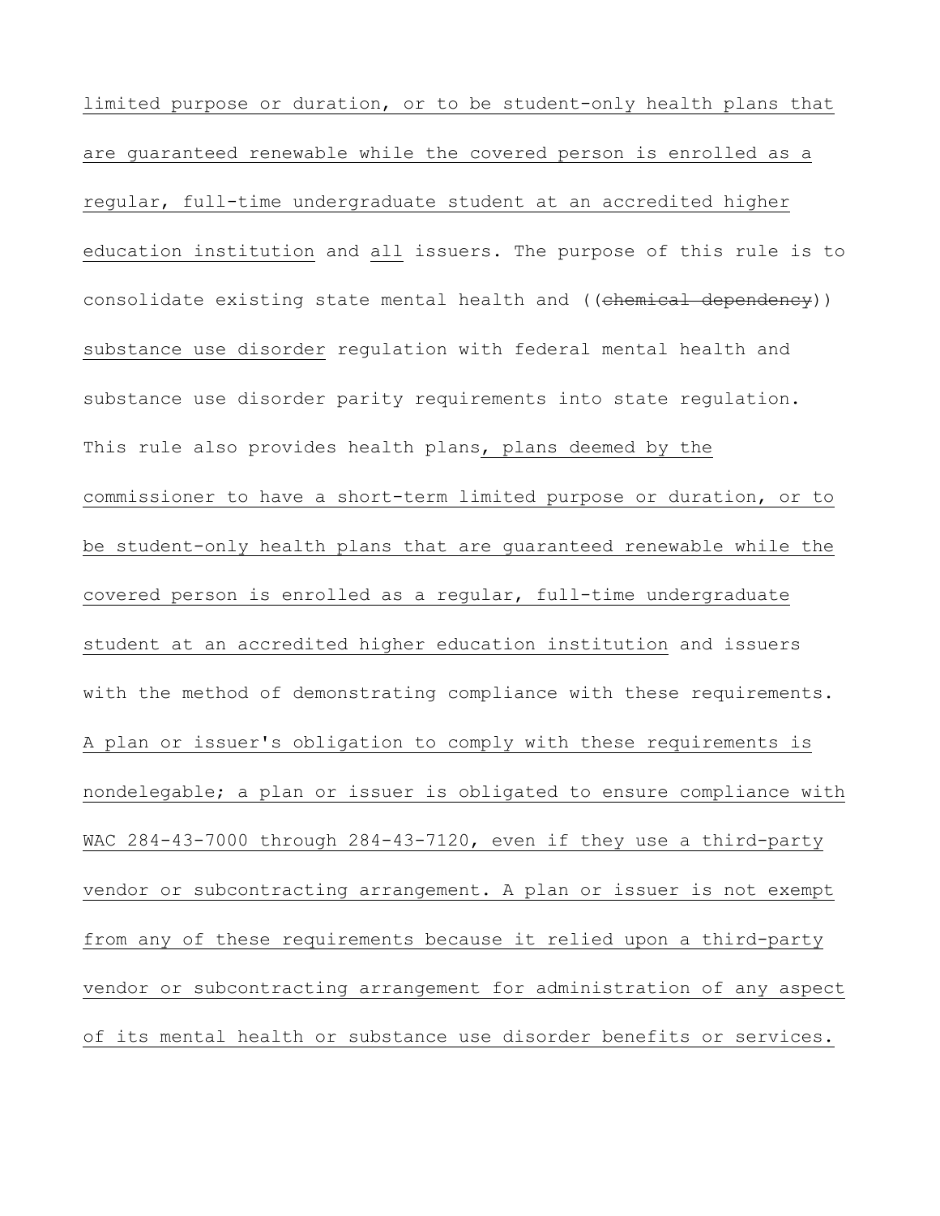limited purpose or duration, or to be student-only health plans that are guaranteed renewable while the covered person is enrolled as a regular, full-time undergraduate student at an accredited higher education institution and all issuers. The purpose of this rule is to consolidate existing state mental health and ((~~chemical dependency~~)) substance use disorder regulation with federal mental health and substance use disorder parity requirements into state regulation. This rule also provides health plans, plans deemed by the commissioner to have a short-term limited purpose or duration, or to be student-only health plans that are guaranteed renewable while the covered person is enrolled as a regular, full-time undergraduate student at an accredited higher education institution and issuers with the method of demonstrating compliance with these requirements. A plan or issuer's obligation to comply with these requirements is nondelegable; a plan or issuer is obligated to ensure compliance with WAC 284-43-7000 through 284-43-7120, even if they use a third-party vendor or subcontracting arrangement. A plan or issuer is not exempt from any of these requirements because it relied upon a third-party vendor or subcontracting arrangement for administration of any aspect of its mental health or substance use disorder benefits or services.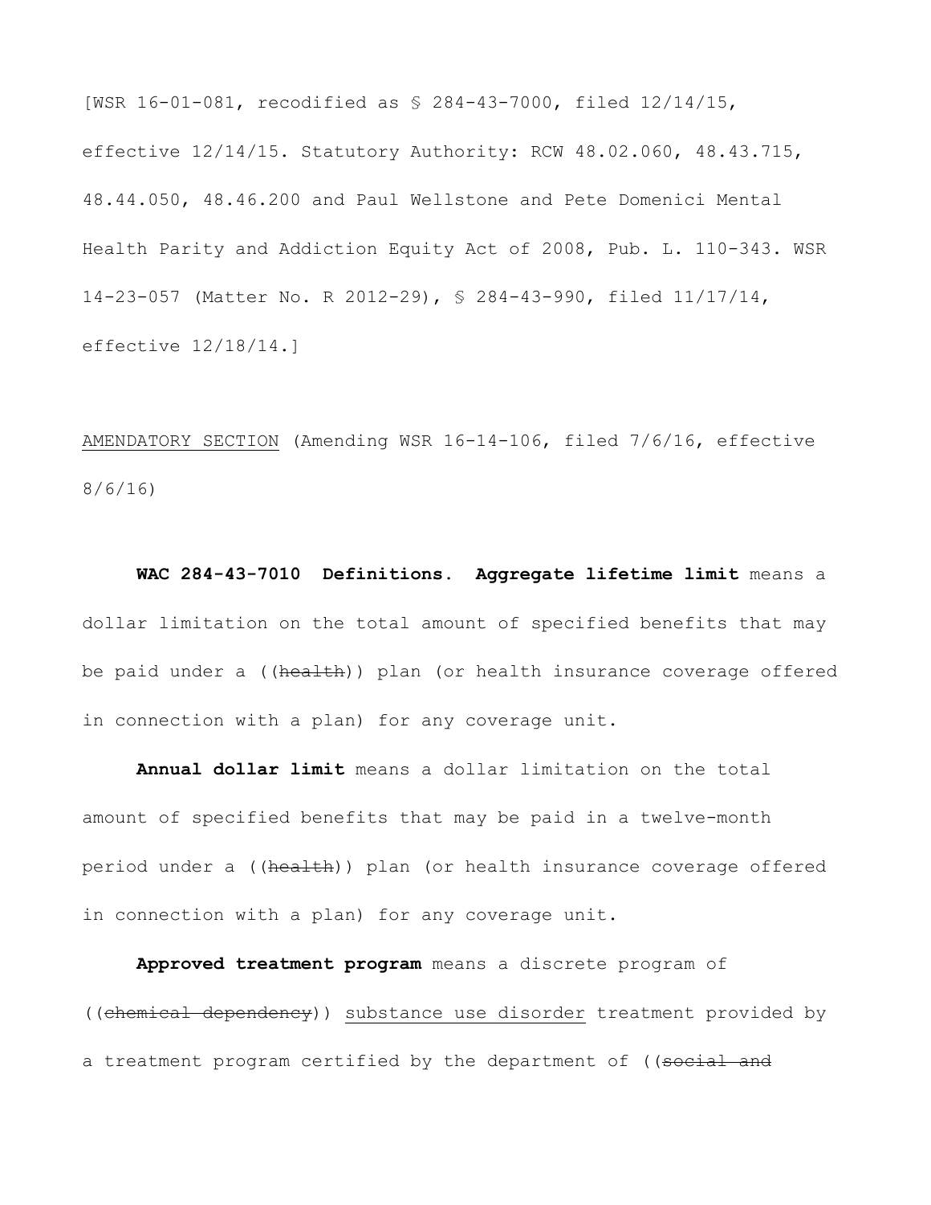[WSR 16-01-081, recodified as § 284-43-7000, filed 12/14/15, effective 12/14/15. Statutory Authority: RCW 48.02.060, 48.43.715, 48.44.050, 48.46.200 and Paul Wellstone and Pete Domenici Mental Health Parity and Addiction Equity Act of 2008, Pub. L. 110-343. WSR 14-23-057 (Matter No. R 2012-29), § 284-43-990, filed 11/17/14, effective 12/18/14.]

AMENDATORY SECTION (Amending WSR 16-14-106, filed 7/6/16, effective 8/6/16)

**WAC 284-43-7010 Definitions.** **Aggregate lifetime limit** means a dollar limitation on the total amount of specified benefits that may be paid under a ((~~health~~)) plan (or health insurance coverage offered in connection with a plan) for any coverage unit.

**Annual dollar limit** means a dollar limitation on the total amount of specified benefits that may be paid in a twelve-month period under a ((~~health~~)) plan (or health insurance coverage offered in connection with a plan) for any coverage unit.

**Approved treatment program** means a discrete program of ((~~chemical dependency~~)) substance use disorder treatment provided by a treatment program certified by the department of ((~~social and~~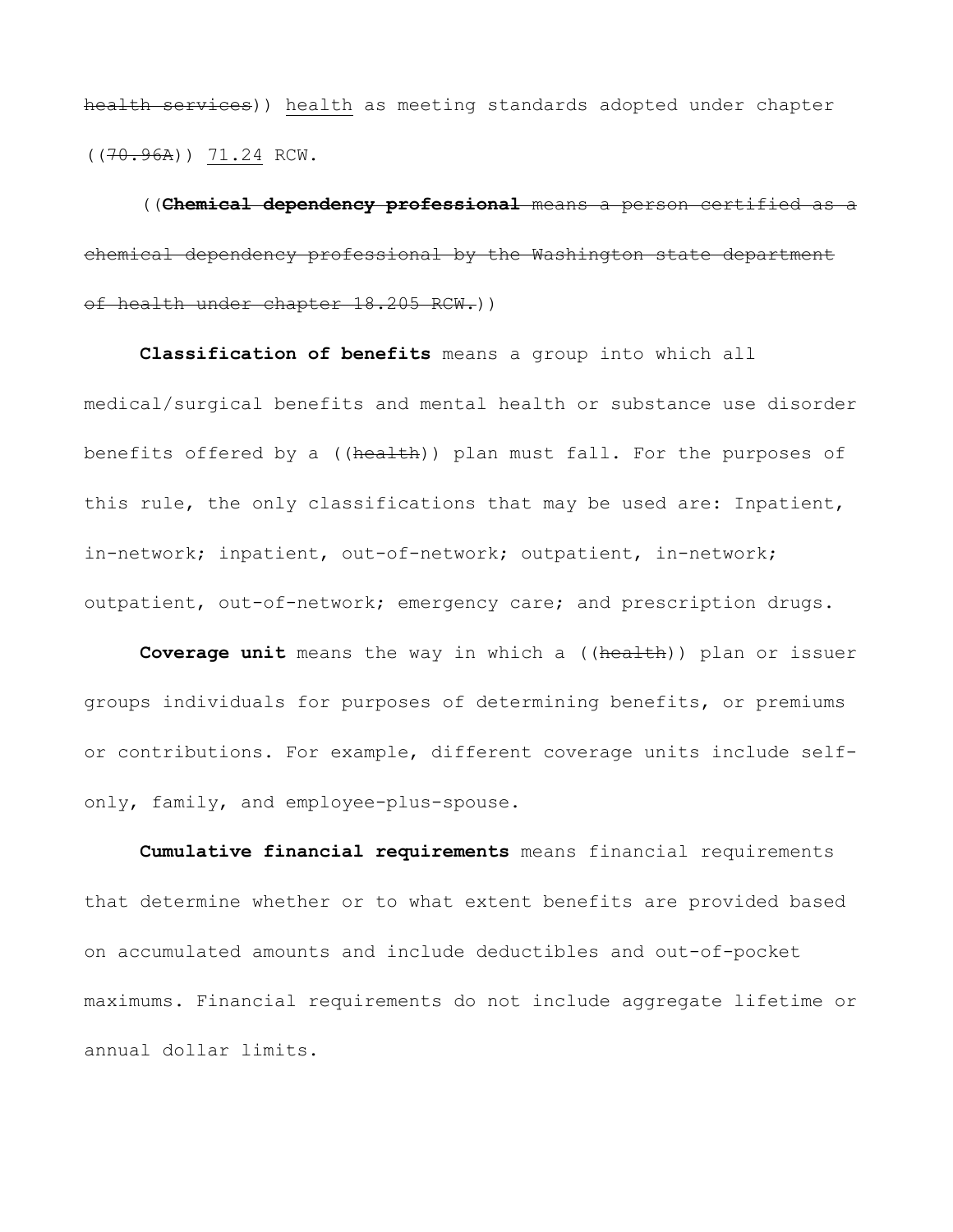~~health services~~)) <u>health</u> as meeting standards adopted under chapter ((~~70.96A~~)) <u>71.24</u> RCW.

((~~**Chemical dependency professional** means a person certified as a chemical dependency professional by the Washington state department of health under chapter 18.205 RCW.~~))

**Classification of benefits** means a group into which all medical/surgical benefits and mental health or substance use disorder benefits offered by a ((~~health~~)) plan must fall. For the purposes of this rule, the only classifications that may be used are: Inpatient, in-network; inpatient, out-of-network; outpatient, in-network; outpatient, out-of-network; emergency care; and prescription drugs.

**Coverage unit** means the way in which a ((~~health~~)) plan or issuer groups individuals for purposes of determining benefits, or premiums or contributions. For example, different coverage units include self-only, family, and employee-plus-spouse.

**Cumulative financial requirements** means financial requirements that determine whether or to what extent benefits are provided based on accumulated amounts and include deductibles and out-of-pocket maximums. Financial requirements do not include aggregate lifetime or annual dollar limits.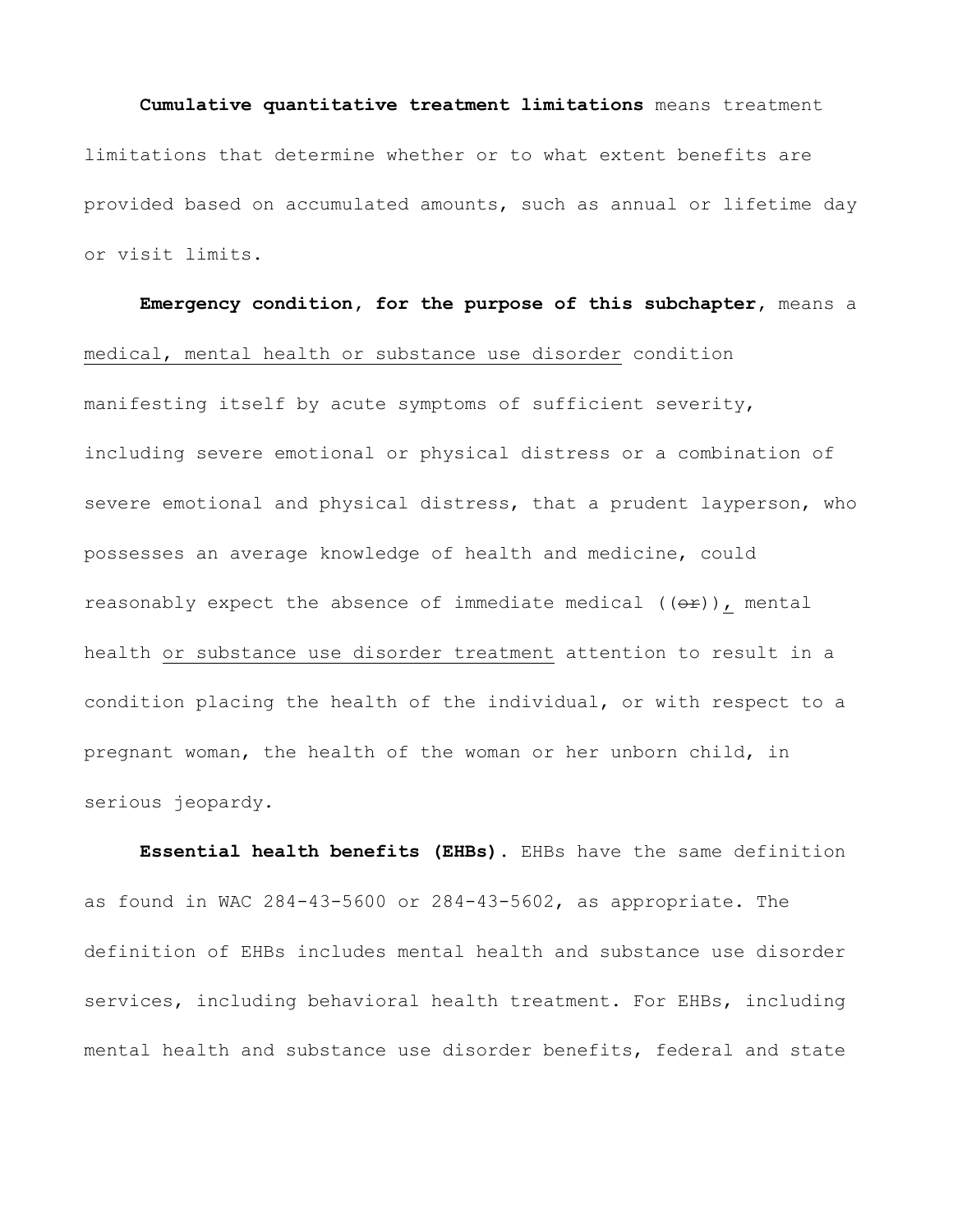**Cumulative quantitative treatment limitations** means treatment limitations that determine whether or to what extent benefits are provided based on accumulated amounts, such as annual or lifetime day or visit limits.

**Emergency condition, for the purpose of this subchapter**, means a <u>medical, mental health or substance use disorder</u> condition manifesting itself by acute symptoms of sufficient severity, including severe emotional or physical distress or a combination of severe emotional and physical distress, that a prudent layperson, who possesses an average knowledge of health and medicine, could reasonably expect the absence of immediate medical ((~~or~~))<u>,</u> mental health <u>or substance use disorder treatment</u> attention to result in a condition placing the health of the individual, or with respect to a pregnant woman, the health of the woman or her unborn child, in serious jeopardy.

**Essential health benefits (EHBs)**. EHBs have the same definition as found in WAC 284-43-5600 or 284-43-5602, as appropriate. The definition of EHBs includes mental health and substance use disorder services, including behavioral health treatment. For EHBs, including mental health and substance use disorder benefits, federal and state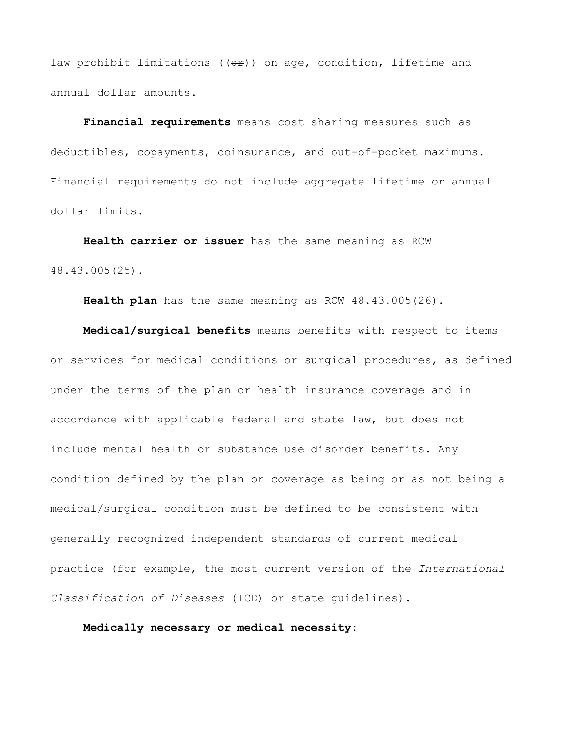law prohibit limitations ((~~or~~)) <u>on</u> age, condition, lifetime and annual dollar amounts.

**Financial requirements** means cost sharing measures such as deductibles, copayments, coinsurance, and out-of-pocket maximums. Financial requirements do not include aggregate lifetime or annual dollar limits.

**Health carrier or issuer** has the same meaning as RCW 48.43.005(25).

**Health plan** has the same meaning as RCW 48.43.005(26).

**Medical/surgical benefits** means benefits with respect to items or services for medical conditions or surgical procedures, as defined under the terms of the plan or health insurance coverage and in accordance with applicable federal and state law, but does not include mental health or substance use disorder benefits. Any condition defined by the plan or coverage as being or as not being a medical/surgical condition must be defined to be consistent with generally recognized independent standards of current medical practice (for example, the most current version of the *International Classification of Diseases* (ICD) or state guidelines).

**Medically necessary or medical necessity:**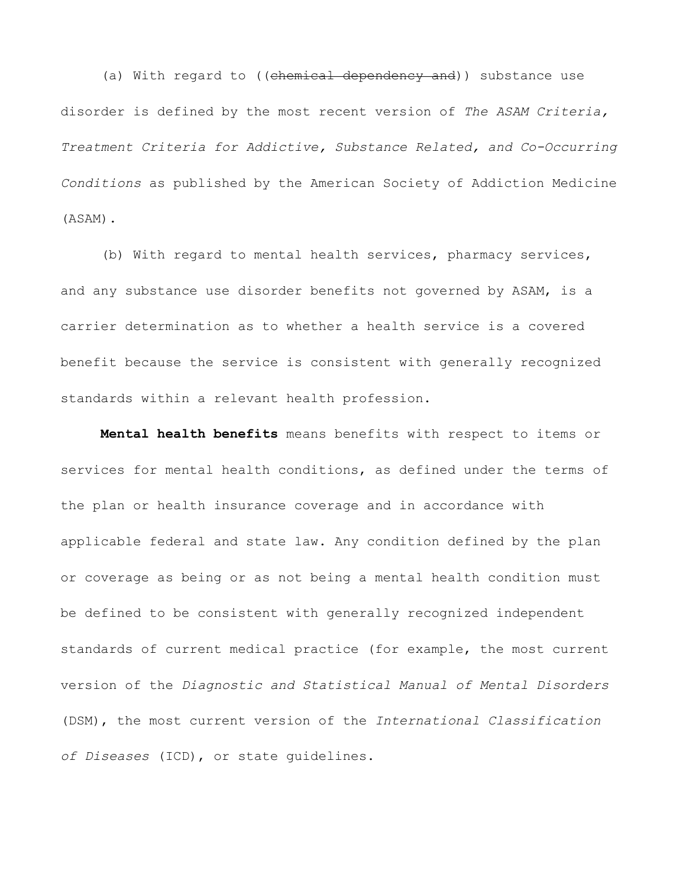(a) With regard to ((~~chemical dependency and~~)) substance use disorder is defined by the most recent version of *The ASAM Criteria, Treatment Criteria for Addictive, Substance Related, and Co-Occurring Conditions* as published by the American Society of Addiction Medicine (ASAM).

(b) With regard to mental health services, pharmacy services, and any substance use disorder benefits not governed by ASAM, is a carrier determination as to whether a health service is a covered benefit because the service is consistent with generally recognized standards within a relevant health profession.

**Mental health benefits** means benefits with respect to items or services for mental health conditions, as defined under the terms of the plan or health insurance coverage and in accordance with applicable federal and state law. Any condition defined by the plan or coverage as being or as not being a mental health condition must be defined to be consistent with generally recognized independent standards of current medical practice (for example, the most current version of the *Diagnostic and Statistical Manual of Mental Disorders* (DSM), the most current version of the *International Classification of Diseases* (ICD), or state guidelines.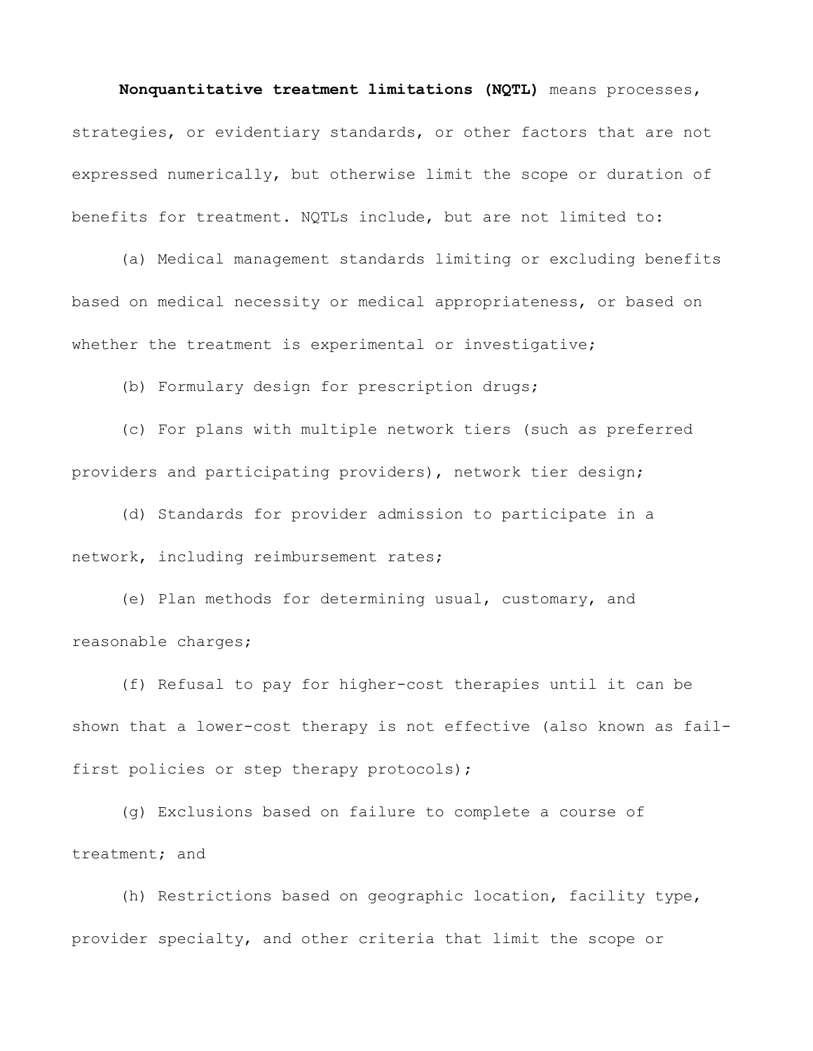**Nonquantitative treatment limitations (NQTL)** means processes, strategies, or evidentiary standards, or other factors that are not expressed numerically, but otherwise limit the scope or duration of benefits for treatment. NQTLs include, but are not limited to:

(a) Medical management standards limiting or excluding benefits based on medical necessity or medical appropriateness, or based on whether the treatment is experimental or investigative;

(b) Formulary design for prescription drugs;

(c) For plans with multiple network tiers (such as preferred providers and participating providers), network tier design;

(d) Standards for provider admission to participate in a network, including reimbursement rates;

(e) Plan methods for determining usual, customary, and reasonable charges;

(f) Refusal to pay for higher-cost therapies until it can be shown that a lower-cost therapy is not effective (also known as fail-first policies or step therapy protocols);

(g) Exclusions based on failure to complete a course of treatment; and

(h) Restrictions based on geographic location, facility type, provider specialty, and other criteria that limit the scope or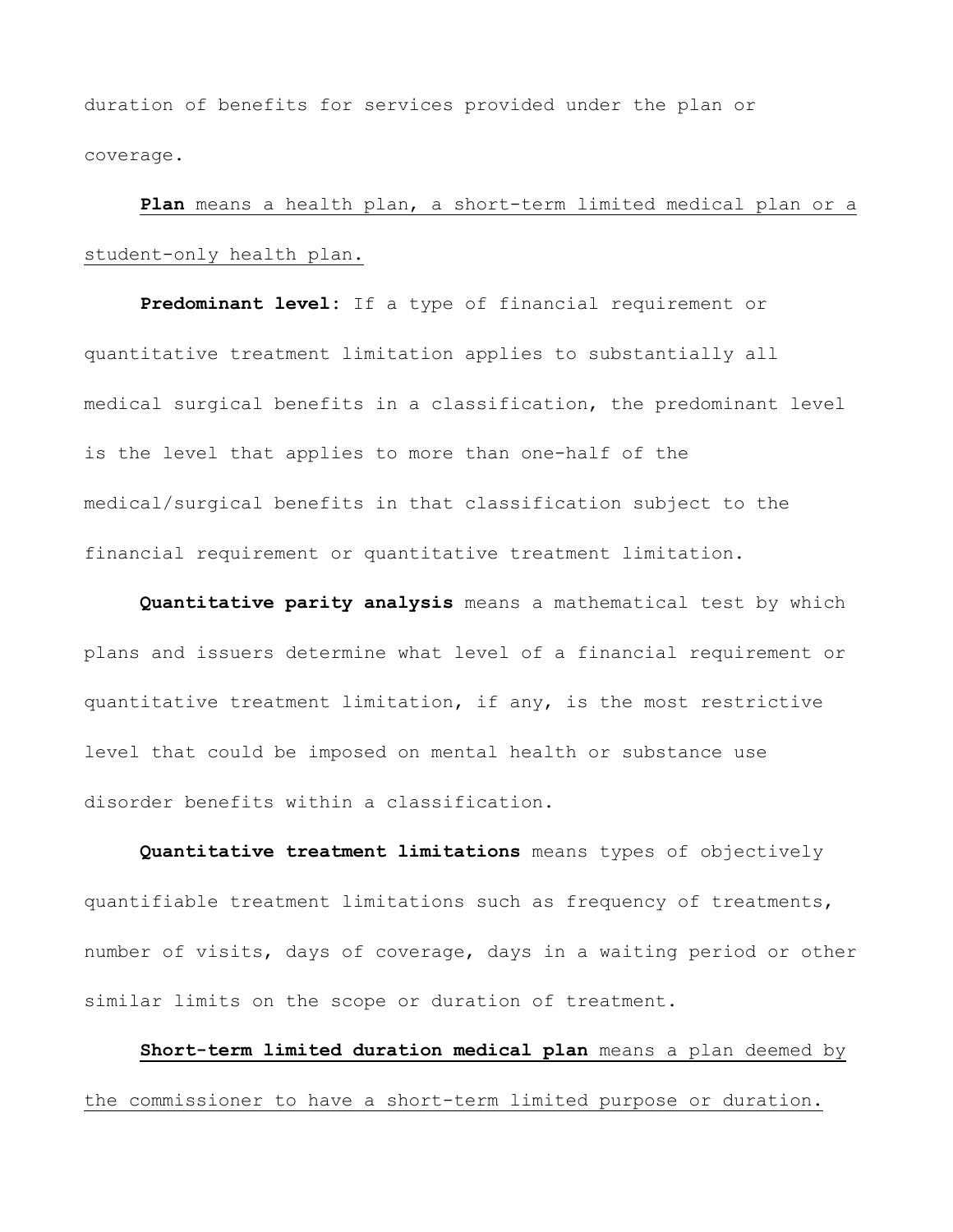duration of benefits for services provided under the plan or coverage.

<u>**Plan** means a health plan, a short-term limited medical plan or a student-only health plan.</u>

**Predominant level**: If a type of financial requirement or quantitative treatment limitation applies to substantially all medical surgical benefits in a classification, the predominant level is the level that applies to more than one-half of the medical/surgical benefits in that classification subject to the financial requirement or quantitative treatment limitation.

**Quantitative parity analysis** means a mathematical test by which plans and issuers determine what level of a financial requirement or quantitative treatment limitation, if any, is the most restrictive level that could be imposed on mental health or substance use disorder benefits within a classification.

**Quantitative treatment limitations** means types of objectively quantifiable treatment limitations such as frequency of treatments, number of visits, days of coverage, days in a waiting period or other similar limits on the scope or duration of treatment.

<u>**Short-term limited duration medical plan** means a plan deemed by the commissioner to have a short-term limited purpose or duration.</u>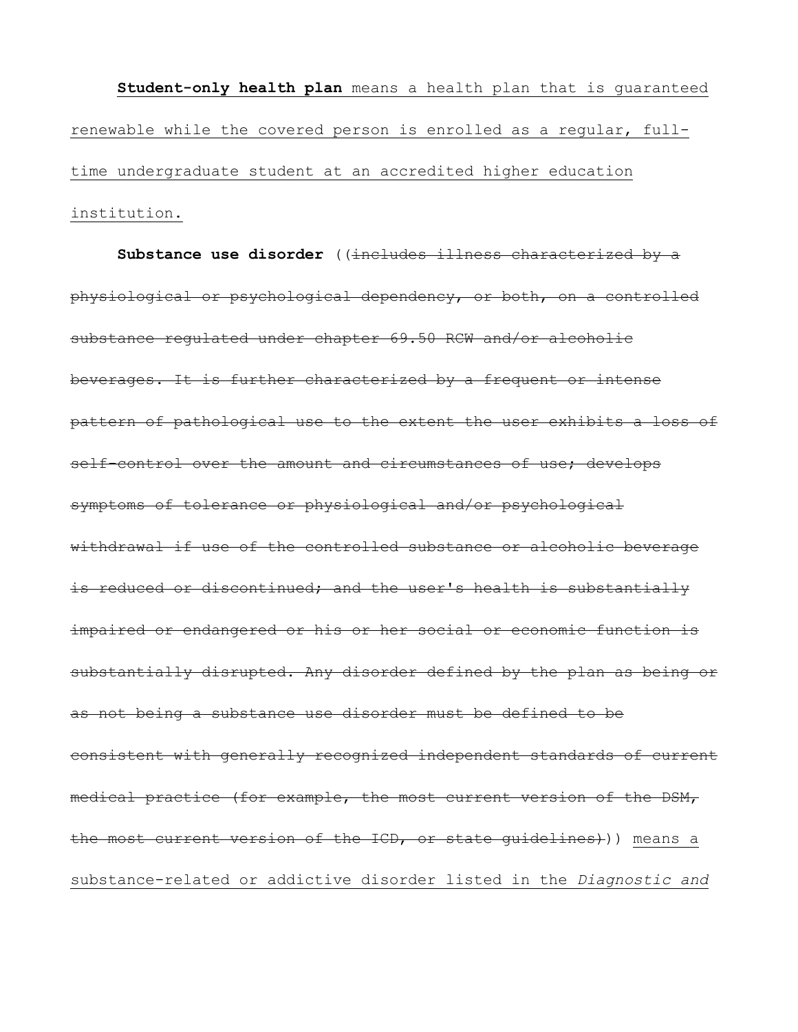**Student-only health plan** means a health plan that is guaranteed renewable while the covered person is enrolled as a regular, full-time undergraduate student at an accredited higher education institution.

**Substance use disorder** ((~~includes illness characterized by a physiological or psychological dependency, or both, on a controlled substance regulated under chapter 69.50 RCW and/or alcoholic beverages. It is further characterized by a frequent or intense pattern of pathological use to the extent the user exhibits a loss of self-control over the amount and circumstances of use; develops symptoms of tolerance or physiological and/or psychological withdrawal if use of the controlled substance or alcoholic beverage is reduced or discontinued; and the user's health is substantially impaired or endangered or his or her social or economic function is substantially disrupted. Any disorder defined by the plan as being or as not being a substance use disorder must be defined to be consistent with generally recognized independent standards of current medical practice (for example, the most current version of the DSM, the most current version of the ICD, or state guidelines)~~)) means a substance-related or addictive disorder listed in the *Diagnostic and*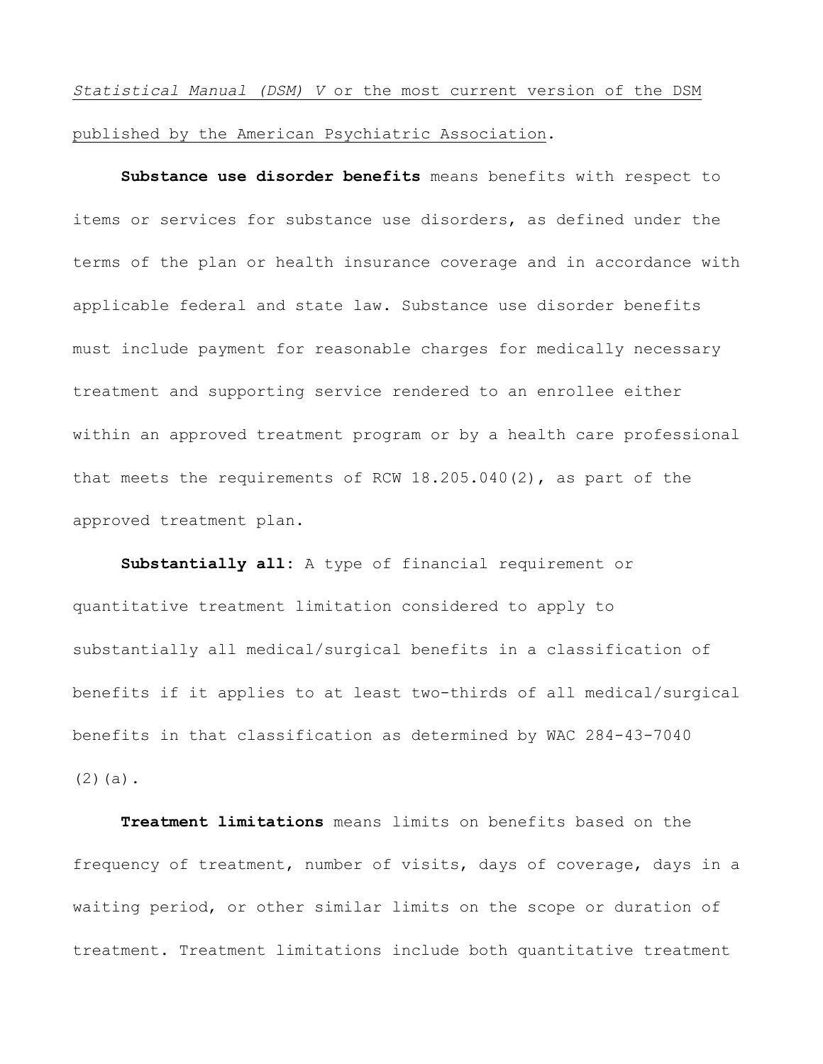*Statistical Manual (DSM) V* or the most current version of the DSM published by the American Psychiatric Association.

**Substance use disorder benefits** means benefits with respect to items or services for substance use disorders, as defined under the terms of the plan or health insurance coverage and in accordance with applicable federal and state law. Substance use disorder benefits must include payment for reasonable charges for medically necessary treatment and supporting service rendered to an enrollee either within an approved treatment program or by a health care professional that meets the requirements of RCW 18.205.040(2), as part of the approved treatment plan.

**Substantially all**: A type of financial requirement or quantitative treatment limitation considered to apply to substantially all medical/surgical benefits in a classification of benefits if it applies to at least two-thirds of all medical/surgical benefits in that classification as determined by WAC 284-43-7040 (2)(a).

**Treatment limitations** means limits on benefits based on the frequency of treatment, number of visits, days of coverage, days in a waiting period, or other similar limits on the scope or duration of treatment. Treatment limitations include both quantitative treatment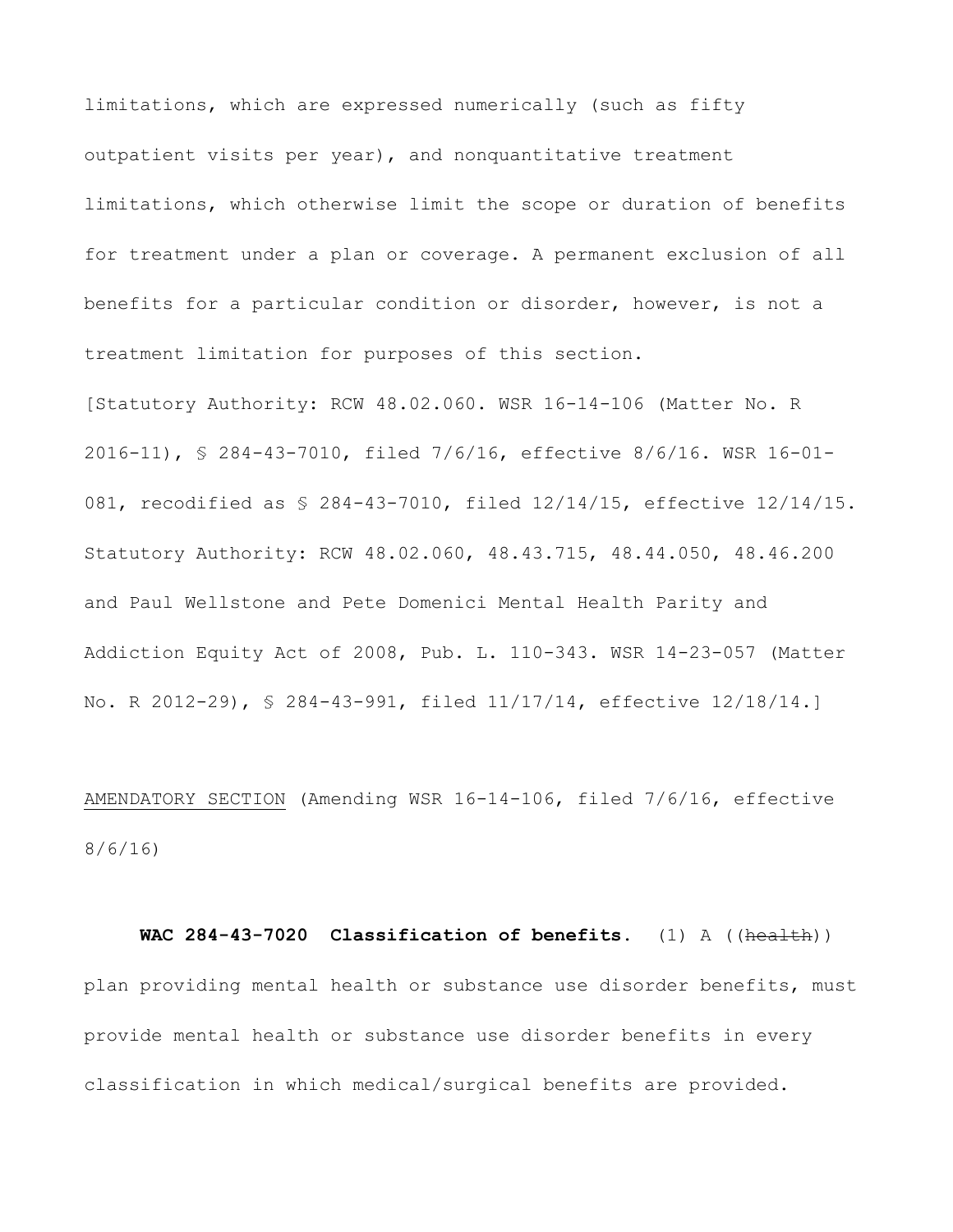limitations, which are expressed numerically (such as fifty outpatient visits per year), and nonquantitative treatment limitations, which otherwise limit the scope or duration of benefits for treatment under a plan or coverage. A permanent exclusion of all benefits for a particular condition or disorder, however, is not a treatment limitation for purposes of this section.

[Statutory Authority: RCW 48.02.060. WSR 16-14-106 (Matter No. R 2016-11), § 284-43-7010, filed 7/6/16, effective 8/6/16. WSR 16-01-081, recodified as § 284-43-7010, filed 12/14/15, effective 12/14/15. Statutory Authority: RCW 48.02.060, 48.43.715, 48.44.050, 48.46.200 and Paul Wellstone and Pete Domenici Mental Health Parity and Addiction Equity Act of 2008, Pub. L. 110-343. WSR 14-23-057 (Matter No. R 2012-29), § 284-43-991, filed 11/17/14, effective 12/18/14.]

AMENDATORY SECTION (Amending WSR 16-14-106, filed 7/6/16, effective 8/6/16)

**WAC 284-43-7020 Classification of benefits.** (1) A ((~~health~~)) plan providing mental health or substance use disorder benefits, must provide mental health or substance use disorder benefits in every classification in which medical/surgical benefits are provided.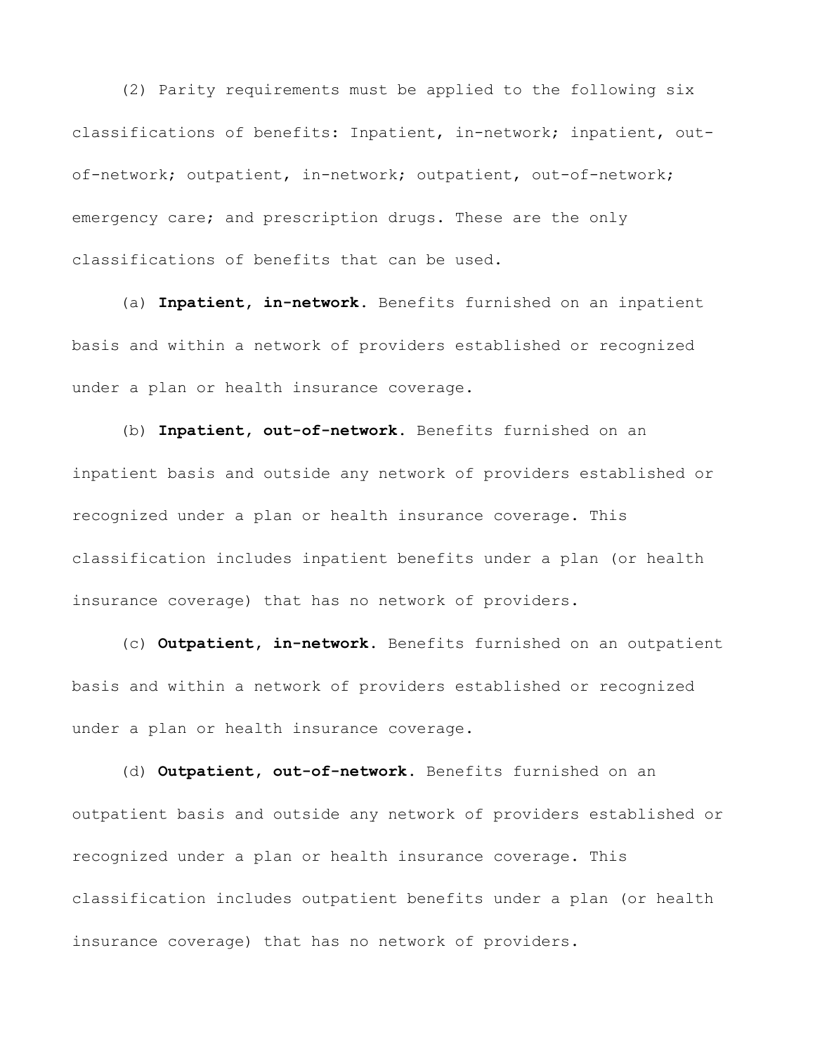(2) Parity requirements must be applied to the following six classifications of benefits: Inpatient, in-network; inpatient, out-of-network; outpatient, in-network; outpatient, out-of-network; emergency care; and prescription drugs. These are the only classifications of benefits that can be used.

(a) **Inpatient, in-network.** Benefits furnished on an inpatient basis and within a network of providers established or recognized under a plan or health insurance coverage.

(b) **Inpatient, out-of-network.** Benefits furnished on an inpatient basis and outside any network of providers established or recognized under a plan or health insurance coverage. This classification includes inpatient benefits under a plan (or health insurance coverage) that has no network of providers.

(c) **Outpatient, in-network.** Benefits furnished on an outpatient basis and within a network of providers established or recognized under a plan or health insurance coverage.

(d) **Outpatient, out-of-network.** Benefits furnished on an outpatient basis and outside any network of providers established or recognized under a plan or health insurance coverage. This classification includes outpatient benefits under a plan (or health insurance coverage) that has no network of providers.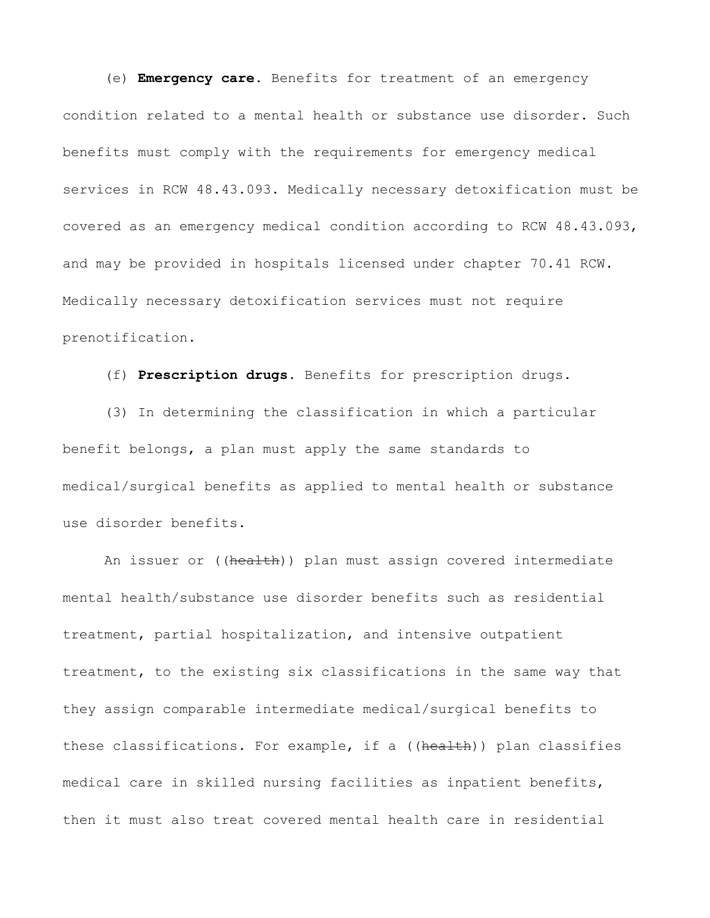(e) **Emergency care**. Benefits for treatment of an emergency condition related to a mental health or substance use disorder. Such benefits must comply with the requirements for emergency medical services in RCW 48.43.093. Medically necessary detoxification must be covered as an emergency medical condition according to RCW 48.43.093, and may be provided in hospitals licensed under chapter 70.41 RCW. Medically necessary detoxification services must not require prenotification.

(f) **Prescription drugs**. Benefits for prescription drugs.

(3) In determining the classification in which a particular benefit belongs, a plan must apply the same standards to medical/surgical benefits as applied to mental health or substance use disorder benefits.

An issuer or ((~~health~~)) plan must assign covered intermediate mental health/substance use disorder benefits such as residential treatment, partial hospitalization, and intensive outpatient treatment, to the existing six classifications in the same way that they assign comparable intermediate medical/surgical benefits to these classifications. For example, if a ((~~health~~)) plan classifies medical care in skilled nursing facilities as inpatient benefits, then it must also treat covered mental health care in residential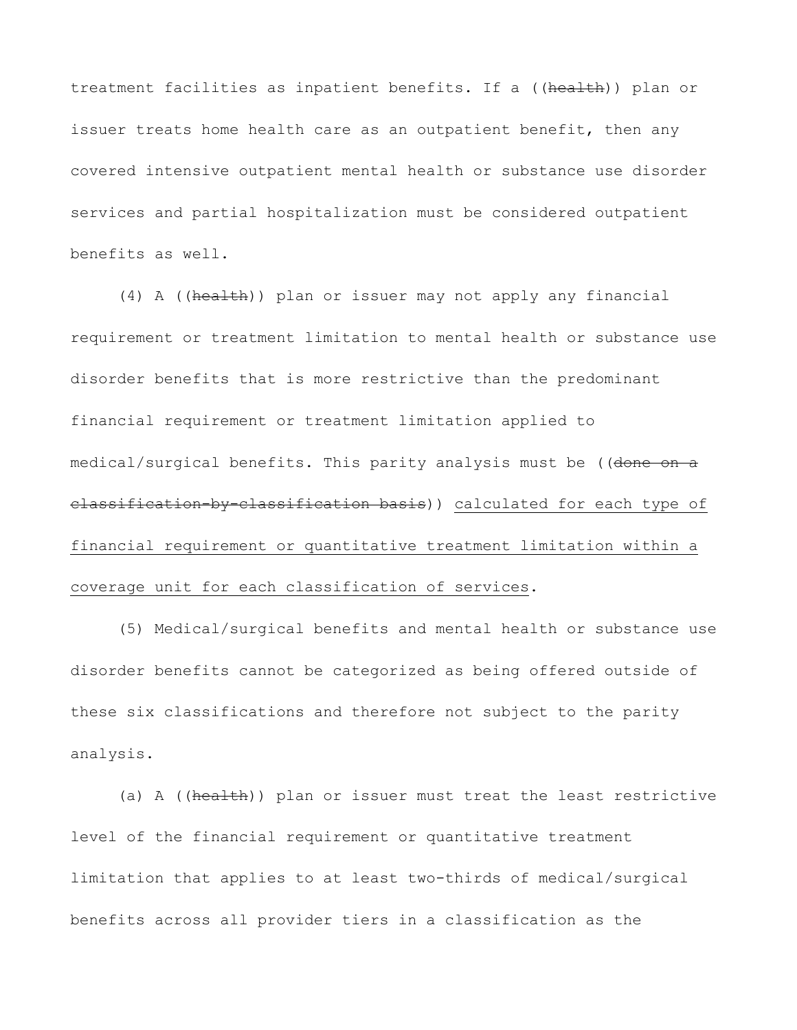treatment facilities as inpatient benefits. If a ((~~health~~)) plan or issuer treats home health care as an outpatient benefit, then any covered intensive outpatient mental health or substance use disorder services and partial hospitalization must be considered outpatient benefits as well.

(4) A ((~~health~~)) plan or issuer may not apply any financial requirement or treatment limitation to mental health or substance use disorder benefits that is more restrictive than the predominant financial requirement or treatment limitation applied to medical/surgical benefits. This parity analysis must be ((~~done on a classification-by-classification basis~~)) <u>calculated for each type of financial requirement or quantitative treatment limitation within a coverage unit for each classification of services</u>.

(5) Medical/surgical benefits and mental health or substance use disorder benefits cannot be categorized as being offered outside of these six classifications and therefore not subject to the parity analysis.

(a) A ((~~health~~)) plan or issuer must treat the least restrictive level of the financial requirement or quantitative treatment limitation that applies to at least two-thirds of medical/surgical benefits across all provider tiers in a classification as the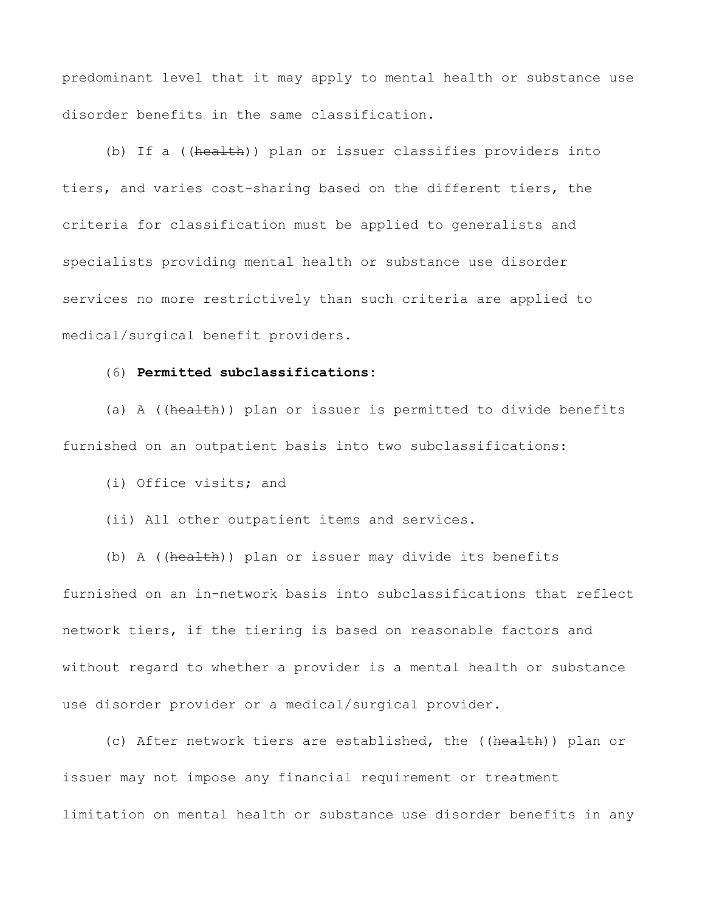predominant level that it may apply to mental health or substance use disorder benefits in the same classification.

(b) If a ((~~health~~)) plan or issuer classifies providers into tiers, and varies cost-sharing based on the different tiers, the criteria for classification must be applied to generalists and specialists providing mental health or substance use disorder services no more restrictively than such criteria are applied to medical/surgical benefit providers.

(6) **Permitted subclassifications**:

(a) A ((~~health~~)) plan or issuer is permitted to divide benefits furnished on an outpatient basis into two subclassifications:

(i) Office visits; and

(ii) All other outpatient items and services.

(b) A ((~~health~~)) plan or issuer may divide its benefits furnished on an in-network basis into subclassifications that reflect network tiers, if the tiering is based on reasonable factors and without regard to whether a provider is a mental health or substance use disorder provider or a medical/surgical provider.

(c) After network tiers are established, the ((~~health~~)) plan or issuer may not impose any financial requirement or treatment limitation on mental health or substance use disorder benefits in any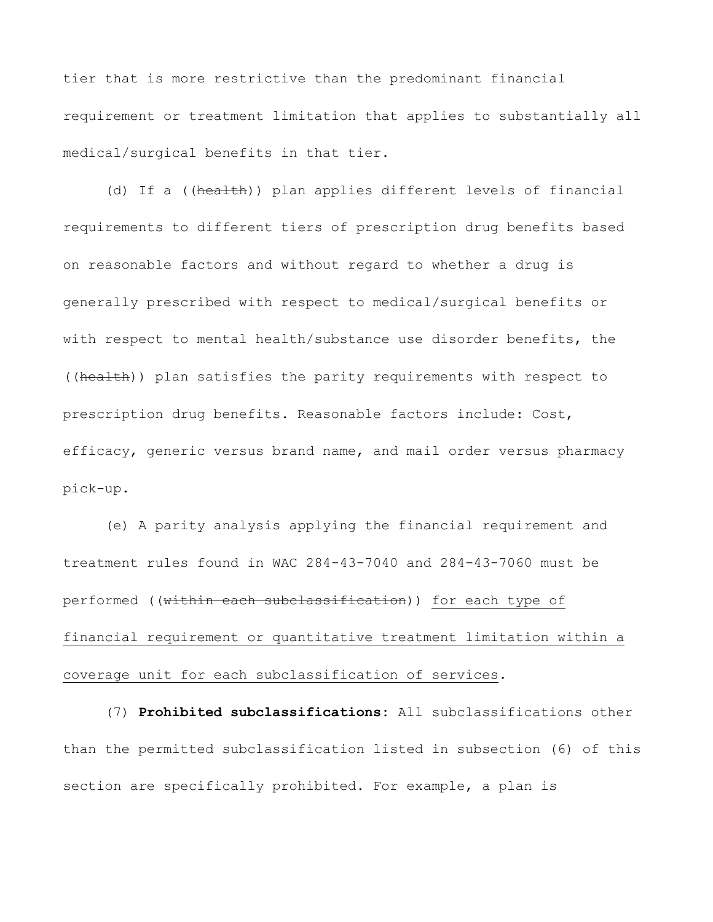tier that is more restrictive than the predominant financial requirement or treatment limitation that applies to substantially all medical/surgical benefits in that tier.

(d) If a ((~~health~~)) plan applies different levels of financial requirements to different tiers of prescription drug benefits based on reasonable factors and without regard to whether a drug is generally prescribed with respect to medical/surgical benefits or with respect to mental health/substance use disorder benefits, the ((~~health~~)) plan satisfies the parity requirements with respect to prescription drug benefits. Reasonable factors include: Cost, efficacy, generic versus brand name, and mail order versus pharmacy pick-up.

(e) A parity analysis applying the financial requirement and treatment rules found in WAC 284-43-7040 and 284-43-7060 must be performed ((~~within each subclassification~~)) <u>for each type of financial requirement or quantitative treatment limitation within a coverage unit for each subclassification of services</u>.

(7) **Prohibited subclassifications**: All subclassifications other than the permitted subclassification listed in subsection (6) of this section are specifically prohibited. For example, a plan is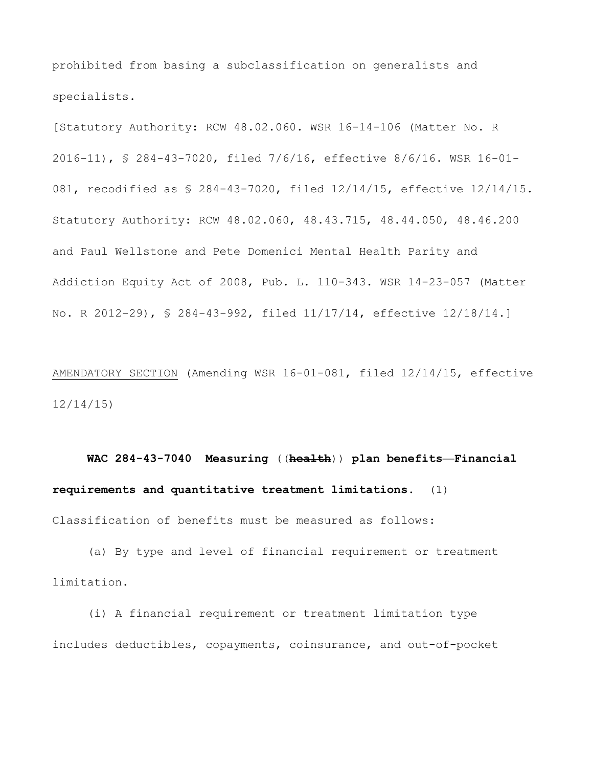prohibited from basing a subclassification on generalists and specialists.

[Statutory Authority: RCW 48.02.060. WSR 16-14-106 (Matter No. R 2016-11), § 284-43-7020, filed 7/6/16, effective 8/6/16. WSR 16-01-081, recodified as § 284-43-7020, filed 12/14/15, effective 12/14/15. Statutory Authority: RCW 48.02.060, 48.43.715, 48.44.050, 48.46.200 and Paul Wellstone and Pete Domenici Mental Health Parity and Addiction Equity Act of 2008, Pub. L. 110-343. WSR 14-23-057 (Matter No. R 2012-29), § 284-43-992, filed 11/17/14, effective 12/18/14.]

AMENDATORY SECTION (Amending WSR 16-01-081, filed 12/14/15, effective 12/14/15)

**WAC 284-43-7040 Measuring** ((~~**health**~~)) **plan benefits—Financial requirements and quantitative treatment limitations.** (1) Classification of benefits must be measured as follows:

(a) By type and level of financial requirement or treatment limitation.

(i) A financial requirement or treatment limitation type includes deductibles, copayments, coinsurance, and out-of-pocket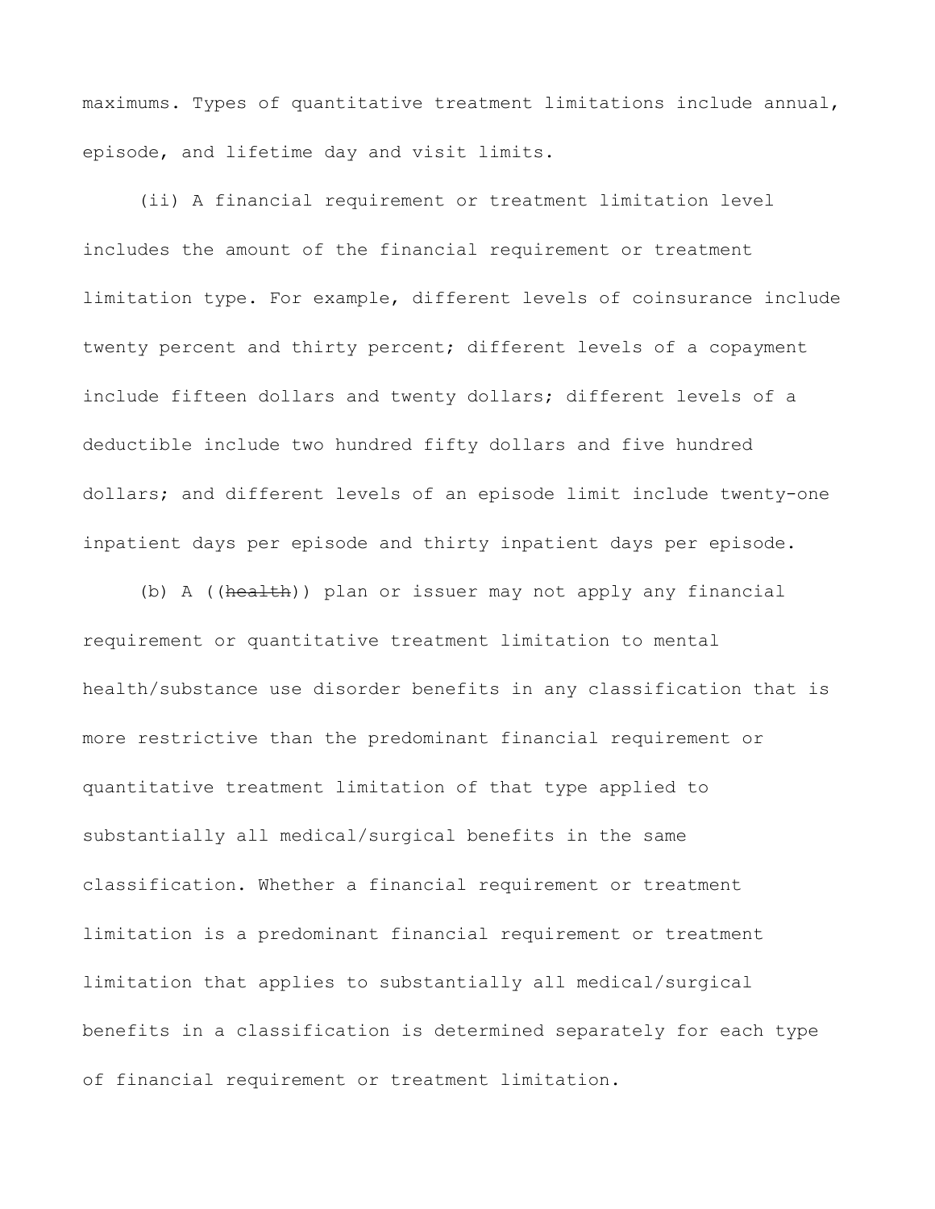maximums. Types of quantitative treatment limitations include annual, episode, and lifetime day and visit limits.

(ii) A financial requirement or treatment limitation level includes the amount of the financial requirement or treatment limitation type. For example, different levels of coinsurance include twenty percent and thirty percent; different levels of a copayment include fifteen dollars and twenty dollars; different levels of a deductible include two hundred fifty dollars and five hundred dollars; and different levels of an episode limit include twenty-one inpatient days per episode and thirty inpatient days per episode.

(b) A ((~~health~~)) plan or issuer may not apply any financial requirement or quantitative treatment limitation to mental health/substance use disorder benefits in any classification that is more restrictive than the predominant financial requirement or quantitative treatment limitation of that type applied to substantially all medical/surgical benefits in the same classification. Whether a financial requirement or treatment limitation is a predominant financial requirement or treatment limitation that applies to substantially all medical/surgical benefits in a classification is determined separately for each type of financial requirement or treatment limitation.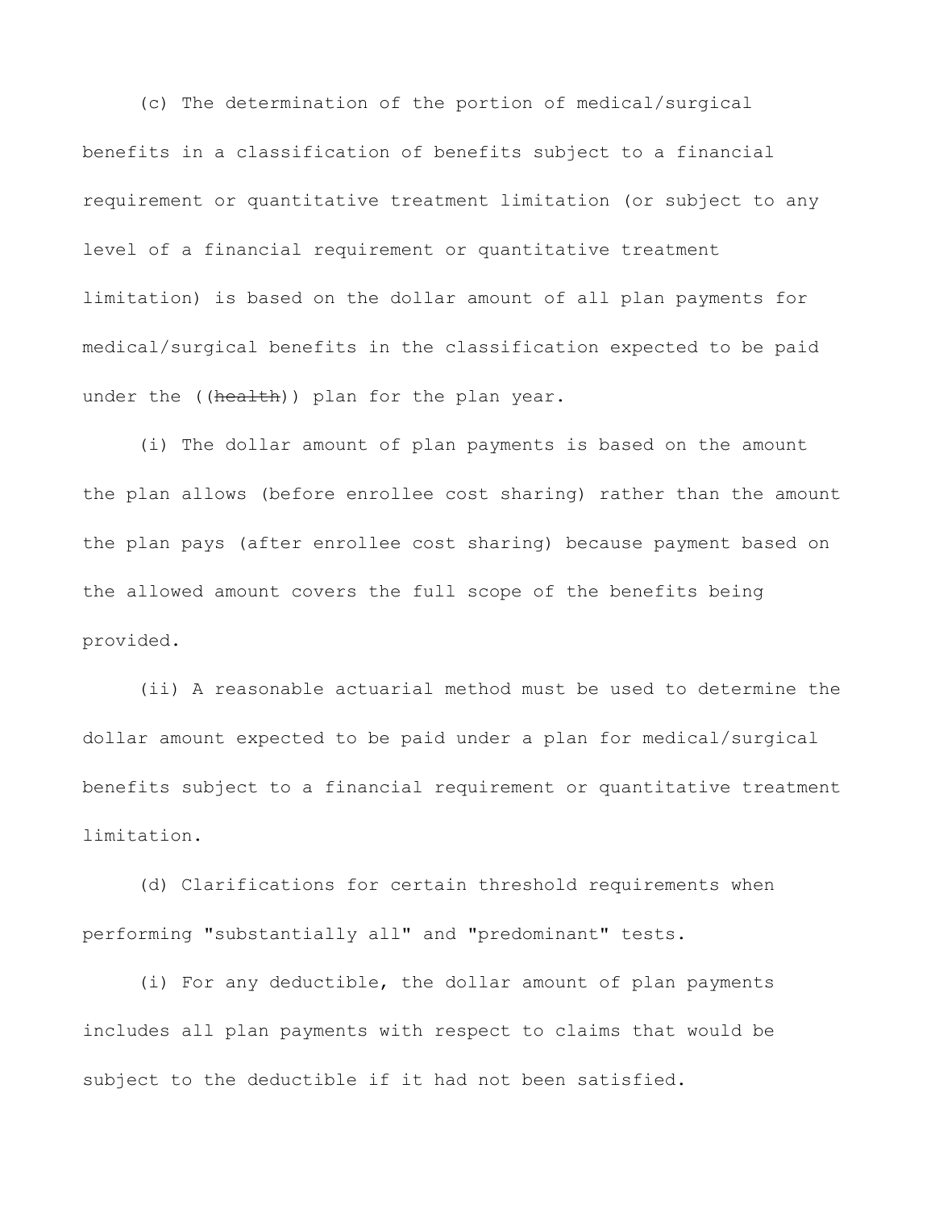(c) The determination of the portion of medical/surgical benefits in a classification of benefits subject to a financial requirement or quantitative treatment limitation (or subject to any level of a financial requirement or quantitative treatment limitation) is based on the dollar amount of all plan payments for medical/surgical benefits in the classification expected to be paid under the ((~~health~~)) plan for the plan year.

(i) The dollar amount of plan payments is based on the amount the plan allows (before enrollee cost sharing) rather than the amount the plan pays (after enrollee cost sharing) because payment based on the allowed amount covers the full scope of the benefits being provided.

(ii) A reasonable actuarial method must be used to determine the dollar amount expected to be paid under a plan for medical/surgical benefits subject to a financial requirement or quantitative treatment limitation.

(d) Clarifications for certain threshold requirements when performing "substantially all" and "predominant" tests.

(i) For any deductible, the dollar amount of plan payments includes all plan payments with respect to claims that would be subject to the deductible if it had not been satisfied.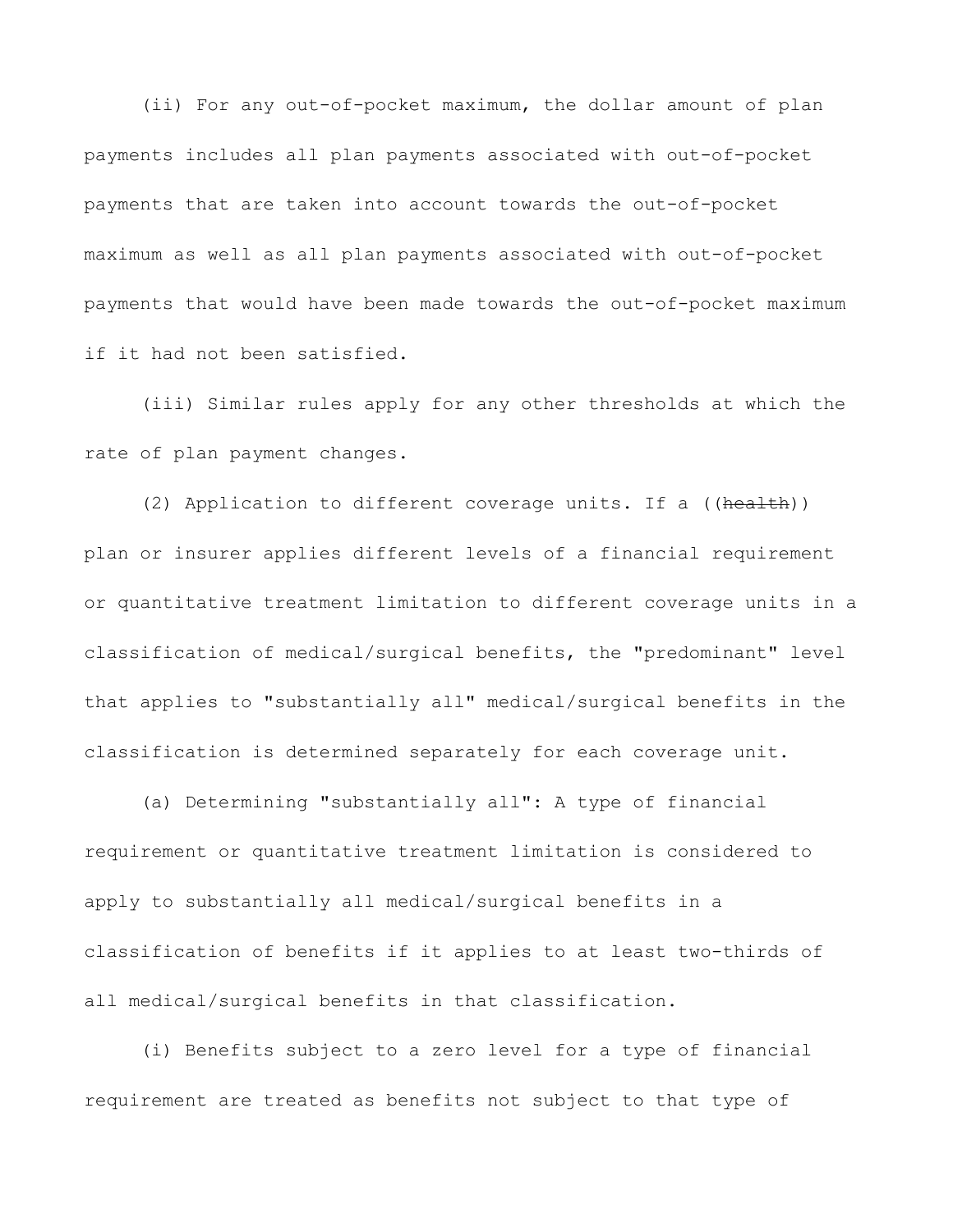(ii) For any out-of-pocket maximum, the dollar amount of plan payments includes all plan payments associated with out-of-pocket payments that are taken into account towards the out-of-pocket maximum as well as all plan payments associated with out-of-pocket payments that would have been made towards the out-of-pocket maximum if it had not been satisfied.

(iii) Similar rules apply for any other thresholds at which the rate of plan payment changes.

(2) Application to different coverage units. If a ((~~health~~)) plan or insurer applies different levels of a financial requirement or quantitative treatment limitation to different coverage units in a classification of medical/surgical benefits, the "predominant" level that applies to "substantially all" medical/surgical benefits in the classification is determined separately for each coverage unit.

(a) Determining "substantially all": A type of financial requirement or quantitative treatment limitation is considered to apply to substantially all medical/surgical benefits in a classification of benefits if it applies to at least two-thirds of all medical/surgical benefits in that classification.

(i) Benefits subject to a zero level for a type of financial requirement are treated as benefits not subject to that type of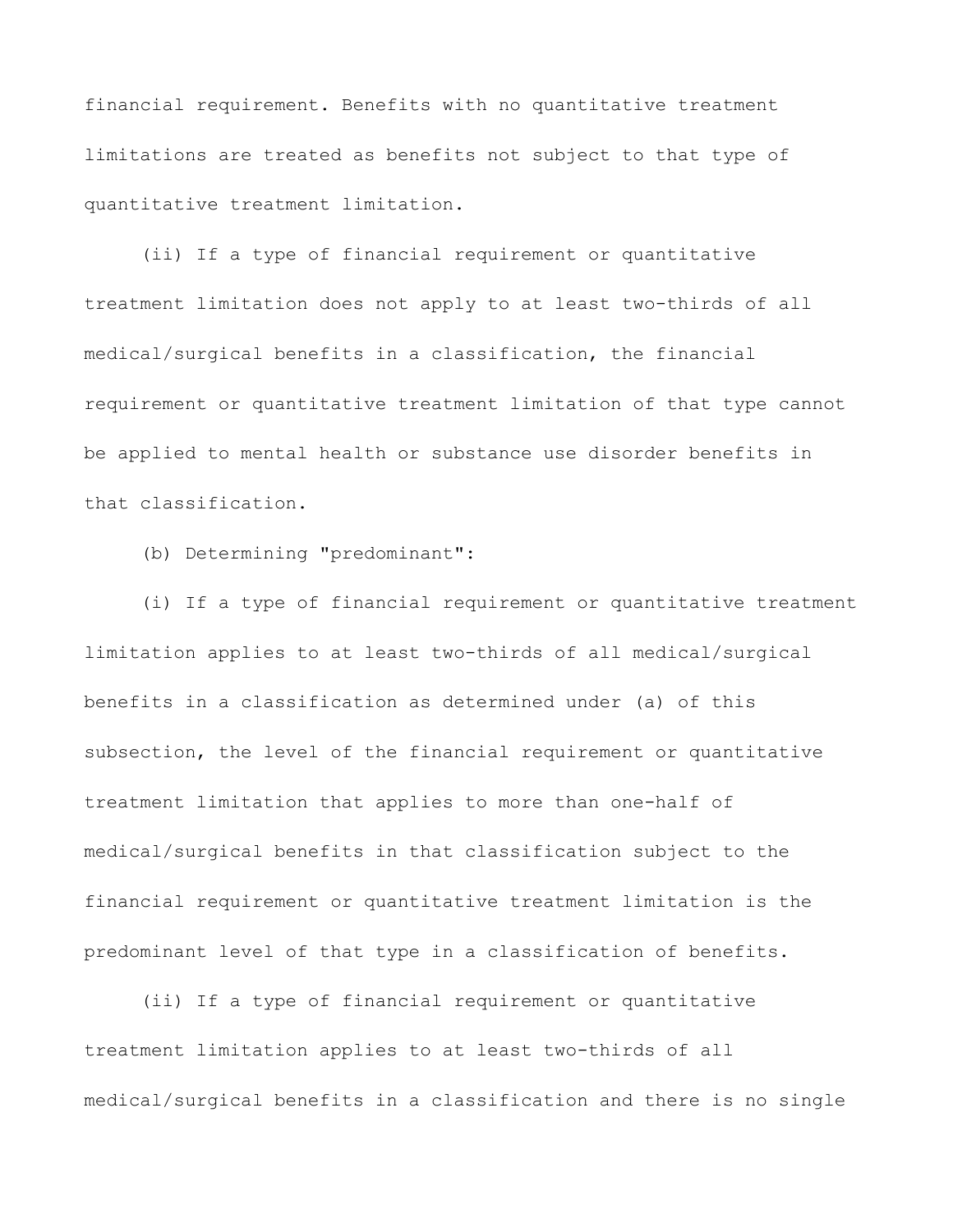financial requirement. Benefits with no quantitative treatment limitations are treated as benefits not subject to that type of quantitative treatment limitation.

(ii) If a type of financial requirement or quantitative treatment limitation does not apply to at least two-thirds of all medical/surgical benefits in a classification, the financial requirement or quantitative treatment limitation of that type cannot be applied to mental health or substance use disorder benefits in that classification.

(b) Determining "predominant":

(i) If a type of financial requirement or quantitative treatment limitation applies to at least two-thirds of all medical/surgical benefits in a classification as determined under (a) of this subsection, the level of the financial requirement or quantitative treatment limitation that applies to more than one-half of medical/surgical benefits in that classification subject to the financial requirement or quantitative treatment limitation is the predominant level of that type in a classification of benefits.

(ii) If a type of financial requirement or quantitative treatment limitation applies to at least two-thirds of all medical/surgical benefits in a classification and there is no single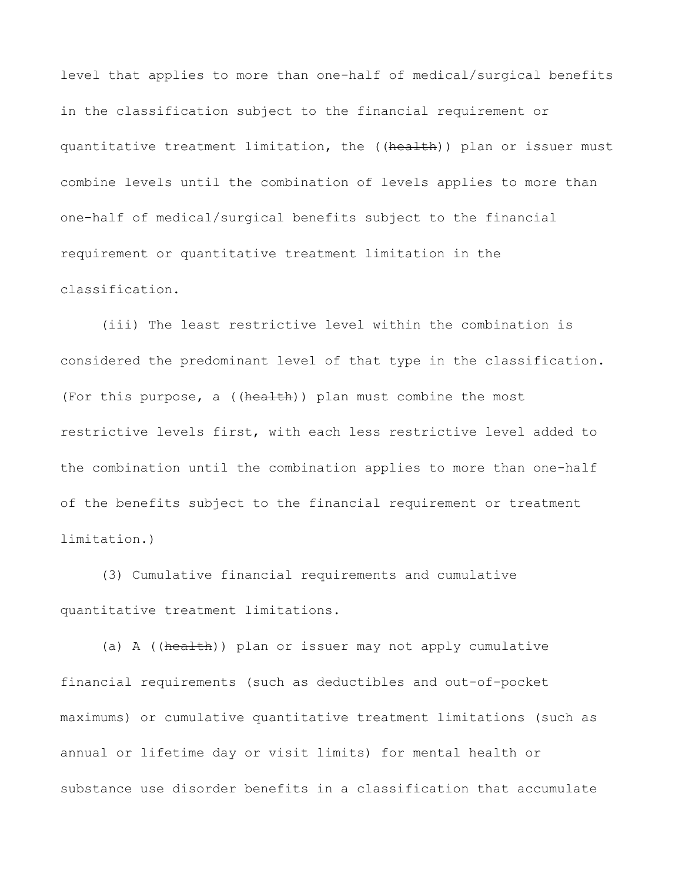level that applies to more than one-half of medical/surgical benefits in the classification subject to the financial requirement or quantitative treatment limitation, the ((~~health~~)) plan or issuer must combine levels until the combination of levels applies to more than one-half of medical/surgical benefits subject to the financial requirement or quantitative treatment limitation in the classification.

(iii) The least restrictive level within the combination is considered the predominant level of that type in the classification. (For this purpose, a ((~~health~~)) plan must combine the most restrictive levels first, with each less restrictive level added to the combination until the combination applies to more than one-half of the benefits subject to the financial requirement or treatment limitation.)

(3) Cumulative financial requirements and cumulative quantitative treatment limitations.

(a) A ((~~health~~)) plan or issuer may not apply cumulative financial requirements (such as deductibles and out-of-pocket maximums) or cumulative quantitative treatment limitations (such as annual or lifetime day or visit limits) for mental health or substance use disorder benefits in a classification that accumulate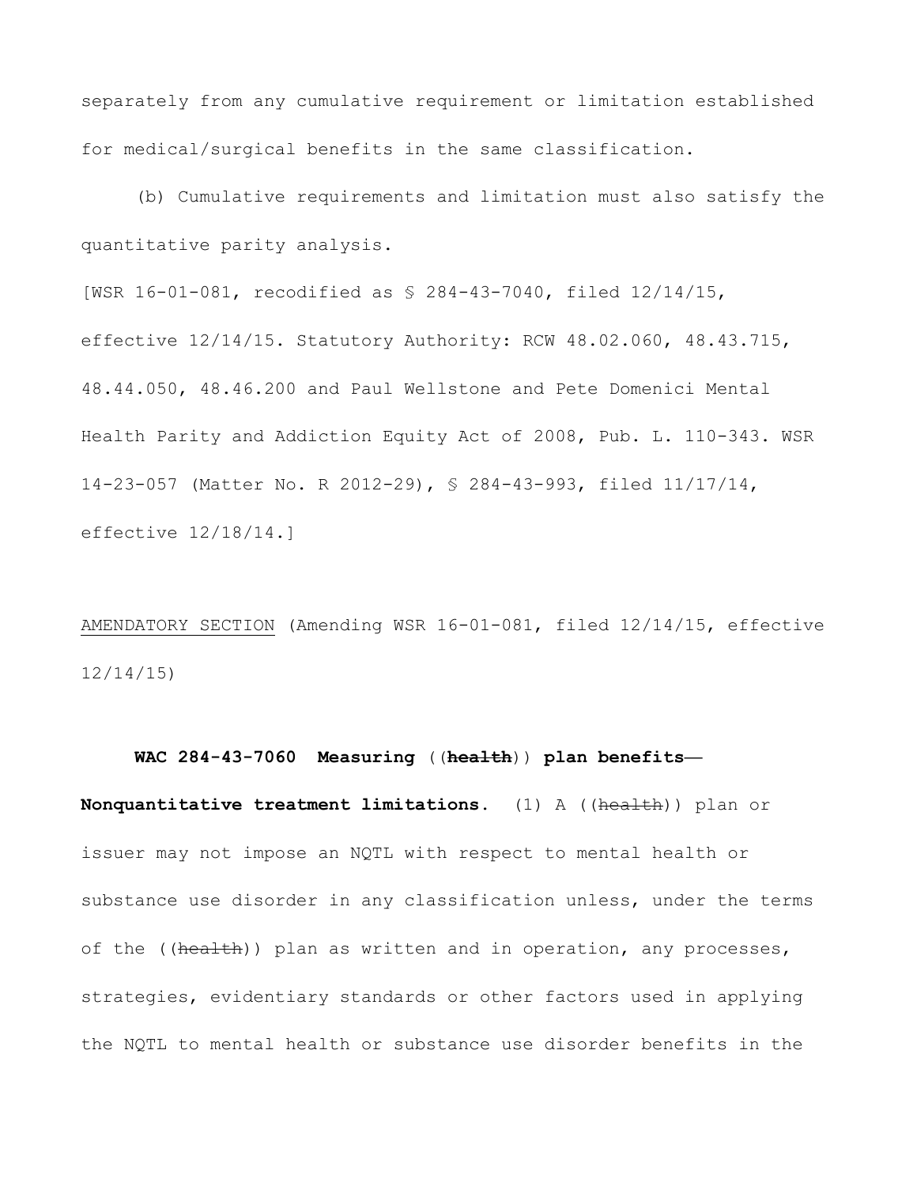separately from any cumulative requirement or limitation established for medical/surgical benefits in the same classification.

(b) Cumulative requirements and limitation must also satisfy the quantitative parity analysis.

[WSR 16-01-081, recodified as § 284-43-7040, filed 12/14/15, effective 12/14/15. Statutory Authority: RCW 48.02.060, 48.43.715, 48.44.050, 48.46.200 and Paul Wellstone and Pete Domenici Mental Health Parity and Addiction Equity Act of 2008, Pub. L. 110-343. WSR 14-23-057 (Matter No. R 2012-29), § 284-43-993, filed 11/17/14, effective 12/18/14.]

AMENDATORY SECTION (Amending WSR 16-01-081, filed 12/14/15, effective 12/14/15)

**WAC 284-43-7060 Measuring ((~~health~~)) plan benefits—Nonquantitative treatment limitations.** (1) A ((~~health~~)) plan or issuer may not impose an NQTL with respect to mental health or substance use disorder in any classification unless, under the terms of the ((~~health~~)) plan as written and in operation, any processes, strategies, evidentiary standards or other factors used in applying the NQTL to mental health or substance use disorder benefits in the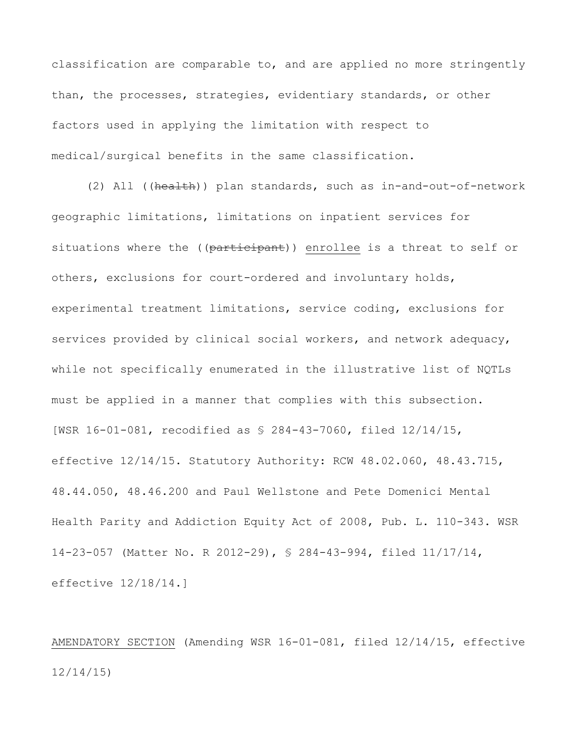classification are comparable to, and are applied no more stringently than, the processes, strategies, evidentiary standards, or other factors used in applying the limitation with respect to medical/surgical benefits in the same classification.

(2) All ((~~health~~)) plan standards, such as in-and-out-of-network geographic limitations, limitations on inpatient services for situations where the ((~~participant~~)) enrollee is a threat to self or others, exclusions for court-ordered and involuntary holds, experimental treatment limitations, service coding, exclusions for services provided by clinical social workers, and network adequacy, while not specifically enumerated in the illustrative list of NQTLs must be applied in a manner that complies with this subsection.

[WSR 16-01-081, recodified as § 284-43-7060, filed 12/14/15, effective 12/14/15. Statutory Authority: RCW 48.02.060, 48.43.715, 48.44.050, 48.46.200 and Paul Wellstone and Pete Domenici Mental Health Parity and Addiction Equity Act of 2008, Pub. L. 110-343. WSR 14-23-057 (Matter No. R 2012-29), § 284-43-994, filed 11/17/14, effective 12/18/14.]

AMENDATORY SECTION (Amending WSR 16-01-081, filed 12/14/15, effective 12/14/15)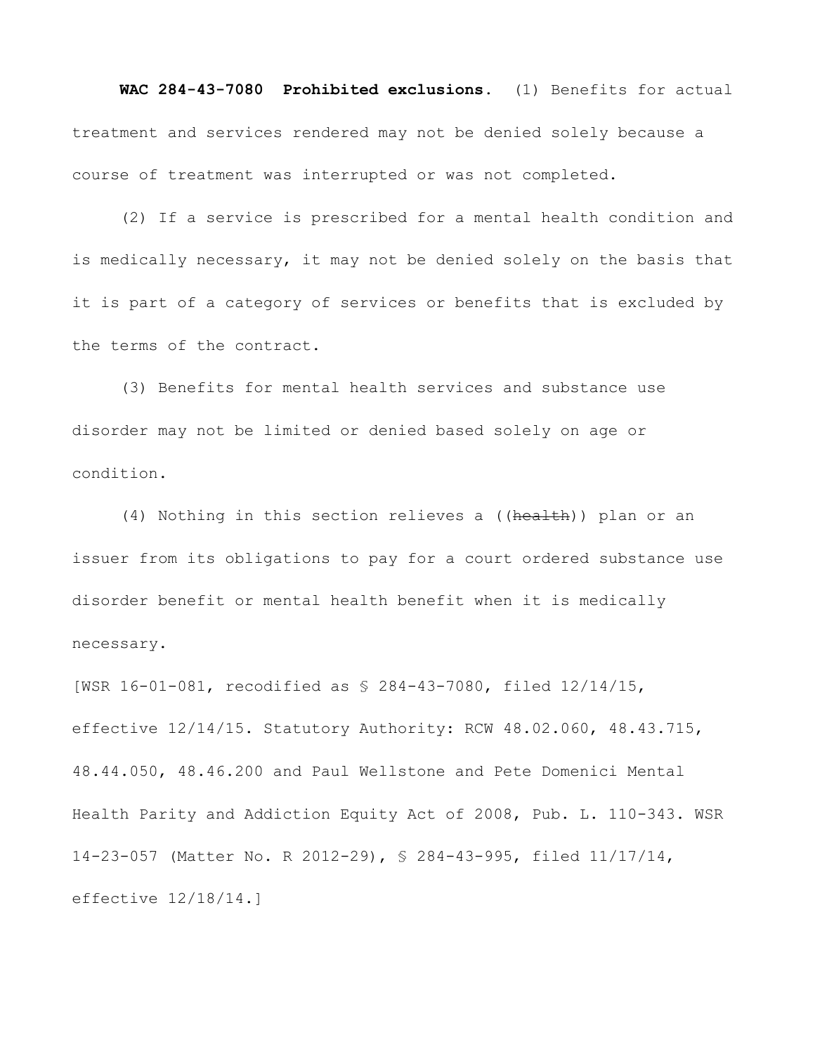**WAC 284-43-7080 Prohibited exclusions.** (1) Benefits for actual treatment and services rendered may not be denied solely because a course of treatment was interrupted or was not completed.

(2) If a service is prescribed for a mental health condition and is medically necessary, it may not be denied solely on the basis that it is part of a category of services or benefits that is excluded by the terms of the contract.

(3) Benefits for mental health services and substance use disorder may not be limited or denied based solely on age or condition.

(4) Nothing in this section relieves a ((~~health~~)) plan or an issuer from its obligations to pay for a court ordered substance use disorder benefit or mental health benefit when it is medically necessary.

[WSR 16-01-081, recodified as § 284-43-7080, filed 12/14/15, effective 12/14/15. Statutory Authority: RCW 48.02.060, 48.43.715, 48.44.050, 48.46.200 and Paul Wellstone and Pete Domenici Mental Health Parity and Addiction Equity Act of 2008, Pub. L. 110-343. WSR 14-23-057 (Matter No. R 2012-29), § 284-43-995, filed 11/17/14, effective 12/18/14.]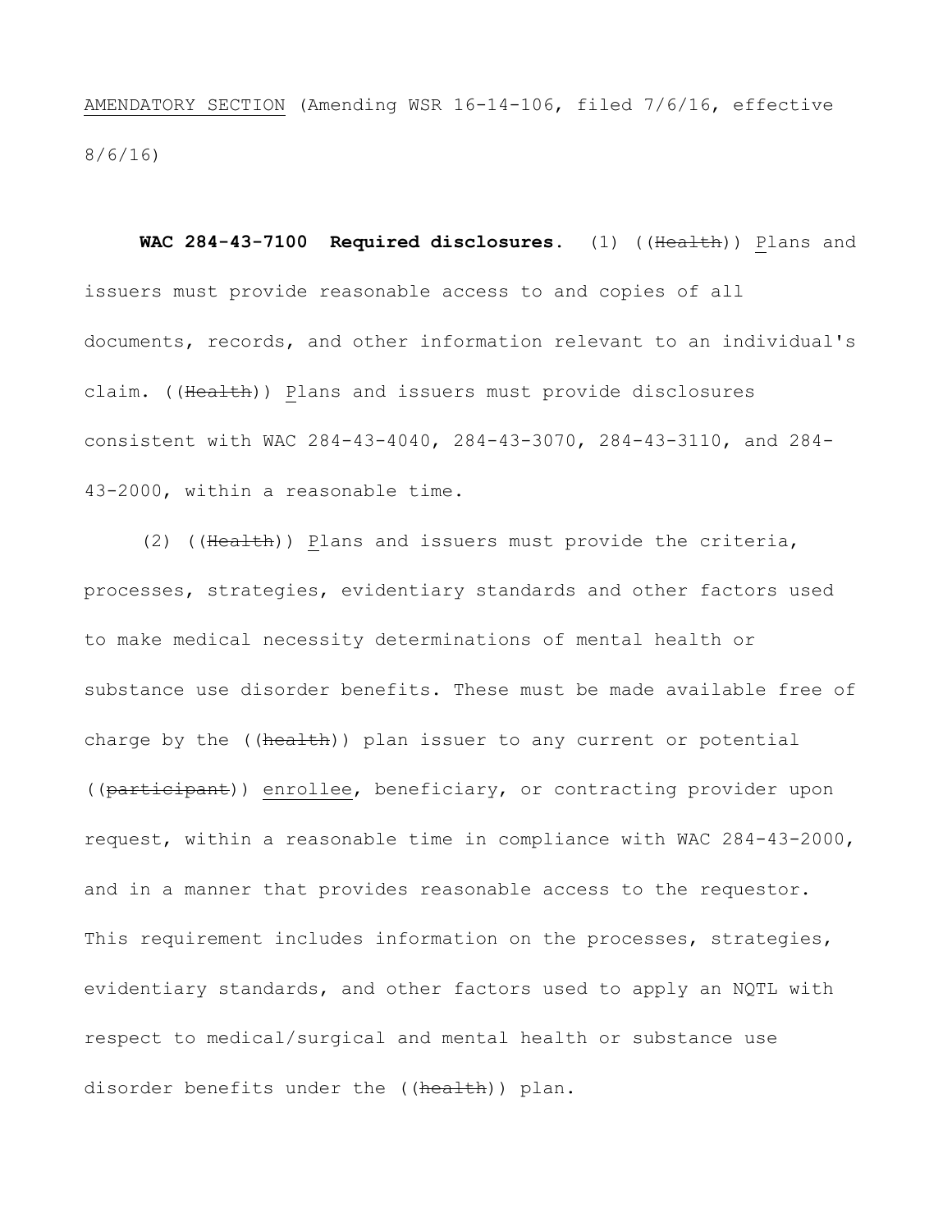AMENDATORY SECTION (Amending WSR 16-14-106, filed 7/6/16, effective 8/6/16)

**WAC 284-43-7100 Required disclosures.** (1) ((~~Health~~)) Plans and issuers must provide reasonable access to and copies of all documents, records, and other information relevant to an individual's claim. ((~~Health~~)) Plans and issuers must provide disclosures consistent with WAC 284-43-4040, 284-43-3070, 284-43-3110, and 284-43-2000, within a reasonable time.

(2) ((~~Health~~)) Plans and issuers must provide the criteria, processes, strategies, evidentiary standards and other factors used to make medical necessity determinations of mental health or substance use disorder benefits. These must be made available free of charge by the ((~~health~~)) plan issuer to any current or potential ((~~participant~~)) enrollee, beneficiary, or contracting provider upon request, within a reasonable time in compliance with WAC 284-43-2000, and in a manner that provides reasonable access to the requestor. This requirement includes information on the processes, strategies, evidentiary standards, and other factors used to apply an NQTL with respect to medical/surgical and mental health or substance use disorder benefits under the ((~~health~~)) plan.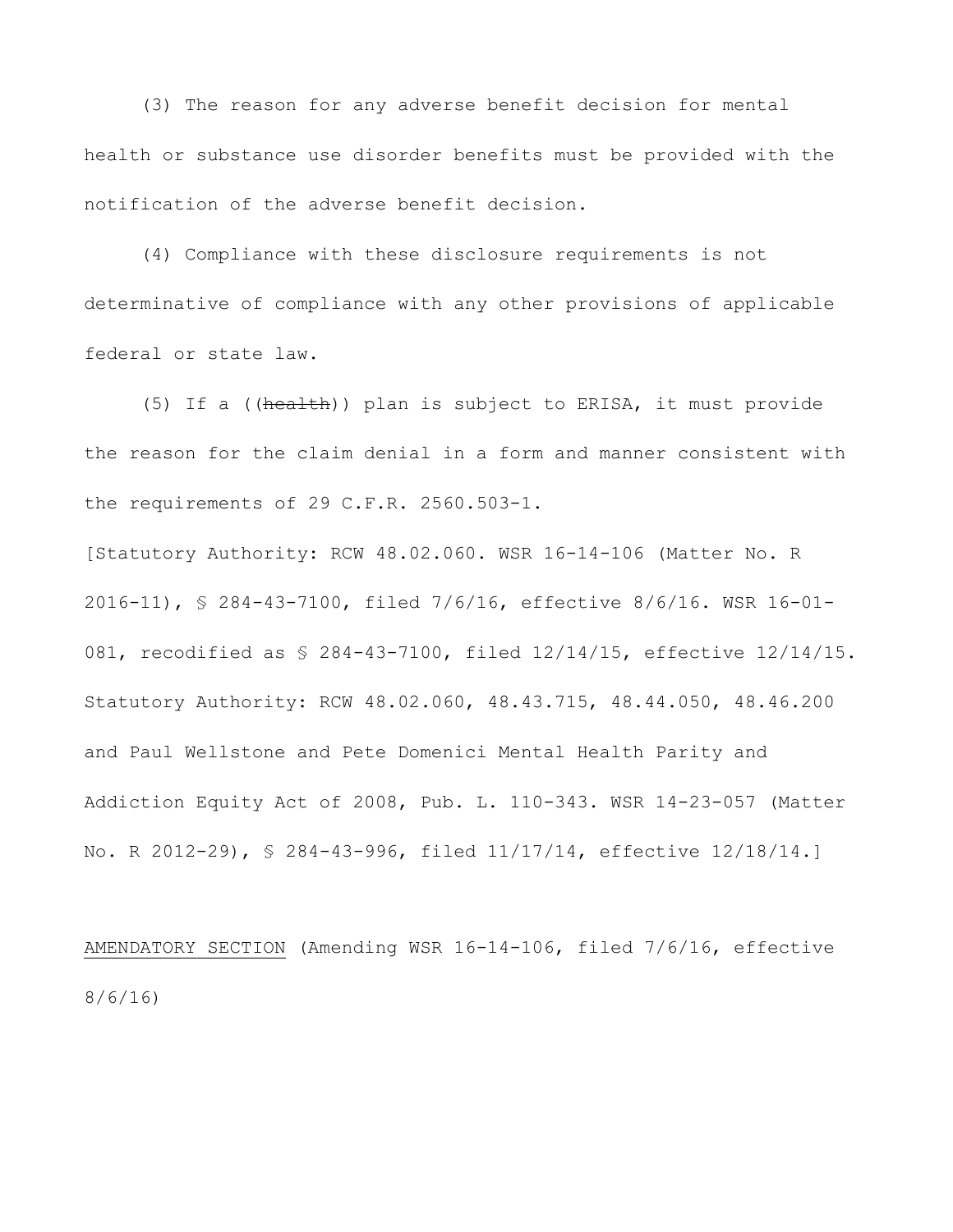(3) The reason for any adverse benefit decision for mental health or substance use disorder benefits must be provided with the notification of the adverse benefit decision.

(4) Compliance with these disclosure requirements is not determinative of compliance with any other provisions of applicable federal or state law.

(5) If a ((~~health~~)) plan is subject to ERISA, it must provide the reason for the claim denial in a form and manner consistent with the requirements of 29 C.F.R. 2560.503-1.

[Statutory Authority: RCW 48.02.060. WSR 16-14-106 (Matter No. R 2016-11), § 284-43-7100, filed 7/6/16, effective 8/6/16. WSR 16-01-081, recodified as § 284-43-7100, filed 12/14/15, effective 12/14/15. Statutory Authority: RCW 48.02.060, 48.43.715, 48.44.050, 48.46.200 and Paul Wellstone and Pete Domenici Mental Health Parity and Addiction Equity Act of 2008, Pub. L. 110-343. WSR 14-23-057 (Matter No. R 2012-29), § 284-43-996, filed 11/17/14, effective 12/18/14.]

<u>AMENDATORY SECTION</u> (Amending WSR 16-14-106, filed 7/6/16, effective 8/6/16)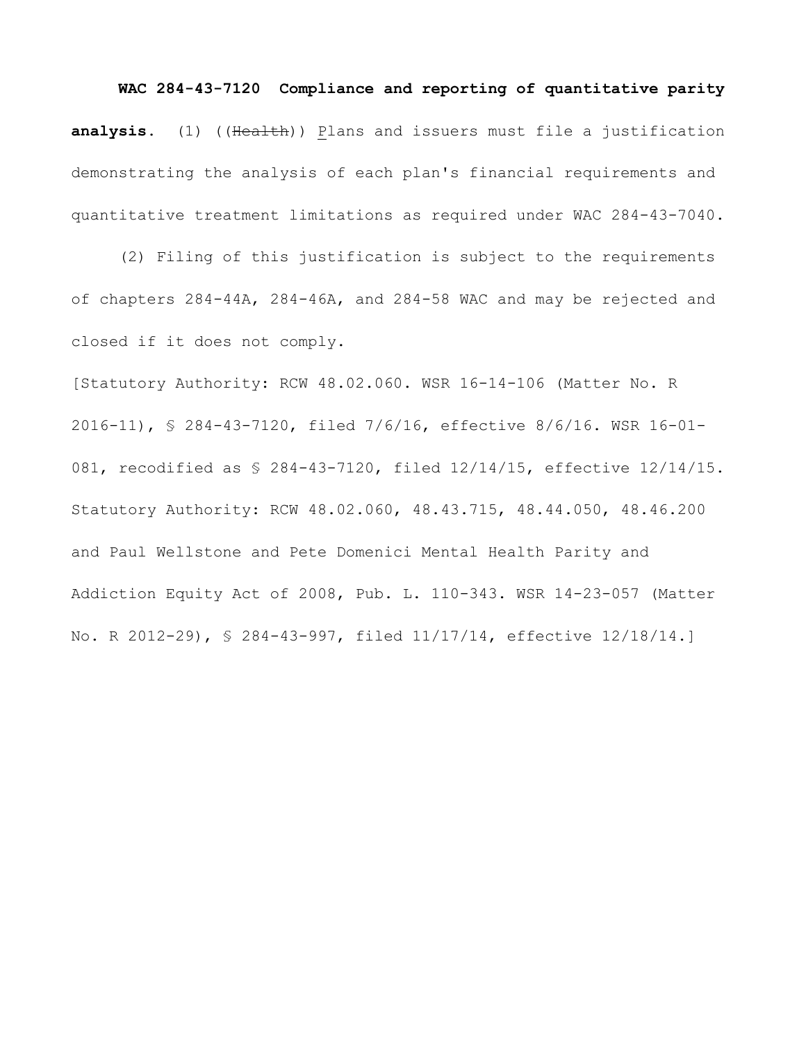**WAC 284-43-7120 Compliance and reporting of quantitative parity analysis.** (1) ((~~Health~~)) Plans and issuers must file a justification demonstrating the analysis of each plan's financial requirements and quantitative treatment limitations as required under WAC 284-43-7040.

(2) Filing of this justification is subject to the requirements of chapters 284-44A, 284-46A, and 284-58 WAC and may be rejected and closed if it does not comply.

[Statutory Authority: RCW 48.02.060. WSR 16-14-106 (Matter No. R 2016-11), § 284-43-7120, filed 7/6/16, effective 8/6/16. WSR 16-01-081, recodified as § 284-43-7120, filed 12/14/15, effective 12/14/15. Statutory Authority: RCW 48.02.060, 48.43.715, 48.44.050, 48.46.200 and Paul Wellstone and Pete Domenici Mental Health Parity and Addiction Equity Act of 2008, Pub. L. 110-343. WSR 14-23-057 (Matter No. R 2012-29), § 284-43-997, filed 11/17/14, effective 12/18/14.]